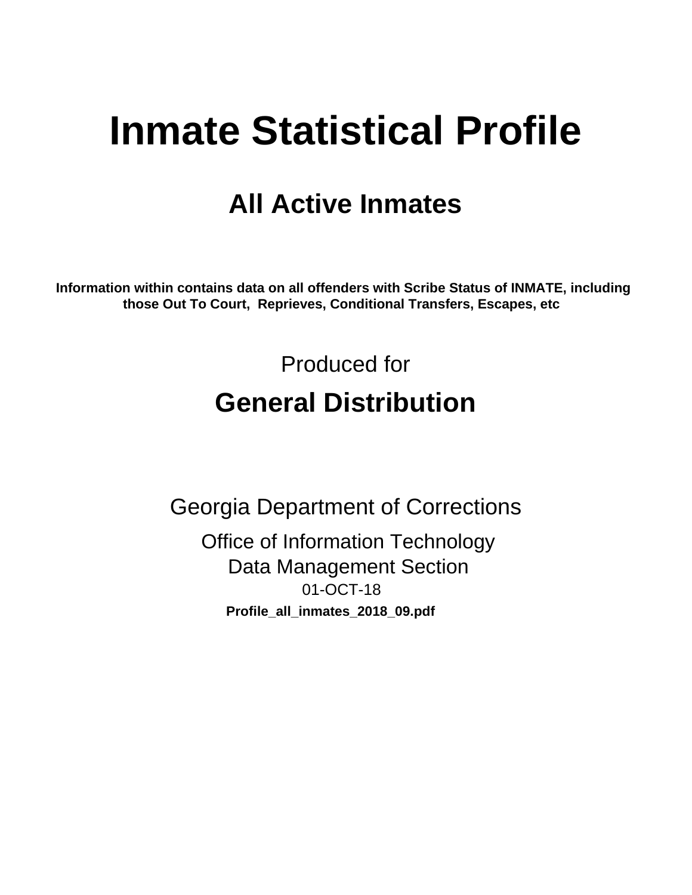# Inmate Statistical Profile

## All Active Inmates

**Information within contains data on all offenders with Scribe Status of INMATE, including those Out To Court, Reprieves, Conditional Transfers, Escapes, etc**

Produced for

## General Distribution

Georgia Department of Corrections

Office of Information Technology
Data Management Section
01-OCT-18
**Profile_all_inmates_2018_09.pdf**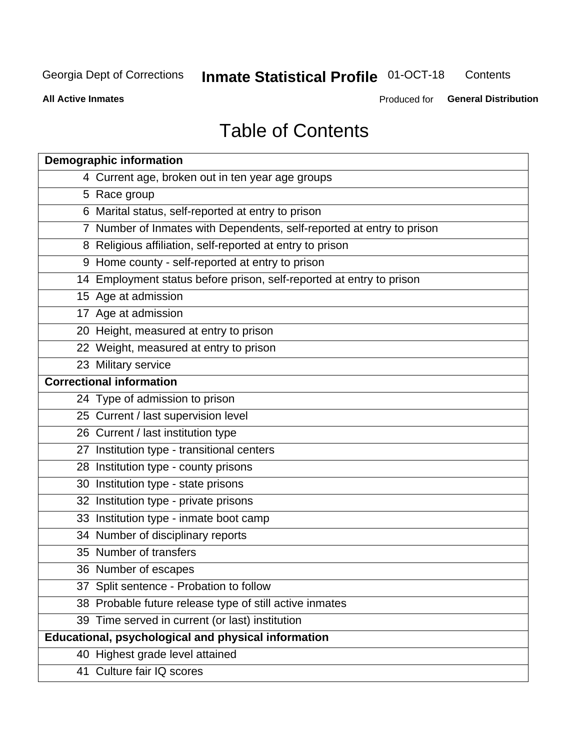# Table of Contents

| | |
|---|---|
| **Demographic information** | |
| 4 | Current age, broken out in ten year age groups |
| 5 | Race group |
| 6 | Marital status, self-reported at entry to prison |
| 7 | Number of Inmates with Dependents, self-reported at entry to prison |
| 8 | Religious affiliation, self-reported at entry to prison |
| 9 | Home county - self-reported at entry to prison |
| 14 | Employment status before prison, self-reported at entry to prison |
| 15 | Age at admission |
| 17 | Age at admission |
| 20 | Height, measured at entry to prison |
| 22 | Weight, measured at entry to prison |
| 23 | Military service |
| **Correctional information** | |
| 24 | Type of admission to prison |
| 25 | Current / last supervision level |
| 26 | Current / last institution type |
| 27 | Institution type - transitional centers |
| 28 | Institution type - county prisons |
| 30 | Institution type - state prisons |
| 32 | Institution type - private prisons |
| 33 | Institution type - inmate boot camp |
| 34 | Number of disciplinary reports |
| 35 | Number of transfers |
| 36 | Number of escapes |
| 37 | Split sentence - Probation to follow |
| 38 | Probable future release type of still active inmates |
| 39 | Time served in current (or last) institution |
| **Educational, psychological and physical information** | |
| 40 | Highest grade level attained |
| 41 | Culture fair IQ scores |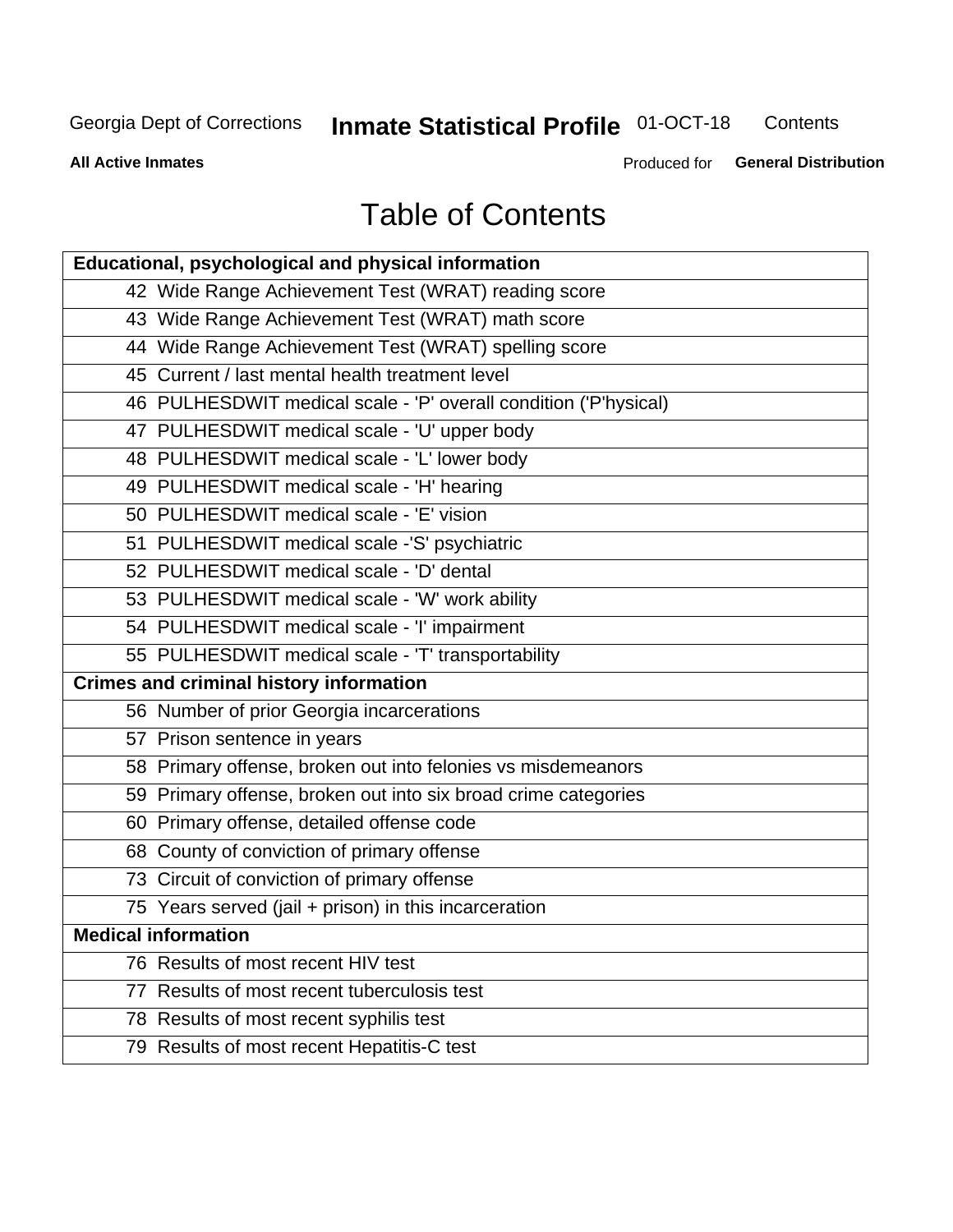# Table of Contents

| Educational, psychological and physical information |
|---|
| 42 Wide Range Achievement Test (WRAT) reading score |
| 43 Wide Range Achievement Test (WRAT) math score |
| 44 Wide Range Achievement Test (WRAT) spelling score |
| 45 Current / last mental health treatment level |
| 46 PULHESDWIT medical scale - 'P' overall condition ('P'hysical) |
| 47 PULHESDWIT medical scale - 'U' upper body |
| 48 PULHESDWIT medical scale - 'L' lower body |
| 49 PULHESDWIT medical scale - 'H' hearing |
| 50 PULHESDWIT medical scale - 'E' vision |
| 51 PULHESDWIT medical scale -'S' psychiatric |
| 52 PULHESDWIT medical scale - 'D' dental |
| 53 PULHESDWIT medical scale - 'W' work ability |
| 54 PULHESDWIT medical scale - 'I' impairment |
| 55 PULHESDWIT medical scale - 'T' transportability |
| **Crimes and criminal history information** |
| 56 Number of prior Georgia incarcerations |
| 57 Prison sentence in years |
| 58 Primary offense, broken out into felonies vs misdemeanors |
| 59 Primary offense, broken out into six broad crime categories |
| 60 Primary offense, detailed offense code |
| 68 County of conviction of primary offense |
| 73 Circuit of conviction of primary offense |
| 75 Years served (jail + prison) in this incarceration |
| **Medical information** |
| 76 Results of most recent HIV test |
| 77 Results of most recent tuberculosis test |
| 78 Results of most recent syphilis test |
| 79 Results of most recent Hepatitis-C test |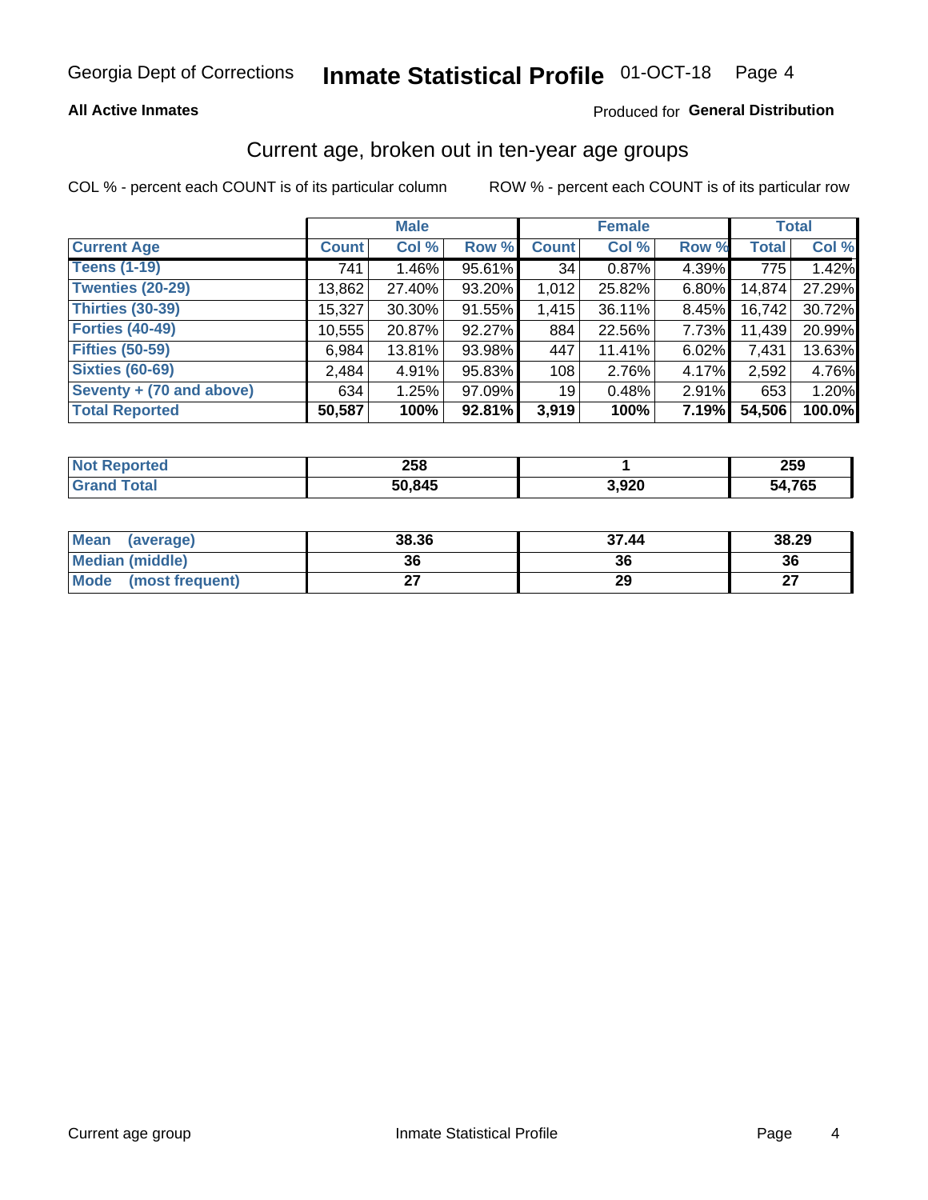Georgia Dept of Corrections **Inmate Statistical Profile** 01-OCT-18

**All Active Inmates**

Produced for **General Distribution**

## Current age, broken out in ten-year age groups

COL % - percent each COUNT is of its particular column

ROW % - percent each COUNT is of its particular row

| | Male | | | Female | | | Total | |
|---|---|---|---|---|---|---|---|---|
| **Current Age** | **Count** | **Col %** | **Row %** | **Count** | **Col %** | **Row %** | **Total** | **Col %** |
| **Teens (1-19)** | 741 | 1.46% | 95.61% | 34 | 0.87% | 4.39% | 775 | 1.42% |
| **Twenties (20-29)** | 13,862 | 27.40% | 93.20% | 1,012 | 25.82% | 6.80% | 14,874 | 27.29% |
| **Thirties (30-39)** | 15,327 | 30.30% | 91.55% | 1,415 | 36.11% | 8.45% | 16,742 | 30.72% |
| **Forties (40-49)** | 10,555 | 20.87% | 92.27% | 884 | 22.56% | 7.73% | 11,439 | 20.99% |
| **Fifties (50-59)** | 6,984 | 13.81% | 93.98% | 447 | 11.41% | 6.02% | 7,431 | 13.63% |
| **Sixties (60-69)** | 2,484 | 4.91% | 95.83% | 108 | 2.76% | 4.17% | 2,592 | 4.76% |
| **Seventy + (70 and above)** | 634 | 1.25% | 97.09% | 19 | 0.48% | 2.91% | 653 | 1.20% |
| **Total Reported** | **50,587** | **100%** | **92.81%** | **3,919** | **100%** | **7.19%** | **54,506** | **100.0%** |

| | Male | Female | Total |
|---|---|---|---|
| **Not Reported** | **258** | **1** | **259** |
| **Grand Total** | **50,845** | **3,920** | **54,765** |

| | Male | Female | Total |
|---|---|---|---|
| **Mean (average)** | **38.36** | **37.44** | **38.29** |
| **Median (middle)** | **36** | **36** | **36** |
| **Mode (most frequent)** | **27** | **29** | **27** |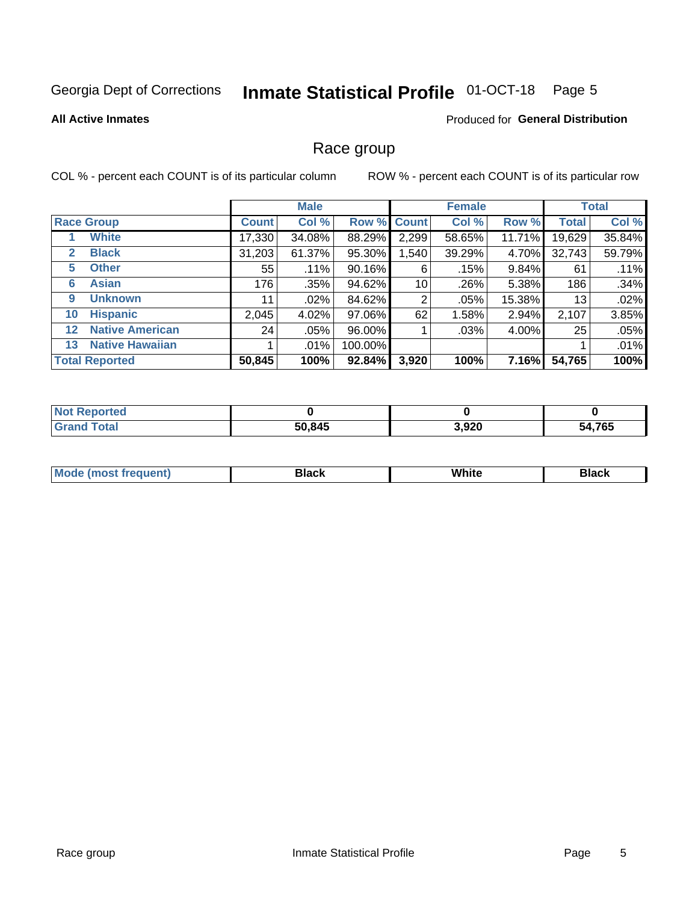Georgia Dept of Corrections **Inmate Statistical Profile** 01-OCT-18

**All Active Inmates**

Produced for **General Distribution**

## Race group

COL % - percent each COUNT is of its particular column

ROW % - percent each COUNT is of its particular row

| | | Male | | | Female | | | Total | |
|---|---|---|---|---|---|---|---|---|---|
| **Race Group** | | **Count** | **Col %** | **Row %** | **Count** | **Col %** | **Row %** | **Total** | **Col %** |
| 1 | **White** | 17,330 | 34.08% | 88.29% | 2,299 | 58.65% | 11.71% | 19,629 | 35.84% |
| 2 | **Black** | 31,203 | 61.37% | 95.30% | 1,540 | 39.29% | 4.70% | 32,743 | 59.79% |
| 5 | **Other** | 55 | .11% | 90.16% | 6 | .15% | 9.84% | 61 | .11% |
| 6 | **Asian** | 176 | .35% | 94.62% | 10 | .26% | 5.38% | 186 | .34% |
| 9 | **Unknown** | 11 | .02% | 84.62% | 2 | .05% | 15.38% | 13 | .02% |
| 10 | **Hispanic** | 2,045 | 4.02% | 97.06% | 62 | 1.58% | 2.94% | 2,107 | 3.85% |
| 12 | **Native American** | 24 | .05% | 96.00% | 1 | .03% | 4.00% | 25 | .05% |
| 13 | **Native Hawaiian** | 1 | .01% | 100.00% | | | | 1 | .01% |
| **Total Reported** | | **50,845** | **100%** | **92.84%** | **3,920** | **100%** | **7.16%** | **54,765** | **100%** |

| | Male | Female | Total |
|---|---|---|---|
| **Not Reported** | **0** | **0** | **0** |
| **Grand Total** | **50,845** | **3,920** | **54,765** |

| | Male | Female | Total |
|---|---|---|---|
| **Mode (most frequent)** | **Black** | **White** | **Black** |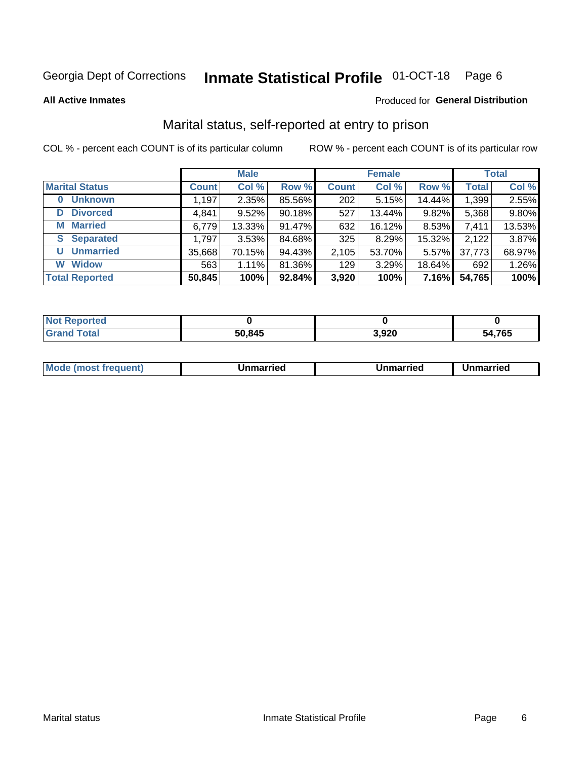Georgia Dept of Corrections **Inmate Statistical Profile** 01-OCT-18 Page 6

**All Active Inmates**

Produced for **General Distribution**

## Marital status, self-reported at entry to prison

COL % - percent each COUNT is of its particular column

ROW % - percent each COUNT is of its particular row

| | Male | | | Female | | | Total | |
|---|---|---|---|---|---|---|---|---|
| **Marital Status** | **Count** | **Col %** | **Row %** | **Count** | **Col %** | **Row %** | **Total** | **Col %** |
| **0 Unknown** | 1,197 | 2.35% | 85.56% | 202 | 5.15% | 14.44% | 1,399 | 2.55% |
| **D Divorced** | 4,841 | 9.52% | 90.18% | 527 | 13.44% | 9.82% | 5,368 | 9.80% |
| **M Married** | 6,779 | 13.33% | 91.47% | 632 | 16.12% | 8.53% | 7,411 | 13.53% |
| **S Separated** | 1,797 | 3.53% | 84.68% | 325 | 8.29% | 15.32% | 2,122 | 3.87% |
| **U Unmarried** | 35,668 | 70.15% | 94.43% | 2,105 | 53.70% | 5.57% | 37,773 | 68.97% |
| **W Widow** | 563 | 1.11% | 81.36% | 129 | 3.29% | 18.64% | 692 | 1.26% |
| **Total Reported** | **50,845** | **100%** | **92.84%** | **3,920** | **100%** | **7.16%** | **54,765** | **100%** |

| | Male | Female | Total |
|---|---|---|---|
| **Not Reported** | **0** | **0** | **0** |
| **Grand Total** | **50,845** | **3,920** | **54,765** |

| | Male | Female | Total |
|---|---|---|---|
| **Mode (most frequent)** | **Unmarried** | **Unmarried** | **Unmarried** |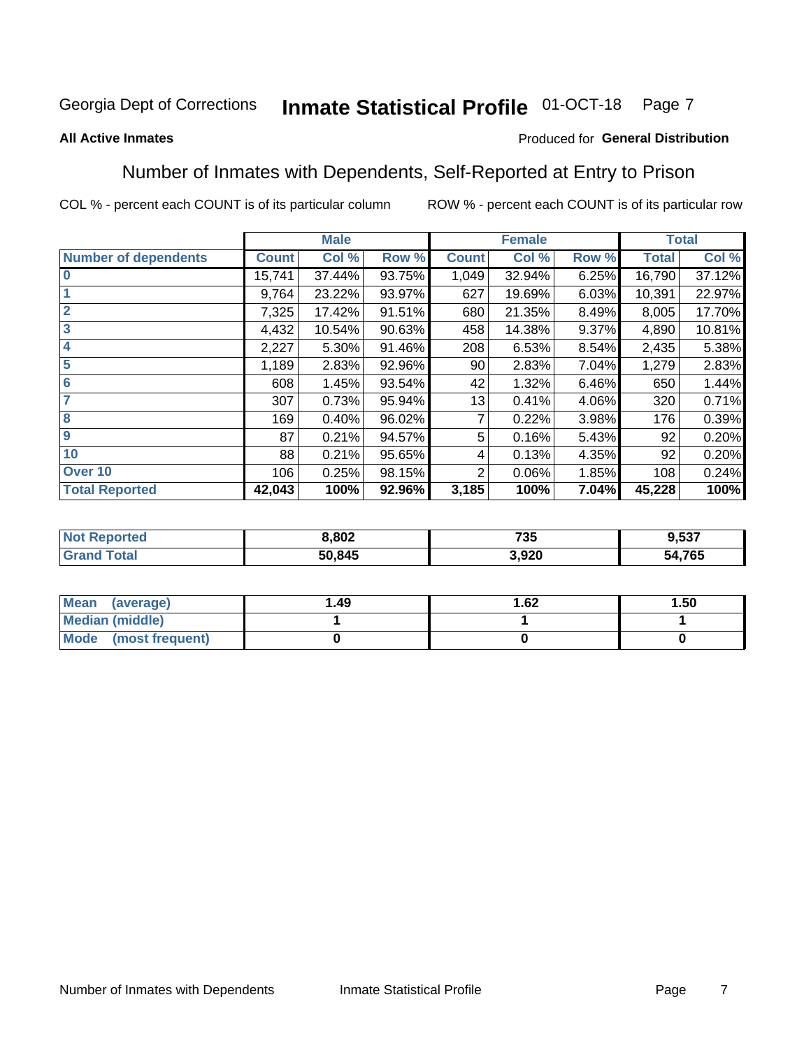Georgia Dept of Corrections **Inmate Statistical Profile** 01-OCT-18

**All Active Inmates**

Produced for **General Distribution**

## Number of Inmates with Dependents, Self-Reported at Entry to Prison

COL % - percent each COUNT is of its particular column ROW % - percent each COUNT is of its particular row

| | Male | | | Female | | | Total | |
|---|---|---|---|---|---|---|---|---|
| **Number of dependents** | **Count** | **Col %** | **Row %** | **Count** | **Col %** | **Row %** | **Total** | **Col %** |
| **0** | 15,741 | 37.44% | 93.75% | 1,049 | 32.94% | 6.25% | 16,790 | 37.12% |
| **1** | 9,764 | 23.22% | 93.97% | 627 | 19.69% | 6.03% | 10,391 | 22.97% |
| **2** | 7,325 | 17.42% | 91.51% | 680 | 21.35% | 8.49% | 8,005 | 17.70% |
| **3** | 4,432 | 10.54% | 90.63% | 458 | 14.38% | 9.37% | 4,890 | 10.81% |
| **4** | 2,227 | 5.30% | 91.46% | 208 | 6.53% | 8.54% | 2,435 | 5.38% |
| **5** | 1,189 | 2.83% | 92.96% | 90 | 2.83% | 7.04% | 1,279 | 2.83% |
| **6** | 608 | 1.45% | 93.54% | 42 | 1.32% | 6.46% | 650 | 1.44% |
| **7** | 307 | 0.73% | 95.94% | 13 | 0.41% | 4.06% | 320 | 0.71% |
| **8** | 169 | 0.40% | 96.02% | 7 | 0.22% | 3.98% | 176 | 0.39% |
| **9** | 87 | 0.21% | 94.57% | 5 | 0.16% | 5.43% | 92 | 0.20% |
| **10** | 88 | 0.21% | 95.65% | 4 | 0.13% | 4.35% | 92 | 0.20% |
| **Over 10** | 106 | 0.25% | 98.15% | 2 | 0.06% | 1.85% | 108 | 0.24% |
| **Total Reported** | **42,043** | **100%** | **92.96%** | **3,185** | **100%** | **7.04%** | **45,228** | **100%** |

| | Male | Female | Total |
|---|---|---|---|
| **Not Reported** | **8,802** | **735** | **9,537** |
| **Grand Total** | **50,845** | **3,920** | **54,765** |

| | Male | Female | Total |
|---|---|---|---|
| **Mean (average)** | **1.49** | **1.62** | **1.50** |
| **Median (middle)** | **1** | **1** | **1** |
| **Mode (most frequent)** | **0** | **0** | **0** |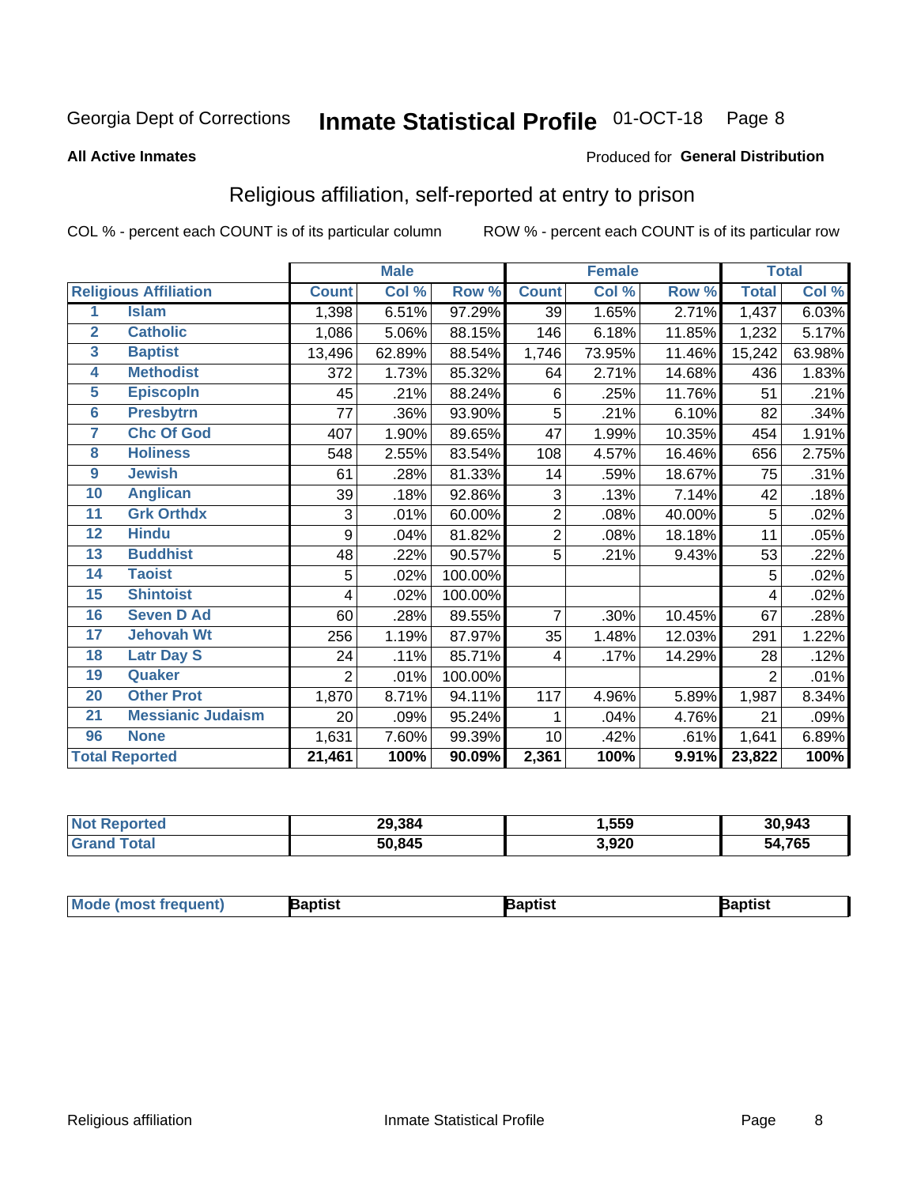Georgia Dept of Corrections **Inmate Statistical Profile** 01-OCT-18 Page 8

**All Active Inmates**

Produced for **General Distribution**

## Religious affiliation, self-reported at entry to prison

COL % - percent each COUNT is of its particular column

ROW % - percent each COUNT is of its particular row

| Religious Affiliation | | Male | | | Female | | | Total | |
|---|---|---|---|---|---|---|---|---|---|
| | | Count | Col % | Row % | Count | Col % | Row % | Total | Col % |
| 1 | Islam | 1,398 | 6.51% | 97.29% | 39 | 1.65% | 2.71% | 1,437 | 6.03% |
| 2 | Catholic | 1,086 | 5.06% | 88.15% | 146 | 6.18% | 11.85% | 1,232 | 5.17% |
| 3 | Baptist | 13,496 | 62.89% | 88.54% | 1,746 | 73.95% | 11.46% | 15,242 | 63.98% |
| 4 | Methodist | 372 | 1.73% | 85.32% | 64 | 2.71% | 14.68% | 436 | 1.83% |
| 5 | Episcopln | 45 | .21% | 88.24% | 6 | .25% | 11.76% | 51 | .21% |
| 6 | Presbytrn | 77 | .36% | 93.90% | 5 | .21% | 6.10% | 82 | .34% |
| 7 | Chc Of God | 407 | 1.90% | 89.65% | 47 | 1.99% | 10.35% | 454 | 1.91% |
| 8 | Holiness | 548 | 2.55% | 83.54% | 108 | 4.57% | 16.46% | 656 | 2.75% |
| 9 | Jewish | 61 | .28% | 81.33% | 14 | .59% | 18.67% | 75 | .31% |
| 10 | Anglican | 39 | .18% | 92.86% | 3 | .13% | 7.14% | 42 | .18% |
| 11 | Grk Orthdx | 3 | .01% | 60.00% | 2 | .08% | 40.00% | 5 | .02% |
| 12 | Hindu | 9 | .04% | 81.82% | 2 | .08% | 18.18% | 11 | .05% |
| 13 | Buddhist | 48 | .22% | 90.57% | 5 | .21% | 9.43% | 53 | .22% |
| 14 | Taoist | 5 | .02% | 100.00% | | | | 5 | .02% |
| 15 | Shintoist | 4 | .02% | 100.00% | | | | 4 | .02% |
| 16 | Seven D Ad | 60 | .28% | 89.55% | 7 | .30% | 10.45% | 67 | .28% |
| 17 | Jehovah Wt | 256 | 1.19% | 87.97% | 35 | 1.48% | 12.03% | 291 | 1.22% |
| 18 | Latr Day S | 24 | .11% | 85.71% | 4 | .17% | 14.29% | 28 | .12% |
| 19 | Quaker | 2 | .01% | 100.00% | | | | 2 | .01% |
| 20 | Other Prot | 1,870 | 8.71% | 94.11% | 117 | 4.96% | 5.89% | 1,987 | 8.34% |
| 21 | Messianic Judaism | 20 | .09% | 95.24% | 1 | .04% | 4.76% | 21 | .09% |
| 96 | None | 1,631 | 7.60% | 99.39% | 10 | .42% | .61% | 1,641 | 6.89% |
| Total Reported | | 21,461 | 100% | 90.09% | 2,361 | 100% | 9.91% | 23,822 | 100% |

| | Male | Female | Total |
|---|---|---|---|
| Not Reported | 29,384 | 1,559 | 30,943 |
| Grand Total | 50,845 | 3,920 | 54,765 |

| | Male | Female | Total |
|---|---|---|---|
| Mode (most frequent) | Baptist | Baptist | Baptist |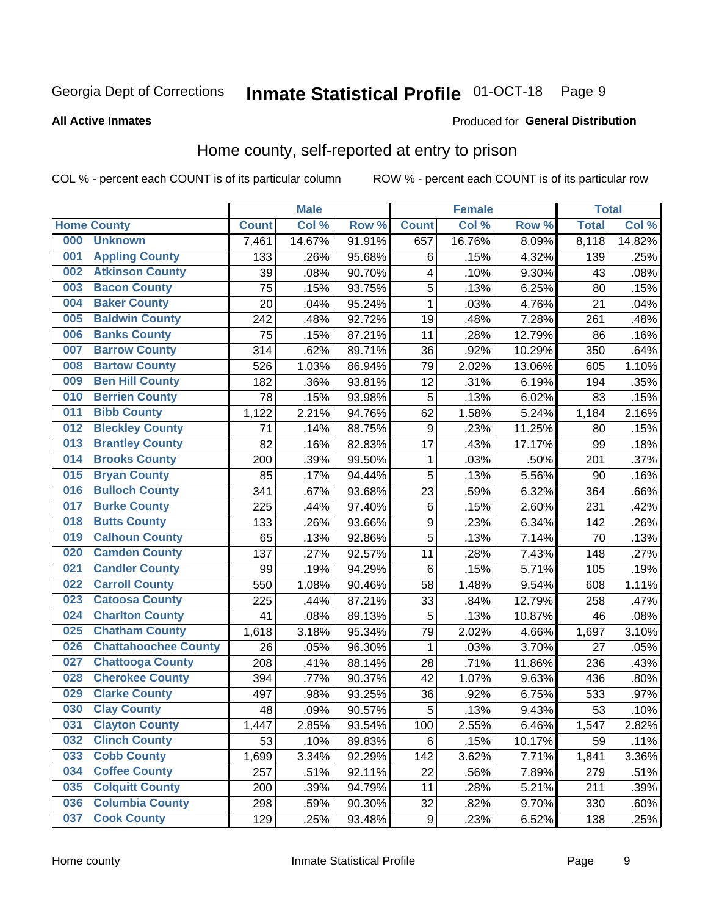Georgia Dept of Corrections **Inmate Statistical Profile** 01-OCT-18

**All Active Inmates**

Produced for **General Distribution**

## Home county, self-reported at entry to prison

COL % - percent each COUNT is of its particular column ROW % - percent each COUNT is of its particular row

| Home County | | Male | | | Female | | | Total | |
|---|---|---|---|---|---|---|---|---|---|
| | | Count | Col % | Row % | Count | Col % | Row % | Total | Col % |
| 000 | Unknown | 7,461 | 14.67% | 91.91% | 657 | 16.76% | 8.09% | 8,118 | 14.82% |
| 001 | Appling County | 133 | .26% | 95.68% | 6 | .15% | 4.32% | 139 | .25% |
| 002 | Atkinson County | 39 | .08% | 90.70% | 4 | .10% | 9.30% | 43 | .08% |
| 003 | Bacon County | 75 | .15% | 93.75% | 5 | .13% | 6.25% | 80 | .15% |
| 004 | Baker County | 20 | .04% | 95.24% | 1 | .03% | 4.76% | 21 | .04% |
| 005 | Baldwin County | 242 | .48% | 92.72% | 19 | .48% | 7.28% | 261 | .48% |
| 006 | Banks County | 75 | .15% | 87.21% | 11 | .28% | 12.79% | 86 | .16% |
| 007 | Barrow County | 314 | .62% | 89.71% | 36 | .92% | 10.29% | 350 | .64% |
| 008 | Bartow County | 526 | 1.03% | 86.94% | 79 | 2.02% | 13.06% | 605 | 1.10% |
| 009 | Ben Hill County | 182 | .36% | 93.81% | 12 | .31% | 6.19% | 194 | .35% |
| 010 | Berrien County | 78 | .15% | 93.98% | 5 | .13% | 6.02% | 83 | .15% |
| 011 | Bibb County | 1,122 | 2.21% | 94.76% | 62 | 1.58% | 5.24% | 1,184 | 2.16% |
| 012 | Bleckley County | 71 | .14% | 88.75% | 9 | .23% | 11.25% | 80 | .15% |
| 013 | Brantley County | 82 | .16% | 82.83% | 17 | .43% | 17.17% | 99 | .18% |
| 014 | Brooks County | 200 | .39% | 99.50% | 1 | .03% | .50% | 201 | .37% |
| 015 | Bryan County | 85 | .17% | 94.44% | 5 | .13% | 5.56% | 90 | .16% |
| 016 | Bulloch County | 341 | .67% | 93.68% | 23 | .59% | 6.32% | 364 | .66% |
| 017 | Burke County | 225 | .44% | 97.40% | 6 | .15% | 2.60% | 231 | .42% |
| 018 | Butts County | 133 | .26% | 93.66% | 9 | .23% | 6.34% | 142 | .26% |
| 019 | Calhoun County | 65 | .13% | 92.86% | 5 | .13% | 7.14% | 70 | .13% |
| 020 | Camden County | 137 | .27% | 92.57% | 11 | .28% | 7.43% | 148 | .27% |
| 021 | Candler County | 99 | .19% | 94.29% | 6 | .15% | 5.71% | 105 | .19% |
| 022 | Carroll County | 550 | 1.08% | 90.46% | 58 | 1.48% | 9.54% | 608 | 1.11% |
| 023 | Catoosa County | 225 | .44% | 87.21% | 33 | .84% | 12.79% | 258 | .47% |
| 024 | Charlton County | 41 | .08% | 89.13% | 5 | .13% | 10.87% | 46 | .08% |
| 025 | Chatham County | 1,618 | 3.18% | 95.34% | 79 | 2.02% | 4.66% | 1,697 | 3.10% |
| 026 | Chattahoochee County | 26 | .05% | 96.30% | 1 | .03% | 3.70% | 27 | .05% |
| 027 | Chattooga County | 208 | .41% | 88.14% | 28 | .71% | 11.86% | 236 | .43% |
| 028 | Cherokee County | 394 | .77% | 90.37% | 42 | 1.07% | 9.63% | 436 | .80% |
| 029 | Clarke County | 497 | .98% | 93.25% | 36 | .92% | 6.75% | 533 | .97% |
| 030 | Clay County | 48 | .09% | 90.57% | 5 | .13% | 9.43% | 53 | .10% |
| 031 | Clayton County | 1,447 | 2.85% | 93.54% | 100 | 2.55% | 6.46% | 1,547 | 2.82% |
| 032 | Clinch County | 53 | .10% | 89.83% | 6 | .15% | 10.17% | 59 | .11% |
| 033 | Cobb County | 1,699 | 3.34% | 92.29% | 142 | 3.62% | 7.71% | 1,841 | 3.36% |
| 034 | Coffee County | 257 | .51% | 92.11% | 22 | .56% | 7.89% | 279 | .51% |
| 035 | Colquitt County | 200 | .39% | 94.79% | 11 | .28% | 5.21% | 211 | .39% |
| 036 | Columbia County | 298 | .59% | 90.30% | 32 | .82% | 9.70% | 330 | .60% |
| 037 | Cook County | 129 | .25% | 93.48% | 9 | .23% | 6.52% | 138 | .25% |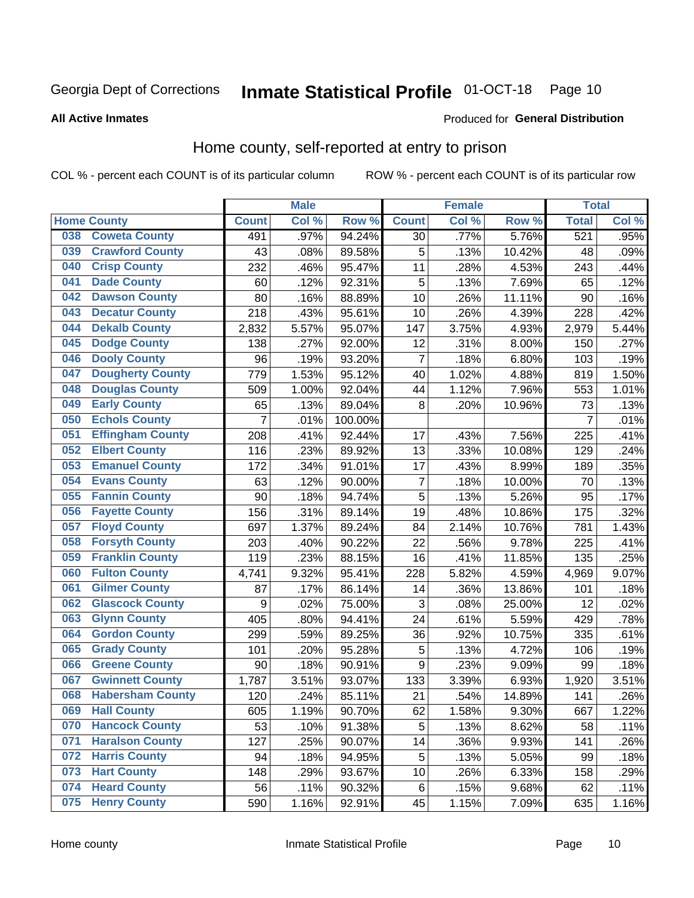Georgia Dept of Corrections **Inmate Statistical Profile** 01-OCT-18

**All Active Inmates**

Produced for **General Distribution**

## Home county, self-reported at entry to prison

COL % - percent each COUNT is of its particular column ROW % - percent each COUNT is of its particular row

| Home County | | Male | | | Female | | | Total | |
|---|---|---|---|---|---|---|---|---|---|
| | | Count | Col % | Row % | Count | Col % | Row % | Total | Col % |
| 038 | Coweta County | 491 | .97% | 94.24% | 30 | .77% | 5.76% | 521 | .95% |
| 039 | Crawford County | 43 | .08% | 89.58% | 5 | .13% | 10.42% | 48 | .09% |
| 040 | Crisp County | 232 | .46% | 95.47% | 11 | .28% | 4.53% | 243 | .44% |
| 041 | Dade County | 60 | .12% | 92.31% | 5 | .13% | 7.69% | 65 | .12% |
| 042 | Dawson County | 80 | .16% | 88.89% | 10 | .26% | 11.11% | 90 | .16% |
| 043 | Decatur County | 218 | .43% | 95.61% | 10 | .26% | 4.39% | 228 | .42% |
| 044 | Dekalb County | 2,832 | 5.57% | 95.07% | 147 | 3.75% | 4.93% | 2,979 | 5.44% |
| 045 | Dodge County | 138 | .27% | 92.00% | 12 | .31% | 8.00% | 150 | .27% |
| 046 | Dooly County | 96 | .19% | 93.20% | 7 | .18% | 6.80% | 103 | .19% |
| 047 | Dougherty County | 779 | 1.53% | 95.12% | 40 | 1.02% | 4.88% | 819 | 1.50% |
| 048 | Douglas County | 509 | 1.00% | 92.04% | 44 | 1.12% | 7.96% | 553 | 1.01% |
| 049 | Early County | 65 | .13% | 89.04% | 8 | .20% | 10.96% | 73 | .13% |
| 050 | Echols County | 7 | .01% | 100.00% | | | | 7 | .01% |
| 051 | Effingham County | 208 | .41% | 92.44% | 17 | .43% | 7.56% | 225 | .41% |
| 052 | Elbert County | 116 | .23% | 89.92% | 13 | .33% | 10.08% | 129 | .24% |
| 053 | Emanuel County | 172 | .34% | 91.01% | 17 | .43% | 8.99% | 189 | .35% |
| 054 | Evans County | 63 | .12% | 90.00% | 7 | .18% | 10.00% | 70 | .13% |
| 055 | Fannin County | 90 | .18% | 94.74% | 5 | .13% | 5.26% | 95 | .17% |
| 056 | Fayette County | 156 | .31% | 89.14% | 19 | .48% | 10.86% | 175 | .32% |
| 057 | Floyd County | 697 | 1.37% | 89.24% | 84 | 2.14% | 10.76% | 781 | 1.43% |
| 058 | Forsyth County | 203 | .40% | 90.22% | 22 | .56% | 9.78% | 225 | .41% |
| 059 | Franklin County | 119 | .23% | 88.15% | 16 | .41% | 11.85% | 135 | .25% |
| 060 | Fulton County | 4,741 | 9.32% | 95.41% | 228 | 5.82% | 4.59% | 4,969 | 9.07% |
| 061 | Gilmer County | 87 | .17% | 86.14% | 14 | .36% | 13.86% | 101 | .18% |
| 062 | Glascock County | 9 | .02% | 75.00% | 3 | .08% | 25.00% | 12 | .02% |
| 063 | Glynn County | 405 | .80% | 94.41% | 24 | .61% | 5.59% | 429 | .78% |
| 064 | Gordon County | 299 | .59% | 89.25% | 36 | .92% | 10.75% | 335 | .61% |
| 065 | Grady County | 101 | .20% | 95.28% | 5 | .13% | 4.72% | 106 | .19% |
| 066 | Greene County | 90 | .18% | 90.91% | 9 | .23% | 9.09% | 99 | .18% |
| 067 | Gwinnett County | 1,787 | 3.51% | 93.07% | 133 | 3.39% | 6.93% | 1,920 | 3.51% |
| 068 | Habersham County | 120 | .24% | 85.11% | 21 | .54% | 14.89% | 141 | .26% |
| 069 | Hall County | 605 | 1.19% | 90.70% | 62 | 1.58% | 9.30% | 667 | 1.22% |
| 070 | Hancock County | 53 | .10% | 91.38% | 5 | .13% | 8.62% | 58 | .11% |
| 071 | Haralson County | 127 | .25% | 90.07% | 14 | .36% | 9.93% | 141 | .26% |
| 072 | Harris County | 94 | .18% | 94.95% | 5 | .13% | 5.05% | 99 | .18% |
| 073 | Hart County | 148 | .29% | 93.67% | 10 | .26% | 6.33% | 158 | .29% |
| 074 | Heard County | 56 | .11% | 90.32% | 6 | .15% | 9.68% | 62 | .11% |
| 075 | Henry County | 590 | 1.16% | 92.91% | 45 | 1.15% | 7.09% | 635 | 1.16% |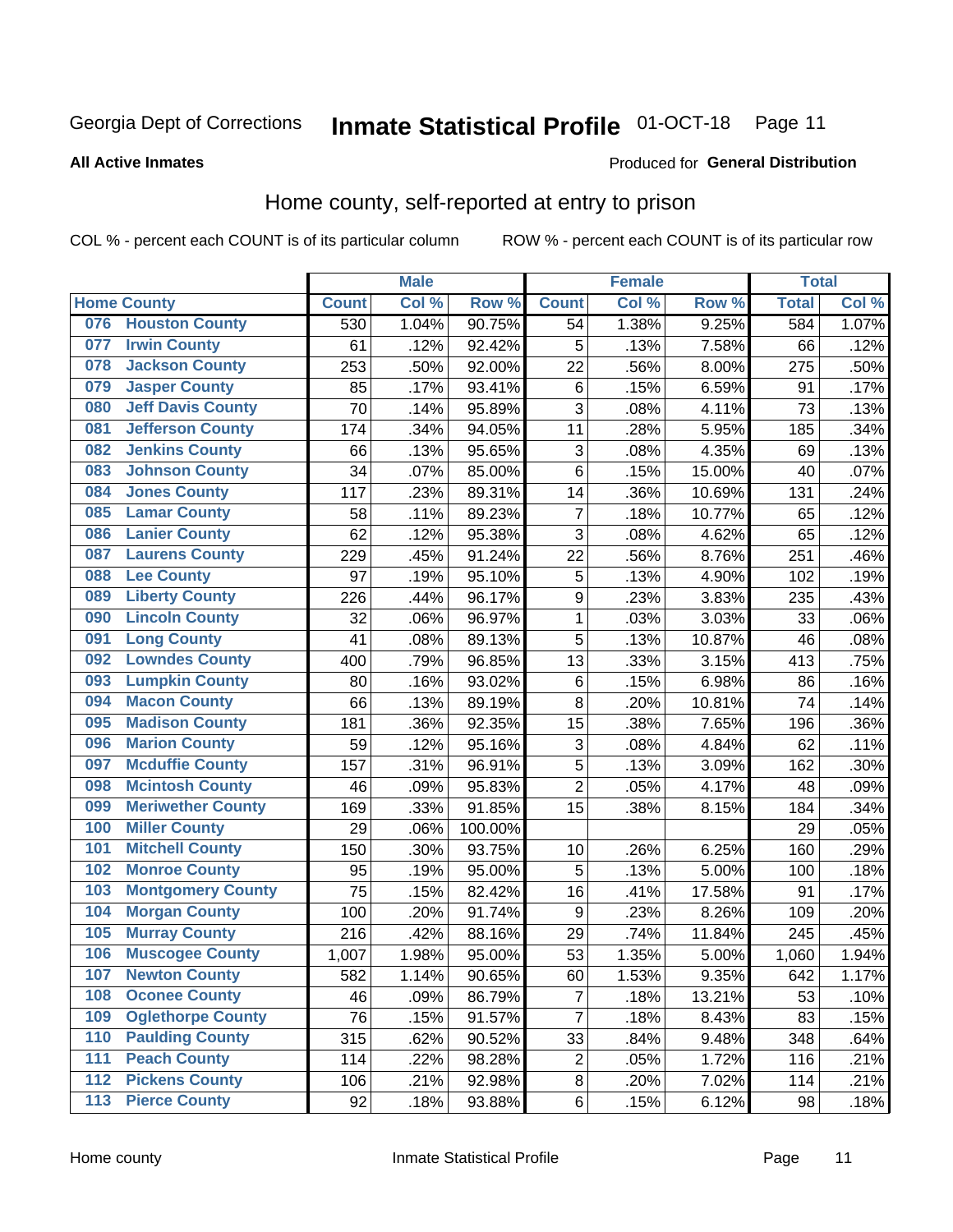Georgia Dept of Corrections **Inmate Statistical Profile** 01-OCT-18 Page 11

**All Active Inmates**

Produced for **General Distribution**

## Home county, self-reported at entry to prison

COL % - percent each COUNT is of its particular column ROW % - percent each COUNT is of its particular row

| Home County | | Male | | | Female | | | Total | |
|---|---|---|---|---|---|---|---|---|---|
| | | Count | Col % | Row % | Count | Col % | Row % | Total | Col % |
| 076 | Houston County | 530 | 1.04% | 90.75% | 54 | 1.38% | 9.25% | 584 | 1.07% |
| 077 | Irwin County | 61 | .12% | 92.42% | 5 | .13% | 7.58% | 66 | .12% |
| 078 | Jackson County | 253 | .50% | 92.00% | 22 | .56% | 8.00% | 275 | .50% |
| 079 | Jasper County | 85 | .17% | 93.41% | 6 | .15% | 6.59% | 91 | .17% |
| 080 | Jeff Davis County | 70 | .14% | 95.89% | 3 | .08% | 4.11% | 73 | .13% |
| 081 | Jefferson County | 174 | .34% | 94.05% | 11 | .28% | 5.95% | 185 | .34% |
| 082 | Jenkins County | 66 | .13% | 95.65% | 3 | .08% | 4.35% | 69 | .13% |
| 083 | Johnson County | 34 | .07% | 85.00% | 6 | .15% | 15.00% | 40 | .07% |
| 084 | Jones County | 117 | .23% | 89.31% | 14 | .36% | 10.69% | 131 | .24% |
| 085 | Lamar County | 58 | .11% | 89.23% | 7 | .18% | 10.77% | 65 | .12% |
| 086 | Lanier County | 62 | .12% | 95.38% | 3 | .08% | 4.62% | 65 | .12% |
| 087 | Laurens County | 229 | .45% | 91.24% | 22 | .56% | 8.76% | 251 | .46% |
| 088 | Lee County | 97 | .19% | 95.10% | 5 | .13% | 4.90% | 102 | .19% |
| 089 | Liberty County | 226 | .44% | 96.17% | 9 | .23% | 3.83% | 235 | .43% |
| 090 | Lincoln County | 32 | .06% | 96.97% | 1 | .03% | 3.03% | 33 | .06% |
| 091 | Long County | 41 | .08% | 89.13% | 5 | .13% | 10.87% | 46 | .08% |
| 092 | Lowndes County | 400 | .79% | 96.85% | 13 | .33% | 3.15% | 413 | .75% |
| 093 | Lumpkin County | 80 | .16% | 93.02% | 6 | .15% | 6.98% | 86 | .16% |
| 094 | Macon County | 66 | .13% | 89.19% | 8 | .20% | 10.81% | 74 | .14% |
| 095 | Madison County | 181 | .36% | 92.35% | 15 | .38% | 7.65% | 196 | .36% |
| 096 | Marion County | 59 | .12% | 95.16% | 3 | .08% | 4.84% | 62 | .11% |
| 097 | Mcduffie County | 157 | .31% | 96.91% | 5 | .13% | 3.09% | 162 | .30% |
| 098 | Mcintosh County | 46 | .09% | 95.83% | 2 | .05% | 4.17% | 48 | .09% |
| 099 | Meriwether County | 169 | .33% | 91.85% | 15 | .38% | 8.15% | 184 | .34% |
| 100 | Miller County | 29 | .06% | 100.00% | | | | 29 | .05% |
| 101 | Mitchell County | 150 | .30% | 93.75% | 10 | .26% | 6.25% | 160 | .29% |
| 102 | Monroe County | 95 | .19% | 95.00% | 5 | .13% | 5.00% | 100 | .18% |
| 103 | Montgomery County | 75 | .15% | 82.42% | 16 | .41% | 17.58% | 91 | .17% |
| 104 | Morgan County | 100 | .20% | 91.74% | 9 | .23% | 8.26% | 109 | .20% |
| 105 | Murray County | 216 | .42% | 88.16% | 29 | .74% | 11.84% | 245 | .45% |
| 106 | Muscogee County | 1,007 | 1.98% | 95.00% | 53 | 1.35% | 5.00% | 1,060 | 1.94% |
| 107 | Newton County | 582 | 1.14% | 90.65% | 60 | 1.53% | 9.35% | 642 | 1.17% |
| 108 | Oconee County | 46 | .09% | 86.79% | 7 | .18% | 13.21% | 53 | .10% |
| 109 | Oglethorpe County | 76 | .15% | 91.57% | 7 | .18% | 8.43% | 83 | .15% |
| 110 | Paulding County | 315 | .62% | 90.52% | 33 | .84% | 9.48% | 348 | .64% |
| 111 | Peach County | 114 | .22% | 98.28% | 2 | .05% | 1.72% | 116 | .21% |
| 112 | Pickens County | 106 | .21% | 92.98% | 8 | .20% | 7.02% | 114 | .21% |
| 113 | Pierce County | 92 | .18% | 93.88% | 6 | .15% | 6.12% | 98 | .18% |

Home county Inmate Statistical Profile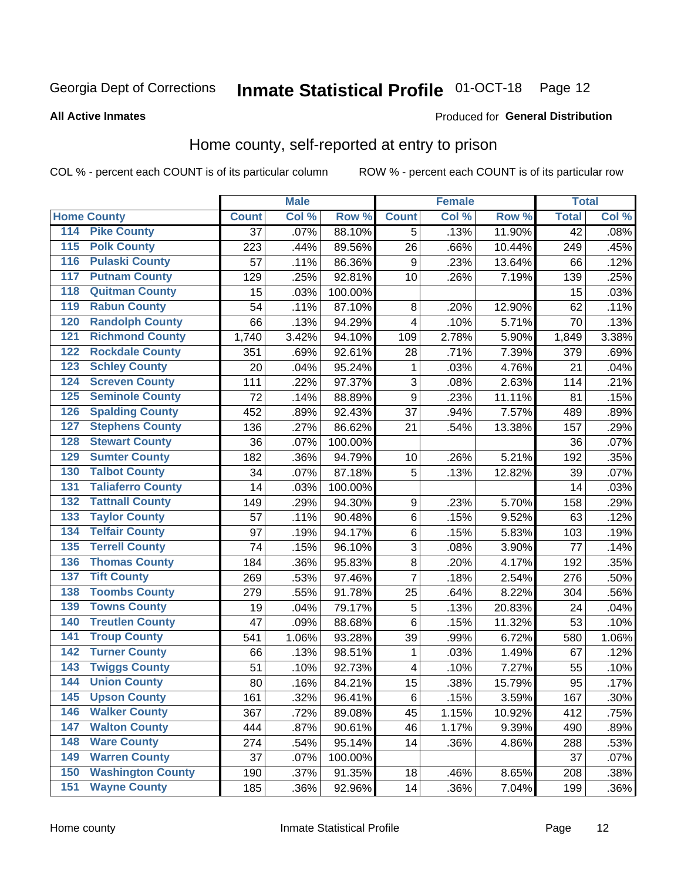Georgia Dept of Corrections **Inmate Statistical Profile** 01-OCT-18

**All Active Inmates**

Produced for **General Distribution**

## Home county, self-reported at entry to prison

COL % - percent each COUNT is of its particular column ROW % - percent each COUNT is of its particular row

| Home County | | Male | | | Female | | | Total | |
|---|---|---|---|---|---|---|---|---|---|
| | | Count | Col % | Row % | Count | Col % | Row % | Total | Col % |
| 114 | Pike County | 37 | .07% | 88.10% | 5 | .13% | 11.90% | 42 | .08% |
| 115 | Polk County | 223 | .44% | 89.56% | 26 | .66% | 10.44% | 249 | .45% |
| 116 | Pulaski County | 57 | .11% | 86.36% | 9 | .23% | 13.64% | 66 | .12% |
| 117 | Putnam County | 129 | .25% | 92.81% | 10 | .26% | 7.19% | 139 | .25% |
| 118 | Quitman County | 15 | .03% | 100.00% | | | | 15 | .03% |
| 119 | Rabun County | 54 | .11% | 87.10% | 8 | .20% | 12.90% | 62 | .11% |
| 120 | Randolph County | 66 | .13% | 94.29% | 4 | .10% | 5.71% | 70 | .13% |
| 121 | Richmond County | 1,740 | 3.42% | 94.10% | 109 | 2.78% | 5.90% | 1,849 | 3.38% |
| 122 | Rockdale County | 351 | .69% | 92.61% | 28 | .71% | 7.39% | 379 | .69% |
| 123 | Schley County | 20 | .04% | 95.24% | 1 | .03% | 4.76% | 21 | .04% |
| 124 | Screven County | 111 | .22% | 97.37% | 3 | .08% | 2.63% | 114 | .21% |
| 125 | Seminole County | 72 | .14% | 88.89% | 9 | .23% | 11.11% | 81 | .15% |
| 126 | Spalding County | 452 | .89% | 92.43% | 37 | .94% | 7.57% | 489 | .89% |
| 127 | Stephens County | 136 | .27% | 86.62% | 21 | .54% | 13.38% | 157 | .29% |
| 128 | Stewart County | 36 | .07% | 100.00% | | | | 36 | .07% |
| 129 | Sumter County | 182 | .36% | 94.79% | 10 | .26% | 5.21% | 192 | .35% |
| 130 | Talbot County | 34 | .07% | 87.18% | 5 | .13% | 12.82% | 39 | .07% |
| 131 | Taliaferro County | 14 | .03% | 100.00% | | | | 14 | .03% |
| 132 | Tattnall County | 149 | .29% | 94.30% | 9 | .23% | 5.70% | 158 | .29% |
| 133 | Taylor County | 57 | .11% | 90.48% | 6 | .15% | 9.52% | 63 | .12% |
| 134 | Telfair County | 97 | .19% | 94.17% | 6 | .15% | 5.83% | 103 | .19% |
| 135 | Terrell County | 74 | .15% | 96.10% | 3 | .08% | 3.90% | 77 | .14% |
| 136 | Thomas County | 184 | .36% | 95.83% | 8 | .20% | 4.17% | 192 | .35% |
| 137 | Tift County | 269 | .53% | 97.46% | 7 | .18% | 2.54% | 276 | .50% |
| 138 | Toombs County | 279 | .55% | 91.78% | 25 | .64% | 8.22% | 304 | .56% |
| 139 | Towns County | 19 | .04% | 79.17% | 5 | .13% | 20.83% | 24 | .04% |
| 140 | Treutlen County | 47 | .09% | 88.68% | 6 | .15% | 11.32% | 53 | .10% |
| 141 | Troup County | 541 | 1.06% | 93.28% | 39 | .99% | 6.72% | 580 | 1.06% |
| 142 | Turner County | 66 | .13% | 98.51% | 1 | .03% | 1.49% | 67 | .12% |
| 143 | Twiggs County | 51 | .10% | 92.73% | 4 | .10% | 7.27% | 55 | .10% |
| 144 | Union County | 80 | .16% | 84.21% | 15 | .38% | 15.79% | 95 | .17% |
| 145 | Upson County | 161 | .32% | 96.41% | 6 | .15% | 3.59% | 167 | .30% |
| 146 | Walker County | 367 | .72% | 89.08% | 45 | 1.15% | 10.92% | 412 | .75% |
| 147 | Walton County | 444 | .87% | 90.61% | 46 | 1.17% | 9.39% | 490 | .89% |
| 148 | Ware County | 274 | .54% | 95.14% | 14 | .36% | 4.86% | 288 | .53% |
| 149 | Warren County | 37 | .07% | 100.00% | | | | 37 | .07% |
| 150 | Washington County | 190 | .37% | 91.35% | 18 | .46% | 8.65% | 208 | .38% |
| 151 | Wayne County | 185 | .36% | 92.96% | 14 | .36% | 7.04% | 199 | .36% |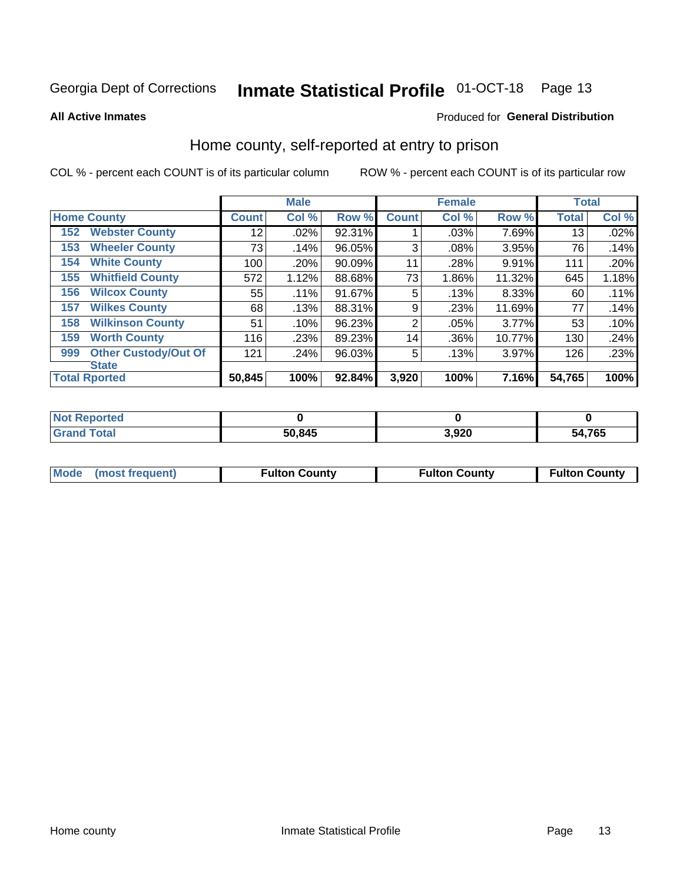Georgia Dept of Corrections **Inmate Statistical Profile** 01-OCT-18

**All Active Inmates**

Produced for **General Distribution**

## Home county, self-reported at entry to prison

COL % - percent each COUNT is of its particular column

ROW % - percent each COUNT is of its particular row

| | | Male | | | Female | | | Total | |
|---|---|---|---|---|---|---|---|---|---|
| **Home County** | | **Count** | **Col %** | **Row %** | **Count** | **Col %** | **Row %** | **Total** | **Col %** |
| 152 | Webster County | 12 | .02% | 92.31% | 1 | .03% | 7.69% | 13 | .02% |
| 153 | Wheeler County | 73 | .14% | 96.05% | 3 | .08% | 3.95% | 76 | .14% |
| 154 | White County | 100 | .20% | 90.09% | 11 | .28% | 9.91% | 111 | .20% |
| 155 | Whitfield County | 572 | 1.12% | 88.68% | 73 | 1.86% | 11.32% | 645 | 1.18% |
| 156 | Wilcox County | 55 | .11% | 91.67% | 5 | .13% | 8.33% | 60 | .11% |
| 157 | Wilkes County | 68 | .13% | 88.31% | 9 | .23% | 11.69% | 77 | .14% |
| 158 | Wilkinson County | 51 | .10% | 96.23% | 2 | .05% | 3.77% | 53 | .10% |
| 159 | Worth County | 116 | .23% | 89.23% | 14 | .36% | 10.77% | 130 | .24% |
| 999 | Other Custody/Out Of State | 121 | .24% | 96.03% | 5 | .13% | 3.97% | 126 | .23% |
| **Total Rported** | | **50,845** | **100%** | **92.84%** | **3,920** | **100%** | **7.16%** | **54,765** | **100%** |

| | Male | Female | Total |
|---|---|---|---|
| **Not Reported** | **0** | **0** | **0** |
| **Grand Total** | **50,845** | **3,920** | **54,765** |

| | Male | Female | Total |
|---|---|---|---|
| **Mode (most frequent)** | **Fulton County** | **Fulton County** | **Fulton County** |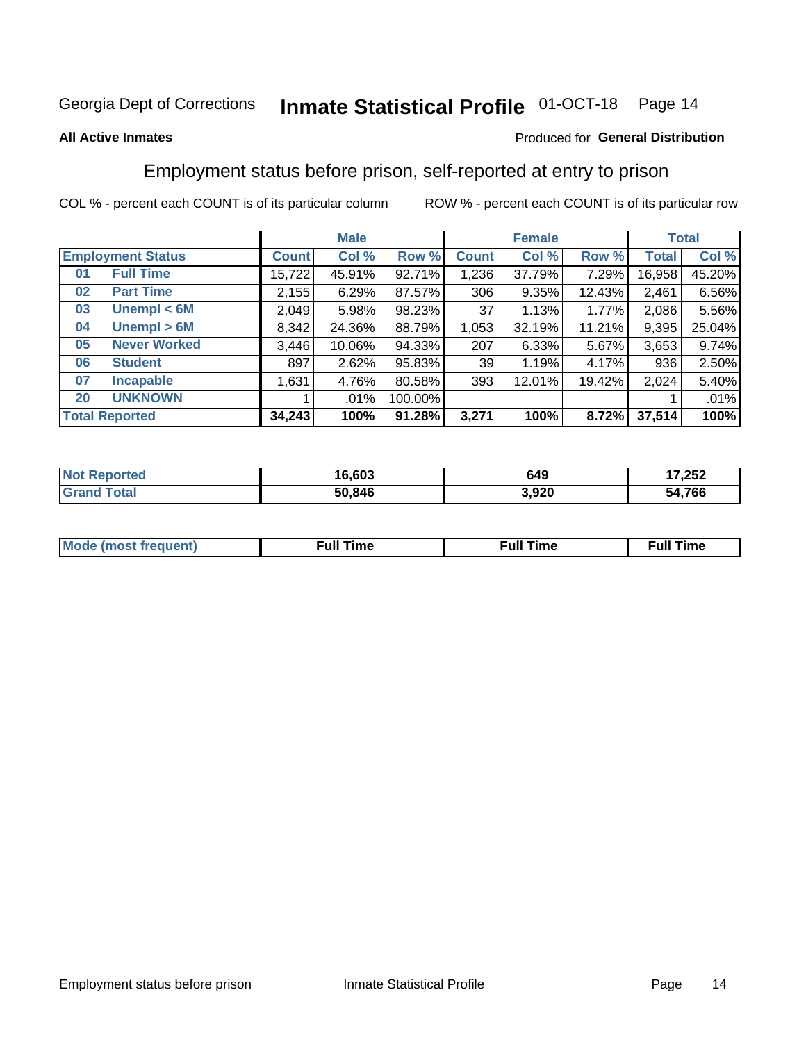Georgia Dept of Corrections **Inmate Statistical Profile** 01-OCT-18

**All Active Inmates**

Produced for **General Distribution**

## Employment status before prison, self-reported at entry to prison

COL % - percent each COUNT is of its particular column

ROW % - percent each COUNT is of its particular row

| | | Male | | | Female | | | Total | |
|---|---|---|---|---|---|---|---|---|---|
| **Employment Status** | | **Count** | **Col %** | **Row %** | **Count** | **Col %** | **Row %** | **Total** | **Col %** |
| 01 | **Full Time** | 15,722 | 45.91% | 92.71% | 1,236 | 37.79% | 7.29% | 16,958 | 45.20% |
| 02 | **Part Time** | 2,155 | 6.29% | 87.57% | 306 | 9.35% | 12.43% | 2,461 | 6.56% |
| 03 | **Unempl < 6M** | 2,049 | 5.98% | 98.23% | 37 | 1.13% | 1.77% | 2,086 | 5.56% |
| 04 | **Unempl > 6M** | 8,342 | 24.36% | 88.79% | 1,053 | 32.19% | 11.21% | 9,395 | 25.04% |
| 05 | **Never Worked** | 3,446 | 10.06% | 94.33% | 207 | 6.33% | 5.67% | 3,653 | 9.74% |
| 06 | **Student** | 897 | 2.62% | 95.83% | 39 | 1.19% | 4.17% | 936 | 2.50% |
| 07 | **Incapable** | 1,631 | 4.76% | 80.58% | 393 | 12.01% | 19.42% | 2,024 | 5.40% |
| 20 | **UNKNOWN** | 1 | .01% | 100.00% | | | | 1 | .01% |
| **Total Reported** | | **34,243** | **100%** | **91.28%** | **3,271** | **100%** | **8.72%** | **37,514** | **100%** |

| | Male | Female | Total |
|---|---|---|---|
| **Not Reported** | **16,603** | **649** | **17,252** |
| **Grand Total** | **50,846** | **3,920** | **54,766** |

| | Male | Female | Total |
|---|---|---|---|
| **Mode (most frequent)** | **Full Time** | **Full Time** | **Full Time** |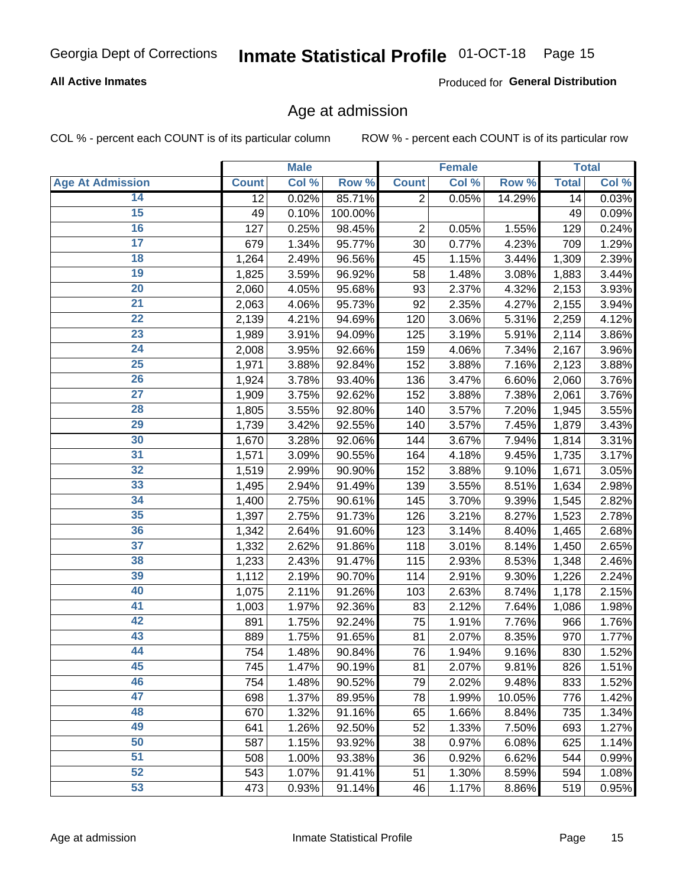Georgia Dept of Corrections **Inmate Statistical Profile** 01-OCT-18

**All Active Inmates**

Produced for **General Distribution**

## Age at admission

COL % - percent each COUNT is of its particular column

ROW % - percent each COUNT is of its particular row

| | Male | | | Female | | | Total | |
|---|---|---|---|---|---|---|---|---|
| **Age At Admission** | **Count** | **Col %** | **Row %** | **Count** | **Col %** | **Row %** | **Total** | **Col %** |
| 14 | 12 | 0.02% | 85.71% | 2 | 0.05% | 14.29% | 14 | 0.03% |
| 15 | 49 | 0.10% | 100.00% | | | | 49 | 0.09% |
| 16 | 127 | 0.25% | 98.45% | 2 | 0.05% | 1.55% | 129 | 0.24% |
| 17 | 679 | 1.34% | 95.77% | 30 | 0.77% | 4.23% | 709 | 1.29% |
| 18 | 1,264 | 2.49% | 96.56% | 45 | 1.15% | 3.44% | 1,309 | 2.39% |
| 19 | 1,825 | 3.59% | 96.92% | 58 | 1.48% | 3.08% | 1,883 | 3.44% |
| 20 | 2,060 | 4.05% | 95.68% | 93 | 2.37% | 4.32% | 2,153 | 3.93% |
| 21 | 2,063 | 4.06% | 95.73% | 92 | 2.35% | 4.27% | 2,155 | 3.94% |
| 22 | 2,139 | 4.21% | 94.69% | 120 | 3.06% | 5.31% | 2,259 | 4.12% |
| 23 | 1,989 | 3.91% | 94.09% | 125 | 3.19% | 5.91% | 2,114 | 3.86% |
| 24 | 2,008 | 3.95% | 92.66% | 159 | 4.06% | 7.34% | 2,167 | 3.96% |
| 25 | 1,971 | 3.88% | 92.84% | 152 | 3.88% | 7.16% | 2,123 | 3.88% |
| 26 | 1,924 | 3.78% | 93.40% | 136 | 3.47% | 6.60% | 2,060 | 3.76% |
| 27 | 1,909 | 3.75% | 92.62% | 152 | 3.88% | 7.38% | 2,061 | 3.76% |
| 28 | 1,805 | 3.55% | 92.80% | 140 | 3.57% | 7.20% | 1,945 | 3.55% |
| 29 | 1,739 | 3.42% | 92.55% | 140 | 3.57% | 7.45% | 1,879 | 3.43% |
| 30 | 1,670 | 3.28% | 92.06% | 144 | 3.67% | 7.94% | 1,814 | 3.31% |
| 31 | 1,571 | 3.09% | 90.55% | 164 | 4.18% | 9.45% | 1,735 | 3.17% |
| 32 | 1,519 | 2.99% | 90.90% | 152 | 3.88% | 9.10% | 1,671 | 3.05% |
| 33 | 1,495 | 2.94% | 91.49% | 139 | 3.55% | 8.51% | 1,634 | 2.98% |
| 34 | 1,400 | 2.75% | 90.61% | 145 | 3.70% | 9.39% | 1,545 | 2.82% |
| 35 | 1,397 | 2.75% | 91.73% | 126 | 3.21% | 8.27% | 1,523 | 2.78% |
| 36 | 1,342 | 2.64% | 91.60% | 123 | 3.14% | 8.40% | 1,465 | 2.68% |
| 37 | 1,332 | 2.62% | 91.86% | 118 | 3.01% | 8.14% | 1,450 | 2.65% |
| 38 | 1,233 | 2.43% | 91.47% | 115 | 2.93% | 8.53% | 1,348 | 2.46% |
| 39 | 1,112 | 2.19% | 90.70% | 114 | 2.91% | 9.30% | 1,226 | 2.24% |
| 40 | 1,075 | 2.11% | 91.26% | 103 | 2.63% | 8.74% | 1,178 | 2.15% |
| 41 | 1,003 | 1.97% | 92.36% | 83 | 2.12% | 7.64% | 1,086 | 1.98% |
| 42 | 891 | 1.75% | 92.24% | 75 | 1.91% | 7.76% | 966 | 1.76% |
| 43 | 889 | 1.75% | 91.65% | 81 | 2.07% | 8.35% | 970 | 1.77% |
| 44 | 754 | 1.48% | 90.84% | 76 | 1.94% | 9.16% | 830 | 1.52% |
| 45 | 745 | 1.47% | 90.19% | 81 | 2.07% | 9.81% | 826 | 1.51% |
| 46 | 754 | 1.48% | 90.52% | 79 | 2.02% | 9.48% | 833 | 1.52% |
| 47 | 698 | 1.37% | 89.95% | 78 | 1.99% | 10.05% | 776 | 1.42% |
| 48 | 670 | 1.32% | 91.16% | 65 | 1.66% | 8.84% | 735 | 1.34% |
| 49 | 641 | 1.26% | 92.50% | 52 | 1.33% | 7.50% | 693 | 1.27% |
| 50 | 587 | 1.15% | 93.92% | 38 | 0.97% | 6.08% | 625 | 1.14% |
| 51 | 508 | 1.00% | 93.38% | 36 | 0.92% | 6.62% | 544 | 0.99% |
| 52 | 543 | 1.07% | 91.41% | 51 | 1.30% | 8.59% | 594 | 1.08% |
| 53 | 473 | 0.93% | 91.14% | 46 | 1.17% | 8.86% | 519 | 0.95% |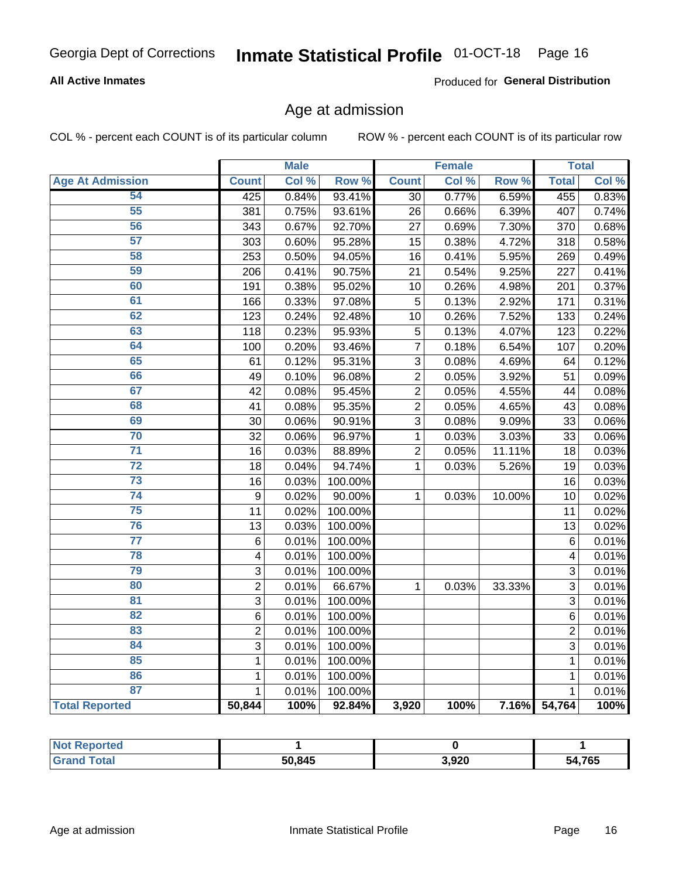Georgia Dept of Corrections **Inmate Statistical Profile** 01-OCT-18

**All Active Inmates**

Produced for **General Distribution**

## Age at admission

COL % - percent each COUNT is of its particular column

ROW % - percent each COUNT is of its particular row

| | Male | | | Female | | | Total | |
|---|---|---|---|---|---|---|---|---|
| Age At Admission | Count | Col % | Row % | Count | Col % | Row % | Total | Col % |
| 54 | 425 | 0.84% | 93.41% | 30 | 0.77% | 6.59% | 455 | 0.83% |
| 55 | 381 | 0.75% | 93.61% | 26 | 0.66% | 6.39% | 407 | 0.74% |
| 56 | 343 | 0.67% | 92.70% | 27 | 0.69% | 7.30% | 370 | 0.68% |
| 57 | 303 | 0.60% | 95.28% | 15 | 0.38% | 4.72% | 318 | 0.58% |
| 58 | 253 | 0.50% | 94.05% | 16 | 0.41% | 5.95% | 269 | 0.49% |
| 59 | 206 | 0.41% | 90.75% | 21 | 0.54% | 9.25% | 227 | 0.41% |
| 60 | 191 | 0.38% | 95.02% | 10 | 0.26% | 4.98% | 201 | 0.37% |
| 61 | 166 | 0.33% | 97.08% | 5 | 0.13% | 2.92% | 171 | 0.31% |
| 62 | 123 | 0.24% | 92.48% | 10 | 0.26% | 7.52% | 133 | 0.24% |
| 63 | 118 | 0.23% | 95.93% | 5 | 0.13% | 4.07% | 123 | 0.22% |
| 64 | 100 | 0.20% | 93.46% | 7 | 0.18% | 6.54% | 107 | 0.20% |
| 65 | 61 | 0.12% | 95.31% | 3 | 0.08% | 4.69% | 64 | 0.12% |
| 66 | 49 | 0.10% | 96.08% | 2 | 0.05% | 3.92% | 51 | 0.09% |
| 67 | 42 | 0.08% | 95.45% | 2 | 0.05% | 4.55% | 44 | 0.08% |
| 68 | 41 | 0.08% | 95.35% | 2 | 0.05% | 4.65% | 43 | 0.08% |
| 69 | 30 | 0.06% | 90.91% | 3 | 0.08% | 9.09% | 33 | 0.06% |
| 70 | 32 | 0.06% | 96.97% | 1 | 0.03% | 3.03% | 33 | 0.06% |
| 71 | 16 | 0.03% | 88.89% | 2 | 0.05% | 11.11% | 18 | 0.03% |
| 72 | 18 | 0.04% | 94.74% | 1 | 0.03% | 5.26% | 19 | 0.03% |
| 73 | 16 | 0.03% | 100.00% | | | | 16 | 0.03% |
| 74 | 9 | 0.02% | 90.00% | 1 | 0.03% | 10.00% | 10 | 0.02% |
| 75 | 11 | 0.02% | 100.00% | | | | 11 | 0.02% |
| 76 | 13 | 0.03% | 100.00% | | | | 13 | 0.02% |
| 77 | 6 | 0.01% | 100.00% | | | | 6 | 0.01% |
| 78 | 4 | 0.01% | 100.00% | | | | 4 | 0.01% |
| 79 | 3 | 0.01% | 100.00% | | | | 3 | 0.01% |
| 80 | 2 | 0.01% | 66.67% | 1 | 0.03% | 33.33% | 3 | 0.01% |
| 81 | 3 | 0.01% | 100.00% | | | | 3 | 0.01% |
| 82 | 6 | 0.01% | 100.00% | | | | 6 | 0.01% |
| 83 | 2 | 0.01% | 100.00% | | | | 2 | 0.01% |
| 84 | 3 | 0.01% | 100.00% | | | | 3 | 0.01% |
| 85 | 1 | 0.01% | 100.00% | | | | 1 | 0.01% |
| 86 | 1 | 0.01% | 100.00% | | | | 1 | 0.01% |
| 87 | 1 | 0.01% | 100.00% | | | | 1 | 0.01% |
| **Total Reported** | **50,844** | **100%** | **92.84%** | **3,920** | **100%** | **7.16%** | **54,764** | **100%** |

| | Male | Female | Total |
|---|---|---|---|
| Not Reported | 1 | 0 | 1 |
| Grand Total | 50,845 | 3,920 | 54,765 |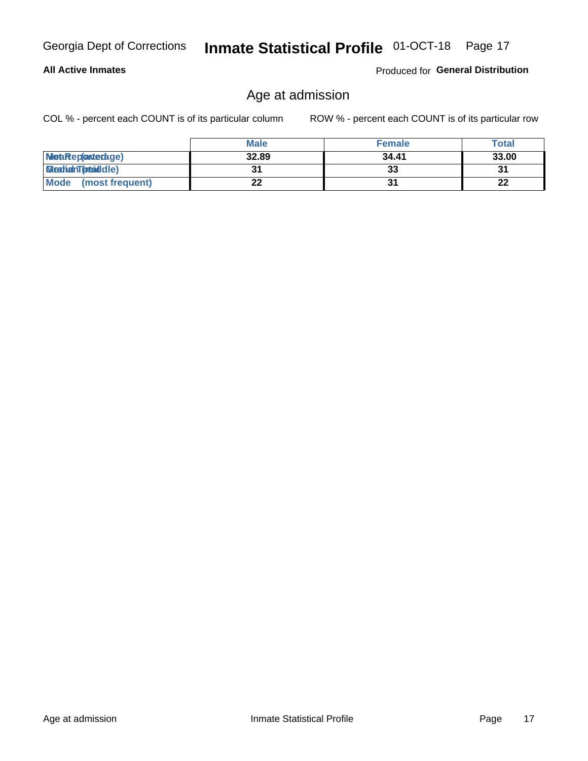All Active Inmates

Produced for **General Distribution**

## Age at admission

COL % - percent each COUNT is of its particular column

ROW % - percent each COUNT is of its particular row

| | Male | Female | Total |
|---|---|---|---|
| Mean (average) | 32.89 | 34.41 | 33.00 |
| Median (middle) | 31 | 33 | 31 |
| Mode (most frequent) | 22 | 31 | 22 |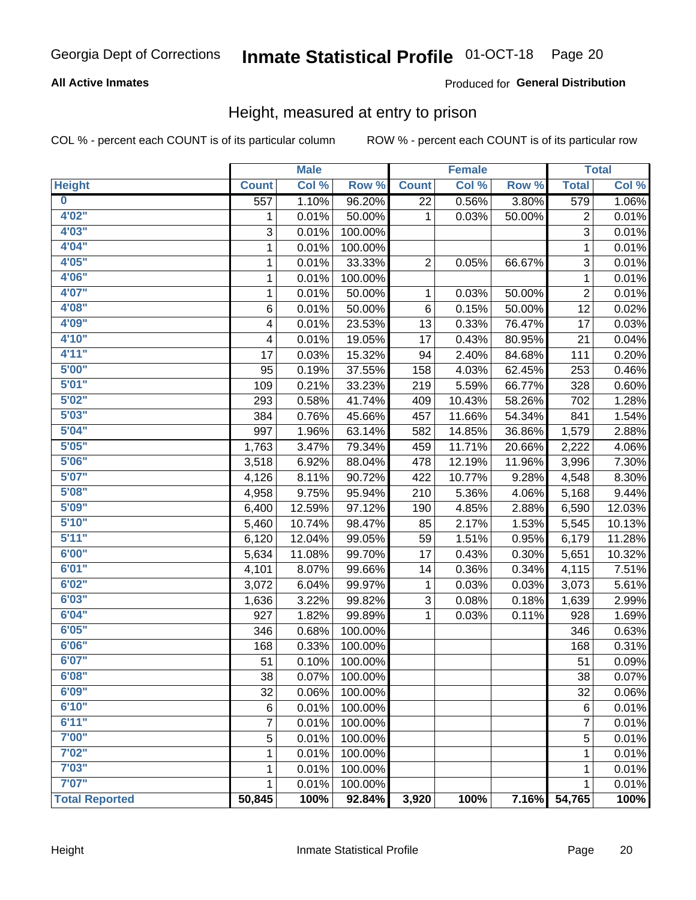Georgia Dept of Corrections **Inmate Statistical Profile** 01-OCT-18

**All Active Inmates**

Produced for **General Distribution**

## Height, measured at entry to prison

COL % - percent each COUNT is of its particular column ROW % - percent each COUNT is of its particular row

| | Male | | | Female | | | Total | |
|---|---|---|---|---|---|---|---|---|
| **Height** | **Count** | **Col %** | **Row %** | **Count** | **Col %** | **Row %** | **Total** | **Col %** |
| 0 | 557 | 1.10% | 96.20% | 22 | 0.56% | 3.80% | 579 | 1.06% |
| 4'02" | 1 | 0.01% | 50.00% | 1 | 0.03% | 50.00% | 2 | 0.01% |
| 4'03" | 3 | 0.01% | 100.00% | | | | 3 | 0.01% |
| 4'04" | 1 | 0.01% | 100.00% | | | | 1 | 0.01% |
| 4'05" | 1 | 0.01% | 33.33% | 2 | 0.05% | 66.67% | 3 | 0.01% |
| 4'06" | 1 | 0.01% | 100.00% | | | | 1 | 0.01% |
| 4'07" | 1 | 0.01% | 50.00% | 1 | 0.03% | 50.00% | 2 | 0.01% |
| 4'08" | 6 | 0.01% | 50.00% | 6 | 0.15% | 50.00% | 12 | 0.02% |
| 4'09" | 4 | 0.01% | 23.53% | 13 | 0.33% | 76.47% | 17 | 0.03% |
| 4'10" | 4 | 0.01% | 19.05% | 17 | 0.43% | 80.95% | 21 | 0.04% |
| 4'11" | 17 | 0.03% | 15.32% | 94 | 2.40% | 84.68% | 111 | 0.20% |
| 5'00" | 95 | 0.19% | 37.55% | 158 | 4.03% | 62.45% | 253 | 0.46% |
| 5'01" | 109 | 0.21% | 33.23% | 219 | 5.59% | 66.77% | 328 | 0.60% |
| 5'02" | 293 | 0.58% | 41.74% | 409 | 10.43% | 58.26% | 702 | 1.28% |
| 5'03" | 384 | 0.76% | 45.66% | 457 | 11.66% | 54.34% | 841 | 1.54% |
| 5'04" | 997 | 1.96% | 63.14% | 582 | 14.85% | 36.86% | 1,579 | 2.88% |
| 5'05" | 1,763 | 3.47% | 79.34% | 459 | 11.71% | 20.66% | 2,222 | 4.06% |
| 5'06" | 3,518 | 6.92% | 88.04% | 478 | 12.19% | 11.96% | 3,996 | 7.30% |
| 5'07" | 4,126 | 8.11% | 90.72% | 422 | 10.77% | 9.28% | 4,548 | 8.30% |
| 5'08" | 4,958 | 9.75% | 95.94% | 210 | 5.36% | 4.06% | 5,168 | 9.44% |
| 5'09" | 6,400 | 12.59% | 97.12% | 190 | 4.85% | 2.88% | 6,590 | 12.03% |
| 5'10" | 5,460 | 10.74% | 98.47% | 85 | 2.17% | 1.53% | 5,545 | 10.13% |
| 5'11" | 6,120 | 12.04% | 99.05% | 59 | 1.51% | 0.95% | 6,179 | 11.28% |
| 6'00" | 5,634 | 11.08% | 99.70% | 17 | 0.43% | 0.30% | 5,651 | 10.32% |
| 6'01" | 4,101 | 8.07% | 99.66% | 14 | 0.36% | 0.34% | 4,115 | 7.51% |
| 6'02" | 3,072 | 6.04% | 99.97% | 1 | 0.03% | 0.03% | 3,073 | 5.61% |
| 6'03" | 1,636 | 3.22% | 99.82% | 3 | 0.08% | 0.18% | 1,639 | 2.99% |
| 6'04" | 927 | 1.82% | 99.89% | 1 | 0.03% | 0.11% | 928 | 1.69% |
| 6'05" | 346 | 0.68% | 100.00% | | | | 346 | 0.63% |
| 6'06" | 168 | 0.33% | 100.00% | | | | 168 | 0.31% |
| 6'07" | 51 | 0.10% | 100.00% | | | | 51 | 0.09% |
| 6'08" | 38 | 0.07% | 100.00% | | | | 38 | 0.07% |
| 6'09" | 32 | 0.06% | 100.00% | | | | 32 | 0.06% |
| 6'10" | 6 | 0.01% | 100.00% | | | | 6 | 0.01% |
| 6'11" | 7 | 0.01% | 100.00% | | | | 7 | 0.01% |
| 7'00" | 5 | 0.01% | 100.00% | | | | 5 | 0.01% |
| 7'02" | 1 | 0.01% | 100.00% | | | | 1 | 0.01% |
| 7'03" | 1 | 0.01% | 100.00% | | | | 1 | 0.01% |
| 7'07" | 1 | 0.01% | 100.00% | | | | 1 | 0.01% |
| **Total Reported** | **50,845** | **100%** | **92.84%** | **3,920** | **100%** | **7.16%** | **54,765** | **100%** |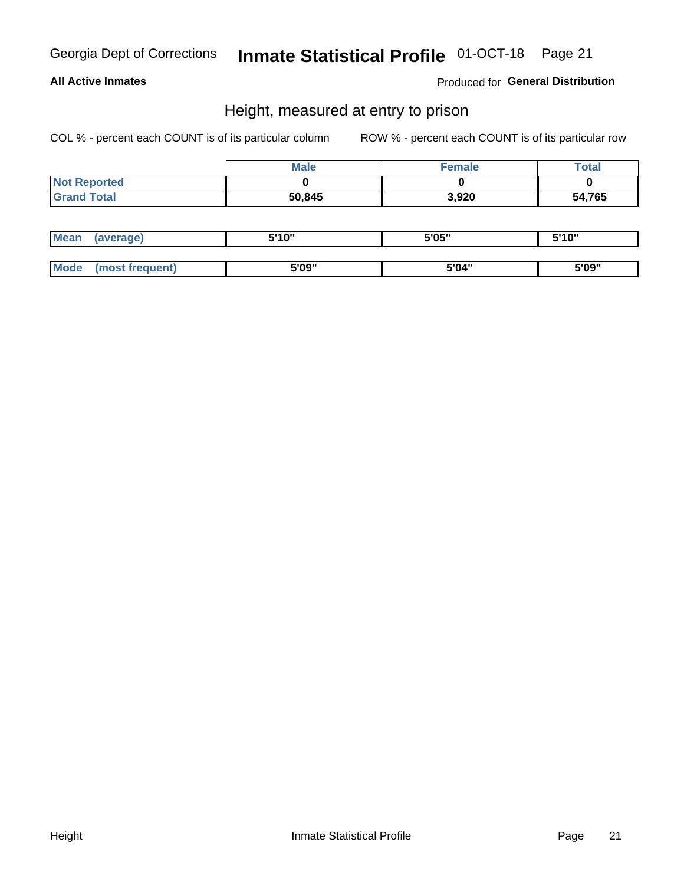Georgia Dept of Corrections **Inmate Statistical Profile** 01-OCT-18

**All Active Inmates** Produced for **General Distribution**

## Height, measured at entry to prison

COL % - percent each COUNT is of its particular column ROW % - percent each COUNT is of its particular row

| | Male | Female | Total |
|---|---|---|---|
| Not Reported | 0 | 0 | 0 |
| Grand Total | 50,845 | 3,920 | 54,765 |

| | Male | Female | Total |
|---|---|---|---|
| Mean (average) | 5'10" | 5'05" | 5'10" |
| Mode (most frequent) | 5'09" | 5'04" | 5'09" |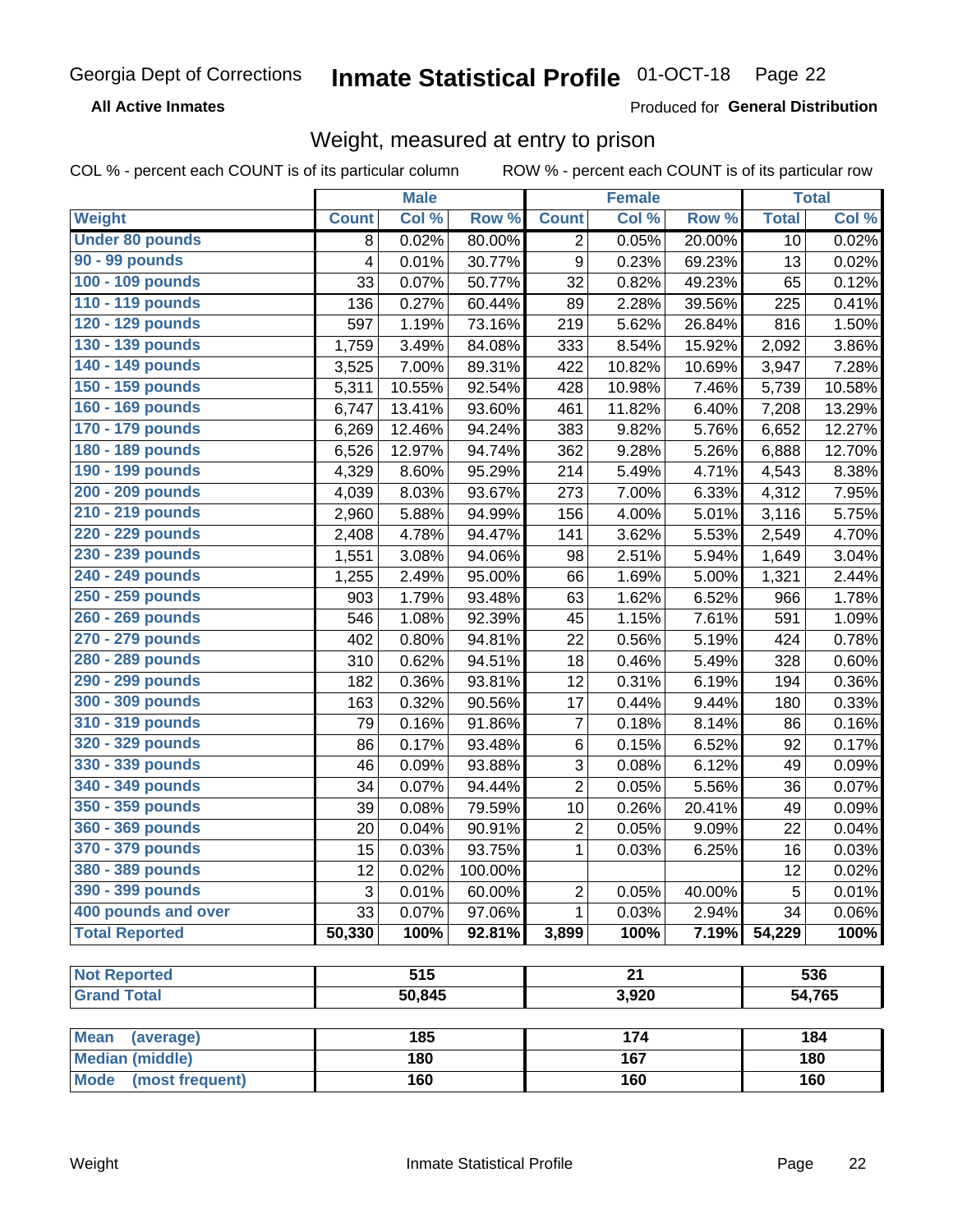Georgia Dept of Corrections **Inmate Statistical Profile** 01-OCT-18

**All Active Inmates** Produced for **General Distribution**

## Weight, measured at entry to prison

COL % - percent each COUNT is of its particular column ROW % - percent each COUNT is of its particular row

| | Male | | | Female | | | Total | |
|---|---|---|---|---|---|---|---|---|
| **Weight** | **Count** | **Col %** | **Row %** | **Count** | **Col %** | **Row %** | **Total** | **Col %** |
| Under 80 pounds | 8 | 0.02% | 80.00% | 2 | 0.05% | 20.00% | 10 | 0.02% |
| 90 - 99 pounds | 4 | 0.01% | 30.77% | 9 | 0.23% | 69.23% | 13 | 0.02% |
| 100 - 109 pounds | 33 | 0.07% | 50.77% | 32 | 0.82% | 49.23% | 65 | 0.12% |
| 110 - 119 pounds | 136 | 0.27% | 60.44% | 89 | 2.28% | 39.56% | 225 | 0.41% |
| 120 - 129 pounds | 597 | 1.19% | 73.16% | 219 | 5.62% | 26.84% | 816 | 1.50% |
| 130 - 139 pounds | 1,759 | 3.49% | 84.08% | 333 | 8.54% | 15.92% | 2,092 | 3.86% |
| 140 - 149 pounds | 3,525 | 7.00% | 89.31% | 422 | 10.82% | 10.69% | 3,947 | 7.28% |
| 150 - 159 pounds | 5,311 | 10.55% | 92.54% | 428 | 10.98% | 7.46% | 5,739 | 10.58% |
| 160 - 169 pounds | 6,747 | 13.41% | 93.60% | 461 | 11.82% | 6.40% | 7,208 | 13.29% |
| 170 - 179 pounds | 6,269 | 12.46% | 94.24% | 383 | 9.82% | 5.76% | 6,652 | 12.27% |
| 180 - 189 pounds | 6,526 | 12.97% | 94.74% | 362 | 9.28% | 5.26% | 6,888 | 12.70% |
| 190 - 199 pounds | 4,329 | 8.60% | 95.29% | 214 | 5.49% | 4.71% | 4,543 | 8.38% |
| 200 - 209 pounds | 4,039 | 8.03% | 93.67% | 273 | 7.00% | 6.33% | 4,312 | 7.95% |
| 210 - 219 pounds | 2,960 | 5.88% | 94.99% | 156 | 4.00% | 5.01% | 3,116 | 5.75% |
| 220 - 229 pounds | 2,408 | 4.78% | 94.47% | 141 | 3.62% | 5.53% | 2,549 | 4.70% |
| 230 - 239 pounds | 1,551 | 3.08% | 94.06% | 98 | 2.51% | 5.94% | 1,649 | 3.04% |
| 240 - 249 pounds | 1,255 | 2.49% | 95.00% | 66 | 1.69% | 5.00% | 1,321 | 2.44% |
| 250 - 259 pounds | 903 | 1.79% | 93.48% | 63 | 1.62% | 6.52% | 966 | 1.78% |
| 260 - 269 pounds | 546 | 1.08% | 92.39% | 45 | 1.15% | 7.61% | 591 | 1.09% |
| 270 - 279 pounds | 402 | 0.80% | 94.81% | 22 | 0.56% | 5.19% | 424 | 0.78% |
| 280 - 289 pounds | 310 | 0.62% | 94.51% | 18 | 0.46% | 5.49% | 328 | 0.60% |
| 290 - 299 pounds | 182 | 0.36% | 93.81% | 12 | 0.31% | 6.19% | 194 | 0.36% |
| 300 - 309 pounds | 163 | 0.32% | 90.56% | 17 | 0.44% | 9.44% | 180 | 0.33% |
| 310 - 319 pounds | 79 | 0.16% | 91.86% | 7 | 0.18% | 8.14% | 86 | 0.16% |
| 320 - 329 pounds | 86 | 0.17% | 93.48% | 6 | 0.15% | 6.52% | 92 | 0.17% |
| 330 - 339 pounds | 46 | 0.09% | 93.88% | 3 | 0.08% | 6.12% | 49 | 0.09% |
| 340 - 349 pounds | 34 | 0.07% | 94.44% | 2 | 0.05% | 5.56% | 36 | 0.07% |
| 350 - 359 pounds | 39 | 0.08% | 79.59% | 10 | 0.26% | 20.41% | 49 | 0.09% |
| 360 - 369 pounds | 20 | 0.04% | 90.91% | 2 | 0.05% | 9.09% | 22 | 0.04% |
| 370 - 379 pounds | 15 | 0.03% | 93.75% | 1 | 0.03% | 6.25% | 16 | 0.03% |
| 380 - 389 pounds | 12 | 0.02% | 100.00% | | | | 12 | 0.02% |
| 390 - 399 pounds | 3 | 0.01% | 60.00% | 2 | 0.05% | 40.00% | 5 | 0.01% |
| 400 pounds and over | 33 | 0.07% | 97.06% | 1 | 0.03% | 2.94% | 34 | 0.06% |
| **Total Reported** | **50,330** | **100%** | **92.81%** | **3,899** | **100%** | **7.19%** | **54,229** | **100%** |

| | Male | Female | Total |
|---|---|---|---|
| Not Reported | 515 | 21 | 536 |
| Grand Total | 50,845 | 3,920 | 54,765 |

| | Male | Female | Total |
|---|---|---|---|
| Mean (average) | 185 | 174 | 184 |
| Median (middle) | 180 | 167 | 180 |
| Mode (most frequent) | 160 | 160 | 160 |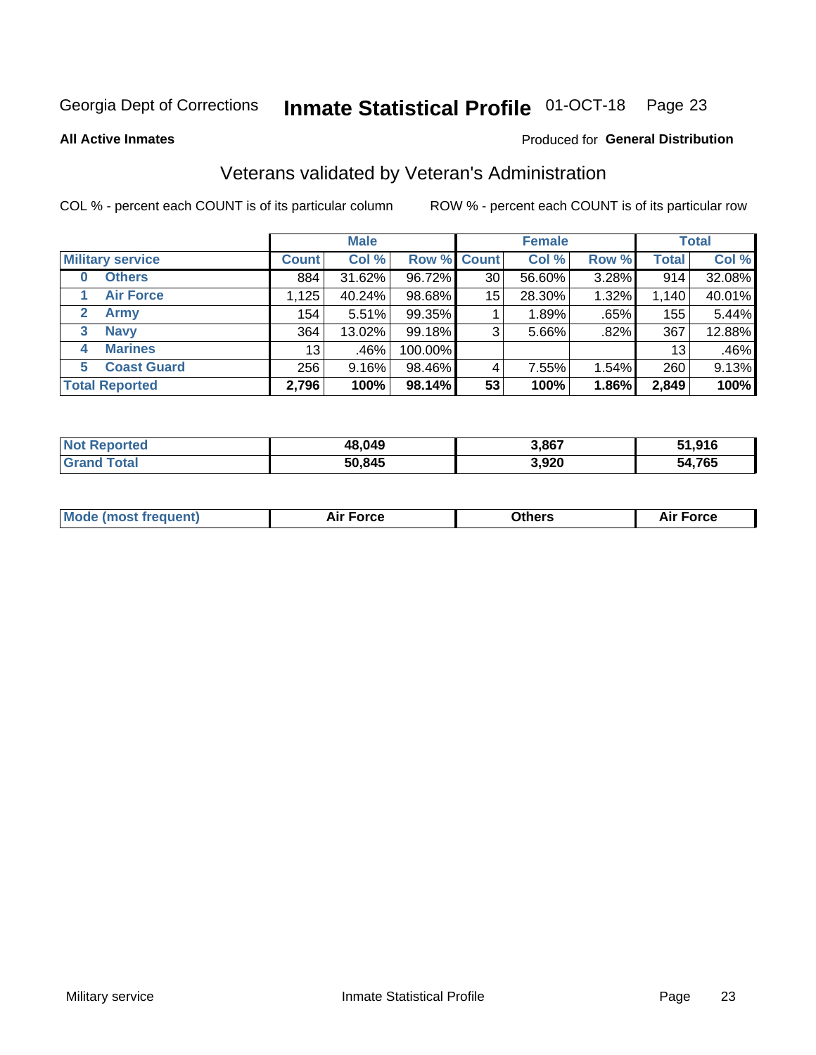Georgia Dept of Corrections **Inmate Statistical Profile** 01-OCT-18

**All Active Inmates**

Produced for **General Distribution**

## Veterans validated by Veteran's Administration

COL % - percent each COUNT is of its particular column

ROW % - percent each COUNT is of its particular row

| Military service | Male | | | Female | | | Total | |
|---|---|---|---|---|---|---|---|---|
| | Count | Col % | Row % | Count | Col % | Row % | Total | Col % |
| 0 Others | 884 | 31.62% | 96.72% | 30 | 56.60% | 3.28% | 914 | 32.08% |
| 1 Air Force | 1,125 | 40.24% | 98.68% | 15 | 28.30% | 1.32% | 1,140 | 40.01% |
| 2 Army | 154 | 5.51% | 99.35% | 1 | 1.89% | .65% | 155 | 5.44% |
| 3 Navy | 364 | 13.02% | 99.18% | 3 | 5.66% | .82% | 367 | 12.88% |
| 4 Marines | 13 | .46% | 100.00% | | | | 13 | .46% |
| 5 Coast Guard | 256 | 9.16% | 98.46% | 4 | 7.55% | 1.54% | 260 | 9.13% |
| **Total Reported** | **2,796** | **100%** | **98.14%** | **53** | **100%** | **1.86%** | **2,849** | **100%** |

| | Male | Female | Total |
|---|---|---|---|
| Not Reported | 48,049 | 3,867 | 51,916 |
| Grand Total | 50,845 | 3,920 | 54,765 |

| | Male | Female | Total |
|---|---|---|---|
| Mode (most frequent) | Air Force | Others | Air Force |

Military service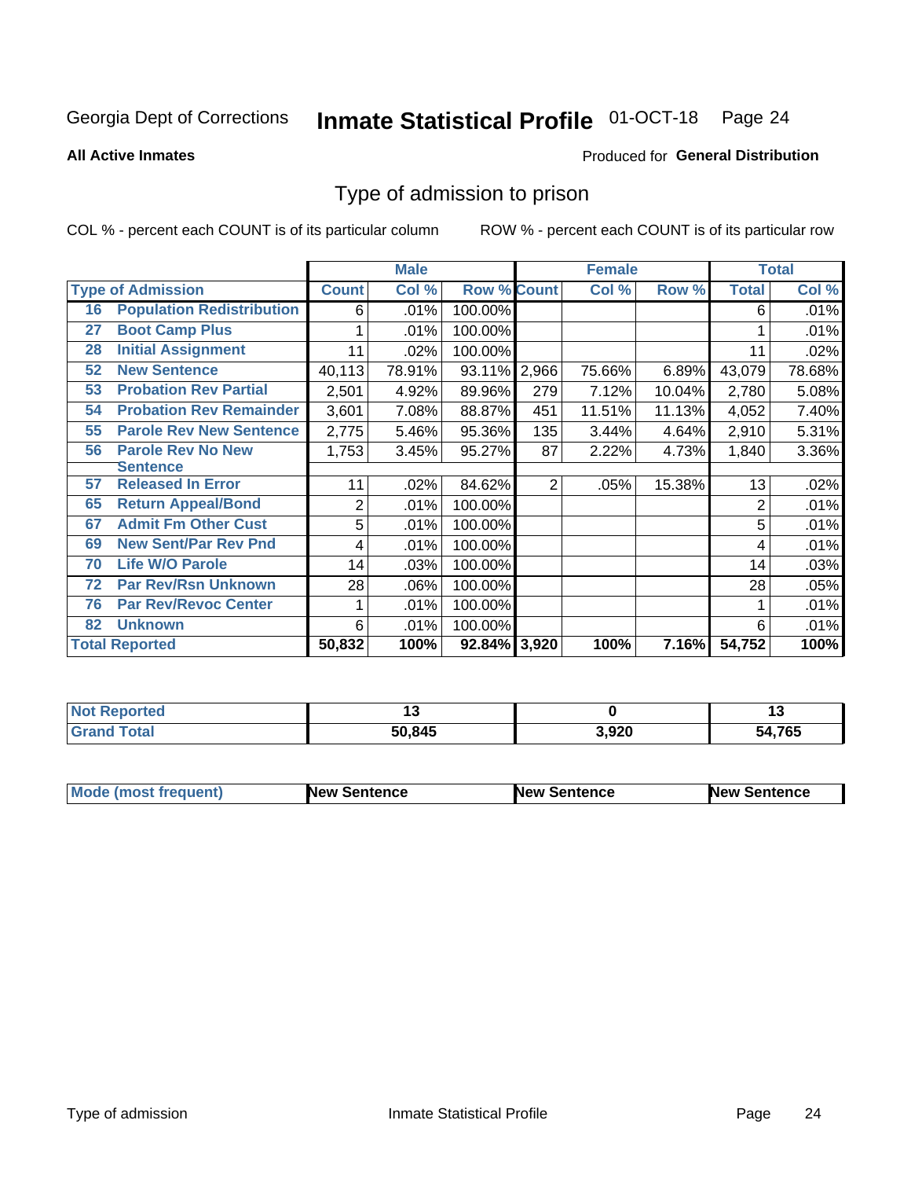Georgia Dept of Corrections **Inmate Statistical Profile** 01-OCT-18

**All Active Inmates**

Produced for **General Distribution**

## Type of admission to prison

COL % - percent each COUNT is of its particular column ROW % - percent each COUNT is of its particular row

| | | Male | | | Female | | | Total | |
|---|---|---|---|---|---|---|---|---|---|
| **Type of Admission** | | **Count** | **Col %** | **Row %** | **Count** | **Col %** | **Row %** | **Total** | **Col %** |
| 16 | Population Redistribution | 6 | .01% | 100.00% | | | | 6 | .01% |
| 27 | Boot Camp Plus | 1 | .01% | 100.00% | | | | 1 | .01% |
| 28 | Initial Assignment | 11 | .02% | 100.00% | | | | 11 | .02% |
| 52 | New Sentence | 40,113 | 78.91% | 93.11% | 2,966 | 75.66% | 6.89% | 43,079 | 78.68% |
| 53 | Probation Rev Partial | 2,501 | 4.92% | 89.96% | 279 | 7.12% | 10.04% | 2,780 | 5.08% |
| 54 | Probation Rev Remainder | 3,601 | 7.08% | 88.87% | 451 | 11.51% | 11.13% | 4,052 | 7.40% |
| 55 | Parole Rev New Sentence | 2,775 | 5.46% | 95.36% | 135 | 3.44% | 4.64% | 2,910 | 5.31% |
| 56 | Parole Rev No New Sentence | 1,753 | 3.45% | 95.27% | 87 | 2.22% | 4.73% | 1,840 | 3.36% |
| 57 | Released In Error | 11 | .02% | 84.62% | 2 | .05% | 15.38% | 13 | .02% |
| 65 | Return Appeal/Bond | 2 | .01% | 100.00% | | | | 2 | .01% |
| 67 | Admit Fm Other Cust | 5 | .01% | 100.00% | | | | 5 | .01% |
| 69 | New Sent/Par Rev Pnd | 4 | .01% | 100.00% | | | | 4 | .01% |
| 70 | Life W/O Parole | 14 | .03% | 100.00% | | | | 14 | .03% |
| 72 | Par Rev/Rsn Unknown | 28 | .06% | 100.00% | | | | 28 | .05% |
| 76 | Par Rev/Revoc Center | 1 | .01% | 100.00% | | | | 1 | .01% |
| 82 | Unknown | 6 | .01% | 100.00% | | | | 6 | .01% |
| **Total Reported** | | **50,832** | **100%** | **92.84%** | **3,920** | **100%** | **7.16%** | **54,752** | **100%** |

| | Male | Female | Total |
|---|---|---|---|
| **Not Reported** | **13** | **0** | **13** |
| **Grand Total** | **50,845** | **3,920** | **54,765** |

| | Male | Female | Total |
|---|---|---|---|
| **Mode (most frequent)** | **New Sentence** | **New Sentence** | **New Sentence** |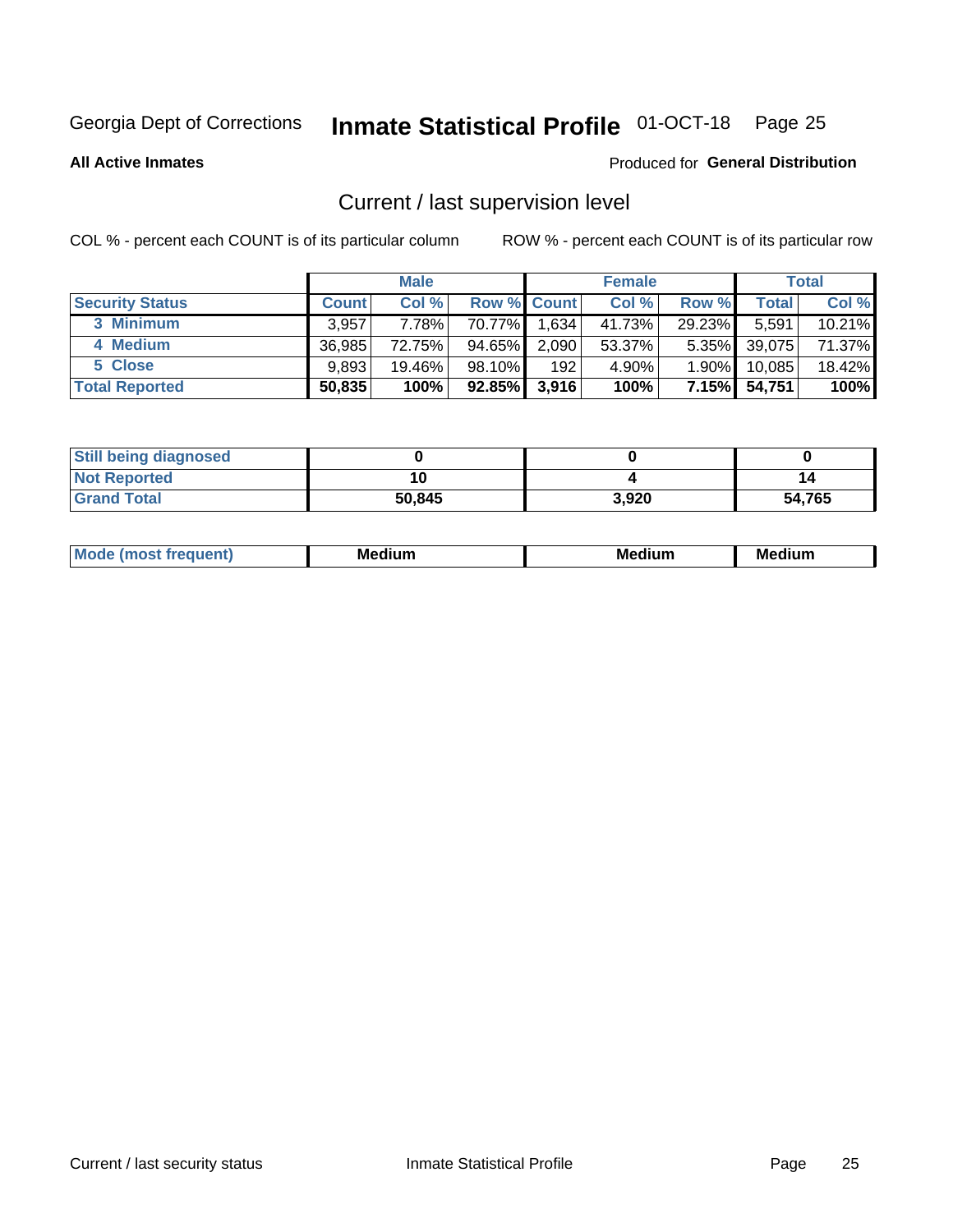Georgia Dept of Corrections **Inmate Statistical Profile** 01-OCT-18

**All Active Inmates**

Produced for **General Distribution**

## Current / last supervision level

COL % - percent each COUNT is of its particular column

ROW % - percent each COUNT is of its particular row

| | Male | | | Female | | | Total | |
|---|---|---|---|---|---|---|---|---|
| **Security Status** | **Count** | **Col %** | **Row %** | **Count** | **Col %** | **Row %** | **Total** | **Col %** |
| 3 Minimum | 3,957 | 7.78% | 70.77% | 1,634 | 41.73% | 29.23% | 5,591 | 10.21% |
| 4 Medium | 36,985 | 72.75% | 94.65% | 2,090 | 53.37% | 5.35% | 39,075 | 71.37% |
| 5 Close | 9,893 | 19.46% | 98.10% | 192 | 4.90% | 1.90% | 10,085 | 18.42% |
| **Total Reported** | **50,835** | **100%** | **92.85%** | **3,916** | **100%** | **7.15%** | **54,751** | **100%** |

| | Male | Female | Total |
|---|---|---|---|
| Still being diagnosed | 0 | 0 | 0 |
| Not Reported | 10 | 4 | 14 |
| Grand Total | 50,845 | 3,920 | 54,765 |

| | Male | Female | Total |
|---|---|---|---|
| Mode (most frequent) | Medium | Medium | Medium |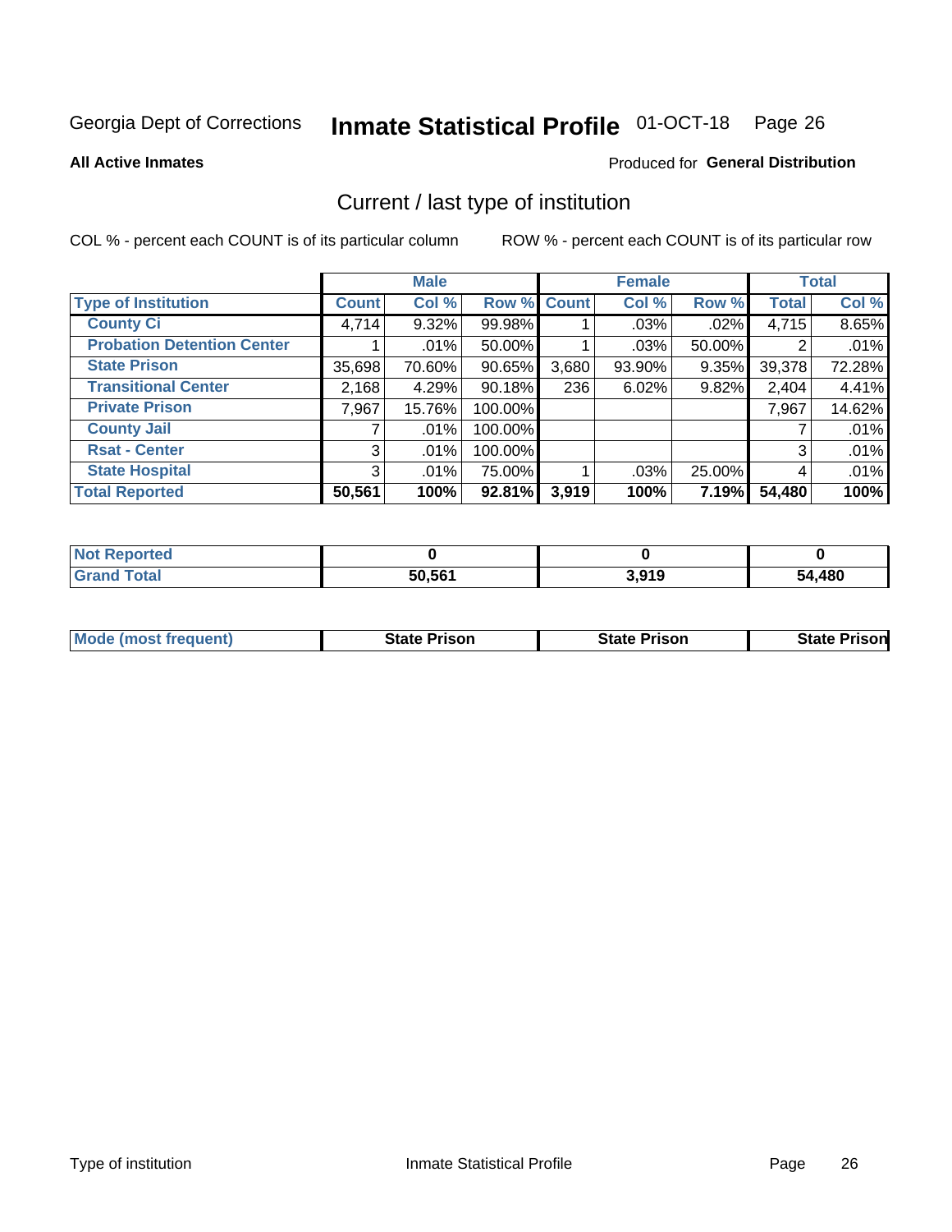Georgia Dept of Corrections **Inmate Statistical Profile** 01-OCT-18

**All Active Inmates**

Produced for **General Distribution**

## Current / last type of institution

COL % - percent each COUNT is of its particular column

ROW % - percent each COUNT is of its particular row

| | Male | | | Female | | | Total | |
|---|---|---|---|---|---|---|---|---|
| **Type of Institution** | **Count** | **Col %** | **Row %** | **Count** | **Col %** | **Row %** | **Total** | **Col %** |
| **County Ci** | 4,714 | 9.32% | 99.98% | 1 | .03% | .02% | 4,715 | 8.65% |
| **Probation Detention Center** | 1 | .01% | 50.00% | 1 | .03% | 50.00% | 2 | .01% |
| **State Prison** | 35,698 | 70.60% | 90.65% | 3,680 | 93.90% | 9.35% | 39,378 | 72.28% |
| **Transitional Center** | 2,168 | 4.29% | 90.18% | 236 | 6.02% | 9.82% | 2,404 | 4.41% |
| **Private Prison** | 7,967 | 15.76% | 100.00% | | | | 7,967 | 14.62% |
| **County Jail** | 7 | .01% | 100.00% | | | | 7 | .01% |
| **Rsat - Center** | 3 | .01% | 100.00% | | | | 3 | .01% |
| **State Hospital** | 3 | .01% | 75.00% | 1 | .03% | 25.00% | 4 | .01% |
| **Total Reported** | **50,561** | **100%** | **92.81%** | **3,919** | **100%** | **7.19%** | **54,480** | **100%** |

| | Male | Female | Total |
|---|---|---|---|
| **Not Reported** | **0** | **0** | **0** |
| **Grand Total** | **50,561** | **3,919** | **54,480** |

| | Male | Female | Total |
|---|---|---|---|
| **Mode (most frequent)** | **State Prison** | **State Prison** | **State Prison** |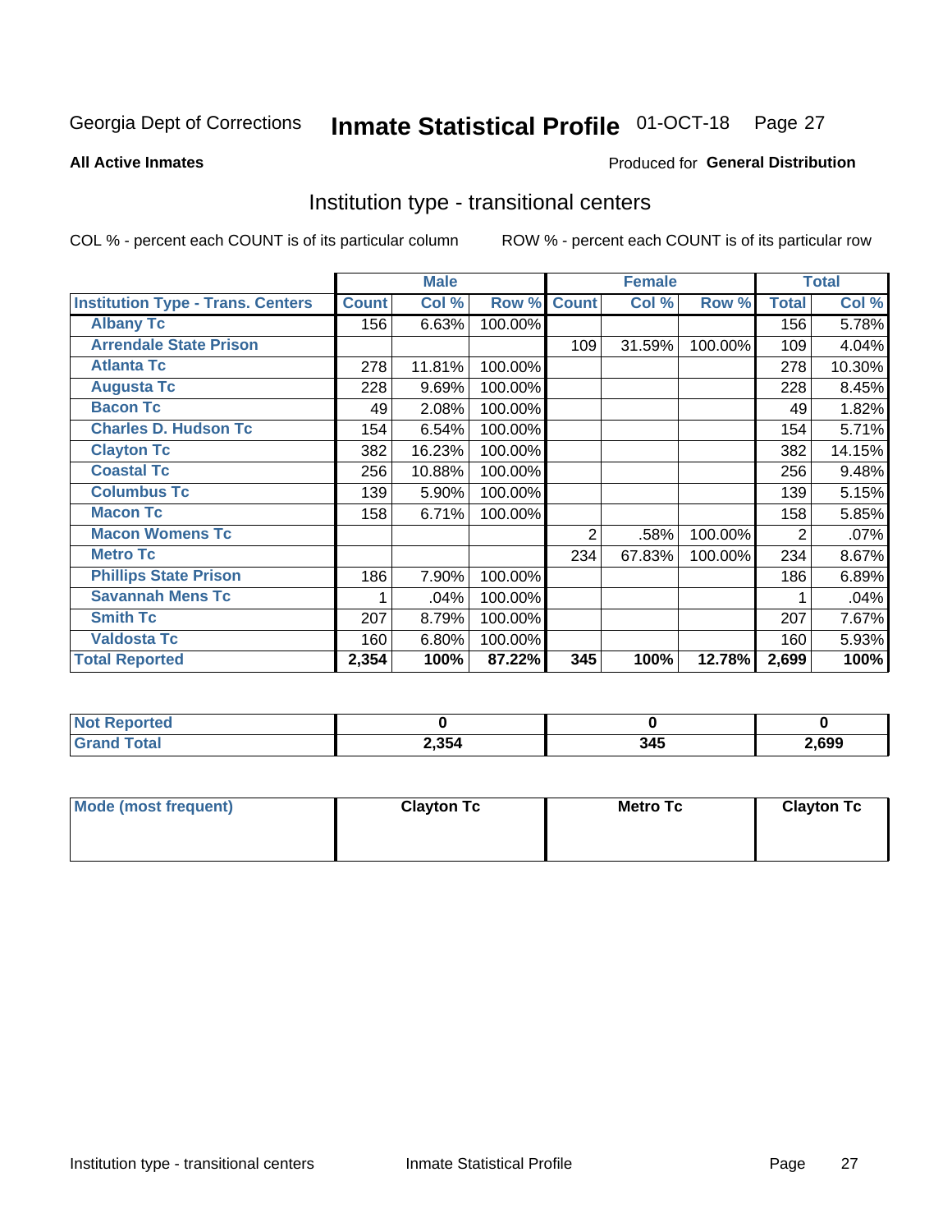Georgia Dept of Corrections **Inmate Statistical Profile** 01-OCT-18

**All Active Inmates**

Produced for **General Distribution**

## Institution type - transitional centers

COL % - percent each COUNT is of its particular column

ROW % - percent each COUNT is of its particular row

| | Male | | | Female | | | Total | |
|---|---|---|---|---|---|---|---|---|
| **Institution Type - Trans. Centers** | **Count** | **Col %** | **Row %** | **Count** | **Col %** | **Row %** | **Total** | **Col %** |
| **Albany Tc** | 156 | 6.63% | 100.00% | | | | 156 | 5.78% |
| **Arrendale State Prison** | | | | 109 | 31.59% | 100.00% | 109 | 4.04% |
| **Atlanta Tc** | 278 | 11.81% | 100.00% | | | | 278 | 10.30% |
| **Augusta Tc** | 228 | 9.69% | 100.00% | | | | 228 | 8.45% |
| **Bacon Tc** | 49 | 2.08% | 100.00% | | | | 49 | 1.82% |
| **Charles D. Hudson Tc** | 154 | 6.54% | 100.00% | | | | 154 | 5.71% |
| **Clayton Tc** | 382 | 16.23% | 100.00% | | | | 382 | 14.15% |
| **Coastal Tc** | 256 | 10.88% | 100.00% | | | | 256 | 9.48% |
| **Columbus Tc** | 139 | 5.90% | 100.00% | | | | 139 | 5.15% |
| **Macon Tc** | 158 | 6.71% | 100.00% | | | | 158 | 5.85% |
| **Macon Womens Tc** | | | | 2 | .58% | 100.00% | 2 | .07% |
| **Metro Tc** | | | | 234 | 67.83% | 100.00% | 234 | 8.67% |
| **Phillips State Prison** | 186 | 7.90% | 100.00% | | | | 186 | 6.89% |
| **Savannah Mens Tc** | 1 | .04% | 100.00% | | | | 1 | .04% |
| **Smith Tc** | 207 | 8.79% | 100.00% | | | | 207 | 7.67% |
| **Valdosta Tc** | 160 | 6.80% | 100.00% | | | | 160 | 5.93% |
| **Total Reported** | **2,354** | **100%** | **87.22%** | **345** | **100%** | **12.78%** | **2,699** | **100%** |

| | Male | Female | Total |
|---|---|---|---|
| **Not Reported** | **0** | **0** | **0** |
| **Grand Total** | **2,354** | **345** | **2,699** |

| | Male | Female | Total |
|---|---|---|---|
| **Mode (most frequent)** | **Clayton Tc** | **Metro Tc** | **Clayton Tc** |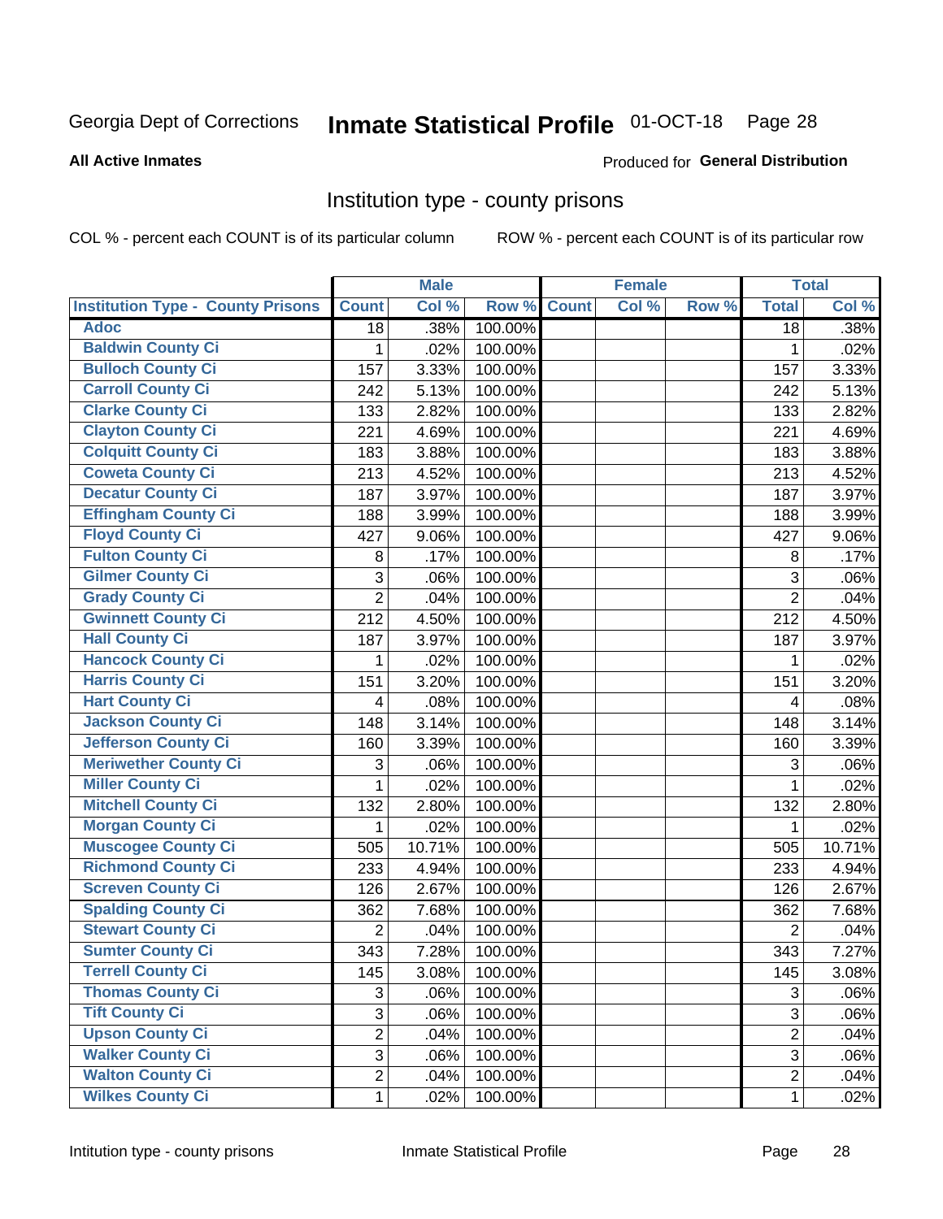Georgia Dept of Corrections **Inmate Statistical Profile** 01-OCT-18

**All Active Inmates**

Produced for **General Distribution**

## Institution type - county prisons

COL % - percent each COUNT is of its particular column

ROW % - percent each COUNT is of its particular row

| | Male | | | Female | | | Total | |
|---|---|---|---|---|---|---|---|---|
| Institution Type - County Prisons | Count | Col % | Row % | Count | Col % | Row % | Total | Col % |
| Adoc | 18 | .38% | 100.00% | | | | 18 | .38% |
| Baldwin County Ci | 1 | .02% | 100.00% | | | | 1 | .02% |
| Bulloch County Ci | 157 | 3.33% | 100.00% | | | | 157 | 3.33% |
| Carroll County Ci | 242 | 5.13% | 100.00% | | | | 242 | 5.13% |
| Clarke County Ci | 133 | 2.82% | 100.00% | | | | 133 | 2.82% |
| Clayton County Ci | 221 | 4.69% | 100.00% | | | | 221 | 4.69% |
| Colquitt County Ci | 183 | 3.88% | 100.00% | | | | 183 | 3.88% |
| Coweta County Ci | 213 | 4.52% | 100.00% | | | | 213 | 4.52% |
| Decatur County Ci | 187 | 3.97% | 100.00% | | | | 187 | 3.97% |
| Effingham County Ci | 188 | 3.99% | 100.00% | | | | 188 | 3.99% |
| Floyd County Ci | 427 | 9.06% | 100.00% | | | | 427 | 9.06% |
| Fulton County Ci | 8 | .17% | 100.00% | | | | 8 | .17% |
| Gilmer County Ci | 3 | .06% | 100.00% | | | | 3 | .06% |
| Grady County Ci | 2 | .04% | 100.00% | | | | 2 | .04% |
| Gwinnett County Ci | 212 | 4.50% | 100.00% | | | | 212 | 4.50% |
| Hall County Ci | 187 | 3.97% | 100.00% | | | | 187 | 3.97% |
| Hancock County Ci | 1 | .02% | 100.00% | | | | 1 | .02% |
| Harris County Ci | 151 | 3.20% | 100.00% | | | | 151 | 3.20% |
| Hart County Ci | 4 | .08% | 100.00% | | | | 4 | .08% |
| Jackson County Ci | 148 | 3.14% | 100.00% | | | | 148 | 3.14% |
| Jefferson County Ci | 160 | 3.39% | 100.00% | | | | 160 | 3.39% |
| Meriwether County Ci | 3 | .06% | 100.00% | | | | 3 | .06% |
| Miller County Ci | 1 | .02% | 100.00% | | | | 1 | .02% |
| Mitchell County Ci | 132 | 2.80% | 100.00% | | | | 132 | 2.80% |
| Morgan County Ci | 1 | .02% | 100.00% | | | | 1 | .02% |
| Muscogee County Ci | 505 | 10.71% | 100.00% | | | | 505 | 10.71% |
| Richmond County Ci | 233 | 4.94% | 100.00% | | | | 233 | 4.94% |
| Screven County Ci | 126 | 2.67% | 100.00% | | | | 126 | 2.67% |
| Spalding County Ci | 362 | 7.68% | 100.00% | | | | 362 | 7.68% |
| Stewart County Ci | 2 | .04% | 100.00% | | | | 2 | .04% |
| Sumter County Ci | 343 | 7.28% | 100.00% | | | | 343 | 7.27% |
| Terrell County Ci | 145 | 3.08% | 100.00% | | | | 145 | 3.08% |
| Thomas County Ci | 3 | .06% | 100.00% | | | | 3 | .06% |
| Tift County Ci | 3 | .06% | 100.00% | | | | 3 | .06% |
| Upson County Ci | 2 | .04% | 100.00% | | | | 2 | .04% |
| Walker County Ci | 3 | .06% | 100.00% | | | | 3 | .06% |
| Walton County Ci | 2 | .04% | 100.00% | | | | 2 | .04% |
| Wilkes County Ci | 1 | .02% | 100.00% | | | | 1 | .02% |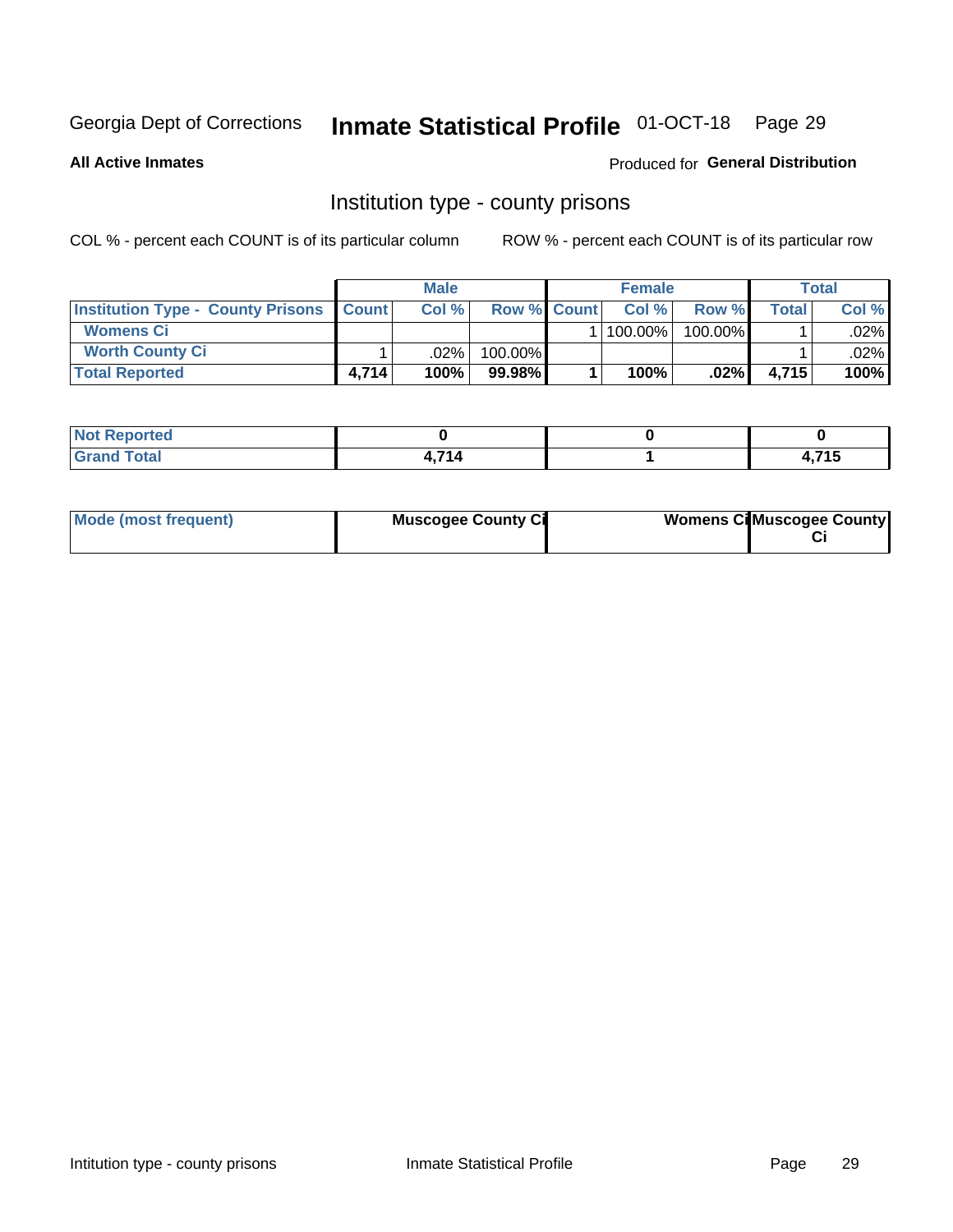Georgia Dept of Corrections **Inmate Statistical Profile** 01-OCT-18

**All Active Inmates**

Produced for **General Distribution**

## Institution type - county prisons

COL % - percent each COUNT is of its particular column

ROW % - percent each COUNT is of its particular row

| | Male | | | Female | | | Total | |
|---|---|---|---|---|---|---|---|---|
| **Institution Type - County Prisons** | **Count** | **Col %** | **Row %** | **Count** | **Col %** | **Row %** | **Total** | **Col %** |
| **Womens Ci** | | | | 1 | 100.00% | 100.00% | 1 | .02% |
| **Worth County Ci** | 1 | .02% | 100.00% | | | | 1 | .02% |
| **Total Reported** | **4,714** | **100%** | **99.98%** | **1** | **100%** | **.02%** | **4,715** | **100%** |

| | Male | Female | Total |
|---|---|---|---|
| **Not Reported** | **0** | **0** | **0** |
| **Grand Total** | **4,714** | **1** | **4,715** |

| | Male | Female | Total |
|---|---|---|---|
| **Mode (most frequent)** | **Muscogee County Ci** | **Womens Ci** | **Muscogee County Ci** |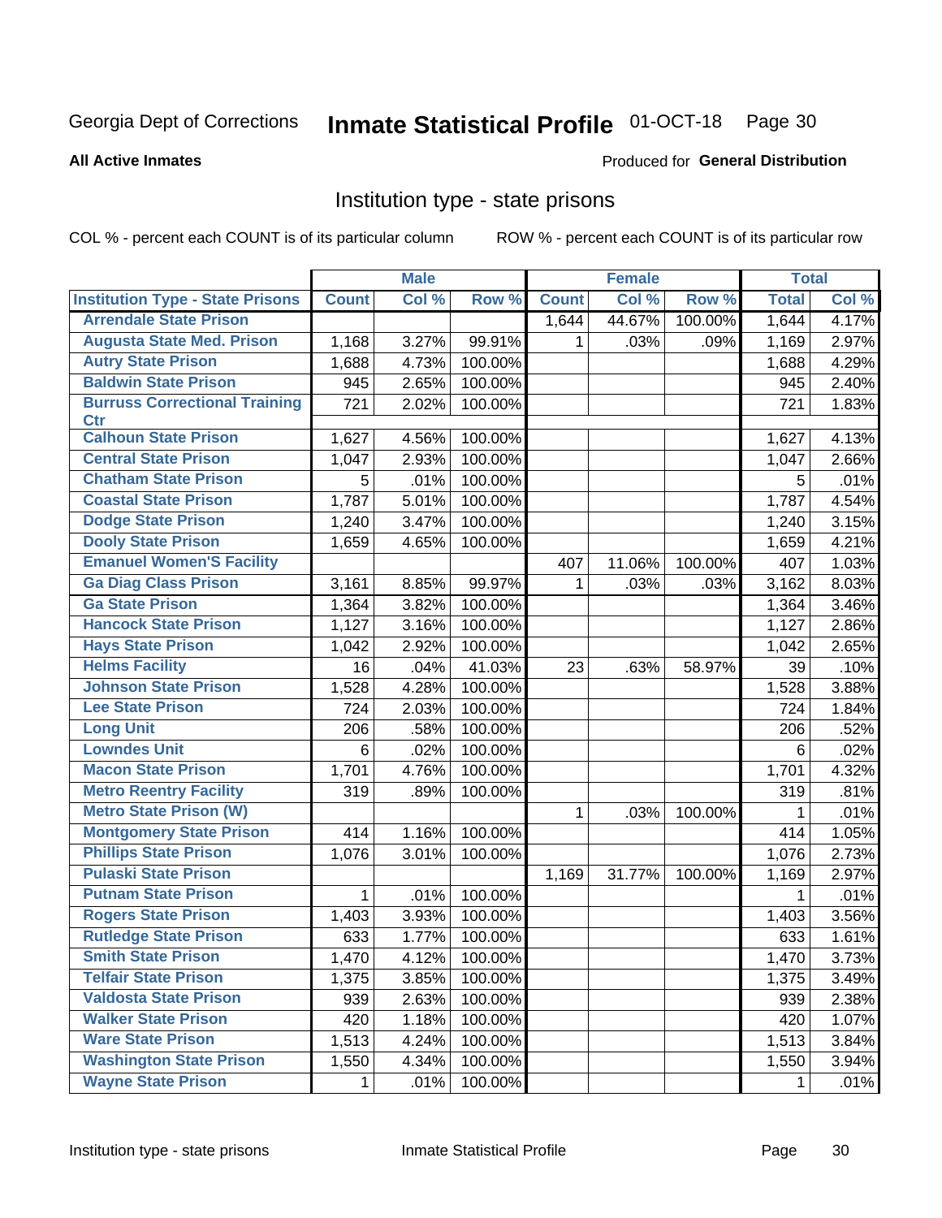Georgia Dept of Corrections **Inmate Statistical Profile** 01-OCT-18

**All Active Inmates**

Produced for **General Distribution**

## Institution type - state prisons

COL % - percent each COUNT is of its particular column ROW % - percent each COUNT is of its particular row

| | Male | | | Female | | | Total | |
|---|---|---|---|---|---|---|---|---|
| **Institution Type - State Prisons** | **Count** | **Col %** | **Row %** | **Count** | **Col %** | **Row %** | **Total** | **Col %** |
| Arrendale State Prison | | | | 1,644 | 44.67% | 100.00% | 1,644 | 4.17% |
| Augusta State Med. Prison | 1,168 | 3.27% | 99.91% | 1 | .03% | .09% | 1,169 | 2.97% |
| Autry State Prison | 1,688 | 4.73% | 100.00% | | | | 1,688 | 4.29% |
| Baldwin State Prison | 945 | 2.65% | 100.00% | | | | 945 | 2.40% |
| Burruss Correctional Training Ctr | 721 | 2.02% | 100.00% | | | | 721 | 1.83% |
| Calhoun State Prison | 1,627 | 4.56% | 100.00% | | | | 1,627 | 4.13% |
| Central State Prison | 1,047 | 2.93% | 100.00% | | | | 1,047 | 2.66% |
| Chatham State Prison | 5 | .01% | 100.00% | | | | 5 | .01% |
| Coastal State Prison | 1,787 | 5.01% | 100.00% | | | | 1,787 | 4.54% |
| Dodge State Prison | 1,240 | 3.47% | 100.00% | | | | 1,240 | 3.15% |
| Dooly State Prison | 1,659 | 4.65% | 100.00% | | | | 1,659 | 4.21% |
| Emanuel Women'S Facility | | | | 407 | 11.06% | 100.00% | 407 | 1.03% |
| Ga Diag Class Prison | 3,161 | 8.85% | 99.97% | 1 | .03% | .03% | 3,162 | 8.03% |
| Ga State Prison | 1,364 | 3.82% | 100.00% | | | | 1,364 | 3.46% |
| Hancock State Prison | 1,127 | 3.16% | 100.00% | | | | 1,127 | 2.86% |
| Hays State Prison | 1,042 | 2.92% | 100.00% | | | | 1,042 | 2.65% |
| Helms Facility | 16 | .04% | 41.03% | 23 | .63% | 58.97% | 39 | .10% |
| Johnson State Prison | 1,528 | 4.28% | 100.00% | | | | 1,528 | 3.88% |
| Lee State Prison | 724 | 2.03% | 100.00% | | | | 724 | 1.84% |
| Long Unit | 206 | .58% | 100.00% | | | | 206 | .52% |
| Lowndes Unit | 6 | .02% | 100.00% | | | | 6 | .02% |
| Macon State Prison | 1,701 | 4.76% | 100.00% | | | | 1,701 | 4.32% |
| Metro Reentry Facility | 319 | .89% | 100.00% | | | | 319 | .81% |
| Metro State Prison (W) | | | | 1 | .03% | 100.00% | 1 | .01% |
| Montgomery State Prison | 414 | 1.16% | 100.00% | | | | 414 | 1.05% |
| Phillips State Prison | 1,076 | 3.01% | 100.00% | | | | 1,076 | 2.73% |
| Pulaski State Prison | | | | 1,169 | 31.77% | 100.00% | 1,169 | 2.97% |
| Putnam State Prison | 1 | .01% | 100.00% | | | | 1 | .01% |
| Rogers State Prison | 1,403 | 3.93% | 100.00% | | | | 1,403 | 3.56% |
| Rutledge State Prison | 633 | 1.77% | 100.00% | | | | 633 | 1.61% |
| Smith State Prison | 1,470 | 4.12% | 100.00% | | | | 1,470 | 3.73% |
| Telfair State Prison | 1,375 | 3.85% | 100.00% | | | | 1,375 | 3.49% |
| Valdosta State Prison | 939 | 2.63% | 100.00% | | | | 939 | 2.38% |
| Walker State Prison | 420 | 1.18% | 100.00% | | | | 420 | 1.07% |
| Ware State Prison | 1,513 | 4.24% | 100.00% | | | | 1,513 | 3.84% |
| Washington State Prison | 1,550 | 4.34% | 100.00% | | | | 1,550 | 3.94% |
| Wayne State Prison | 1 | .01% | 100.00% | | | | 1 | .01% |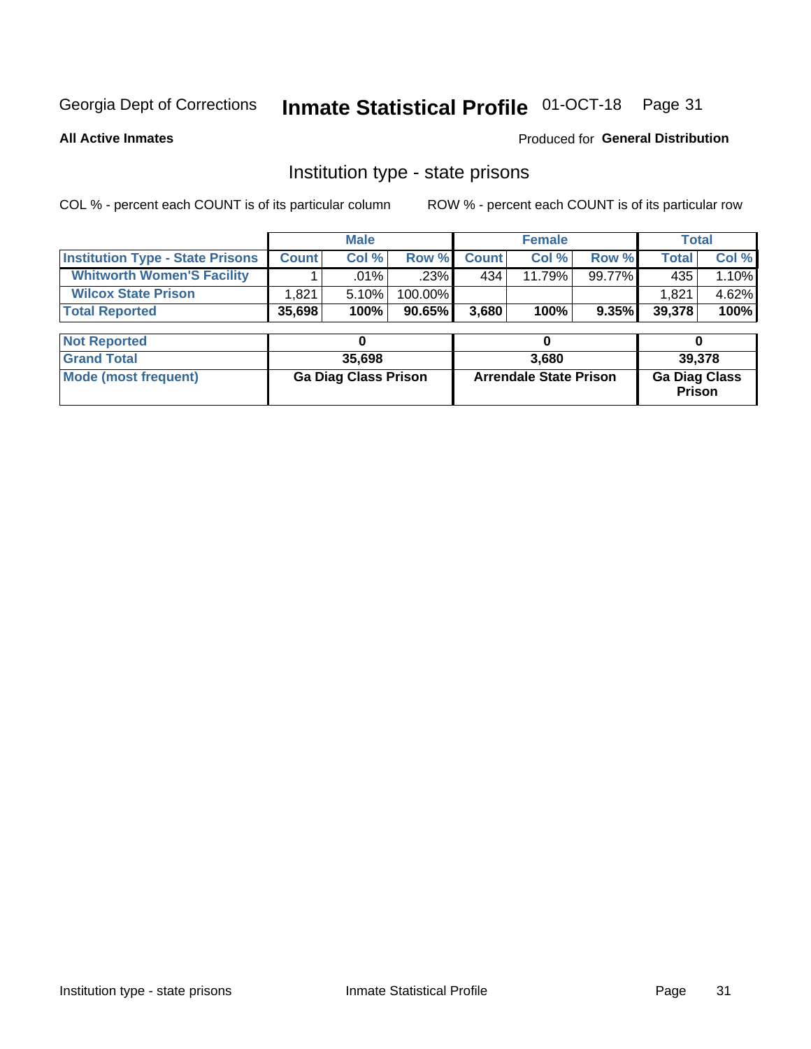Georgia Dept of Corrections **Inmate Statistical Profile** 01-OCT-18

**All Active Inmates**

Produced for **General Distribution**

## Institution type - state prisons

COL % - percent each COUNT is of its particular column ROW % - percent each COUNT is of its particular row

| | Male | | | Female | | | Total | |
|---|---|---|---|---|---|---|---|---|
| **Institution Type - State Prisons** | **Count** | **Col %** | **Row %** | **Count** | **Col %** | **Row %** | **Total** | **Col %** |
| **Whitworth Women'S Facility** | 1 | .01% | .23% | 434 | 11.79% | 99.77% | 435 | 1.10% |
| **Wilcox State Prison** | 1,821 | 5.10% | 100.00% | | | | 1,821 | 4.62% |
| **Total Reported** | **35,698** | **100%** | **90.65%** | **3,680** | **100%** | **9.35%** | **39,378** | **100%** |

| | Male | Female | Total |
|---|---|---|---|
| **Not Reported** | **0** | **0** | **0** |
| **Grand Total** | **35,698** | **3,680** | **39,378** |
| **Mode (most frequent)** | **Ga Diag Class Prison** | **Arrendale State Prison** | **Ga Diag Class Prison** |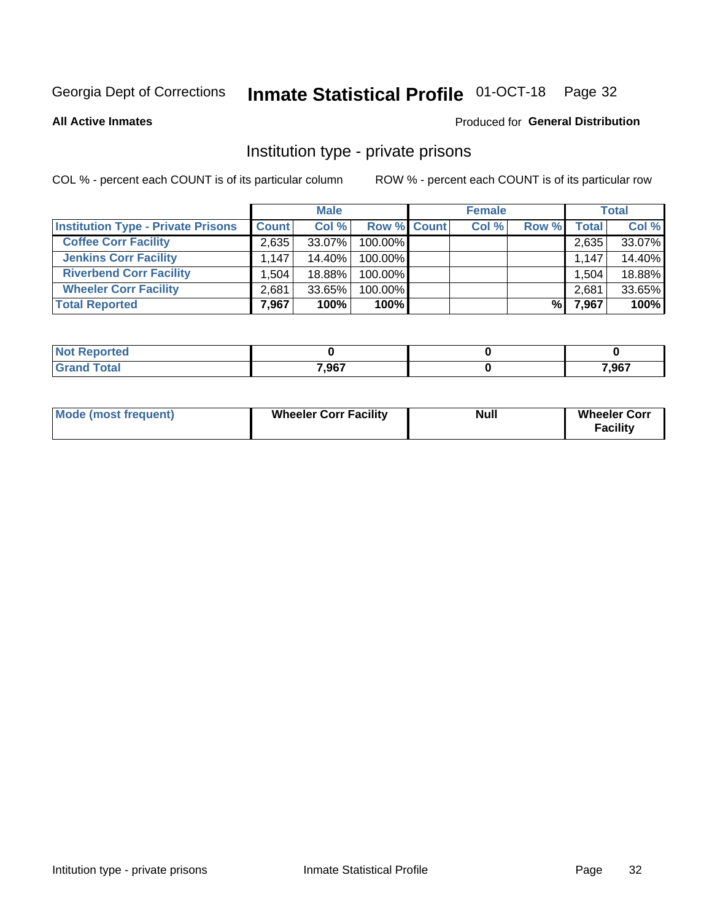Georgia Dept of Corrections **Inmate Statistical Profile** 01-OCT-18

**All Active Inmates**

Produced for **General Distribution**

## Institution type - private prisons

COL % - percent each COUNT is of its particular column

ROW % - percent each COUNT is of its particular row

| | Male | | | Female | | | Total | |
|---|---|---|---|---|---|---|---|---|
| **Institution Type - Private Prisons** | **Count** | **Col %** | **Row %** | **Count** | **Col %** | **Row %** | **Total** | **Col %** |
| **Coffee Corr Facility** | 2,635 | 33.07% | 100.00% | | | | 2,635 | 33.07% |
| **Jenkins Corr Facility** | 1,147 | 14.40% | 100.00% | | | | 1,147 | 14.40% |
| **Riverbend Corr Facility** | 1,504 | 18.88% | 100.00% | | | | 1,504 | 18.88% |
| **Wheeler Corr Facility** | 2,681 | 33.65% | 100.00% | | | | 2,681 | 33.65% |
| **Total Reported** | **7,967** | **100%** | **100%** | | | **%** | **7,967** | **100%** |

| | Male | Female | Total |
|---|---|---|---|
| **Not Reported** | **0** | **0** | **0** |
| **Grand Total** | **7,967** | **0** | **7,967** |

| | Male | Female | Total |
|---|---|---|---|
| **Mode (most frequent)** | **Wheeler Corr Facility** | **Null** | **Wheeler Corr Facility** |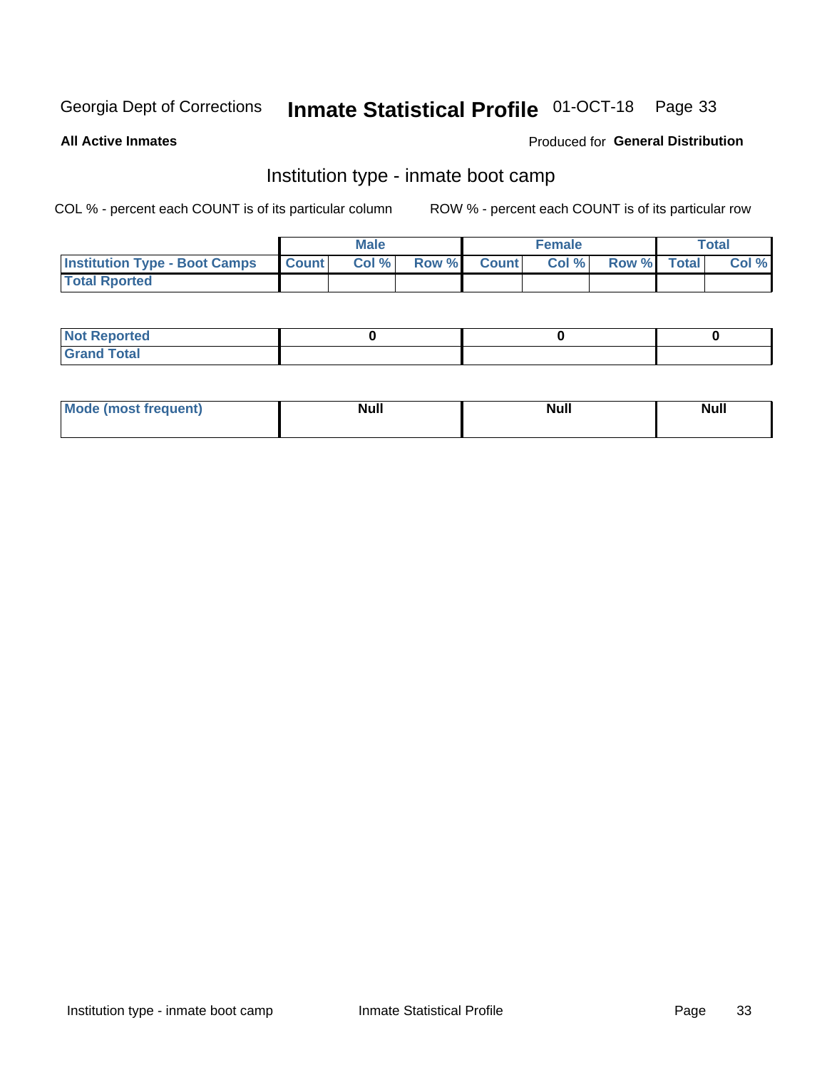Georgia Dept of Corrections **Inmate Statistical Profile** 01-OCT-18

**All Active Inmates**

Produced for **General Distribution**

## Institution type - inmate boot camp

COL % - percent each COUNT is of its particular column

ROW % - percent each COUNT is of its particular row

| | Male | | | Female | | | Total | |
|---|---|---|---|---|---|---|---|---|
| **Institution Type - Boot Camps** | **Count** | **Col %** | **Row %** | **Count** | **Col %** | **Row %** | **Total** | **Col %** |
| **Total Rported** | | | | | | | | |
| **Not Reported** | 0 | | | 0 | | | 0 | |
| **Grand Total** | | | | | | | | |

| | Male | Female | Total |
|---|---|---|---|
| **Mode (most frequent)** | Null | Null | Null |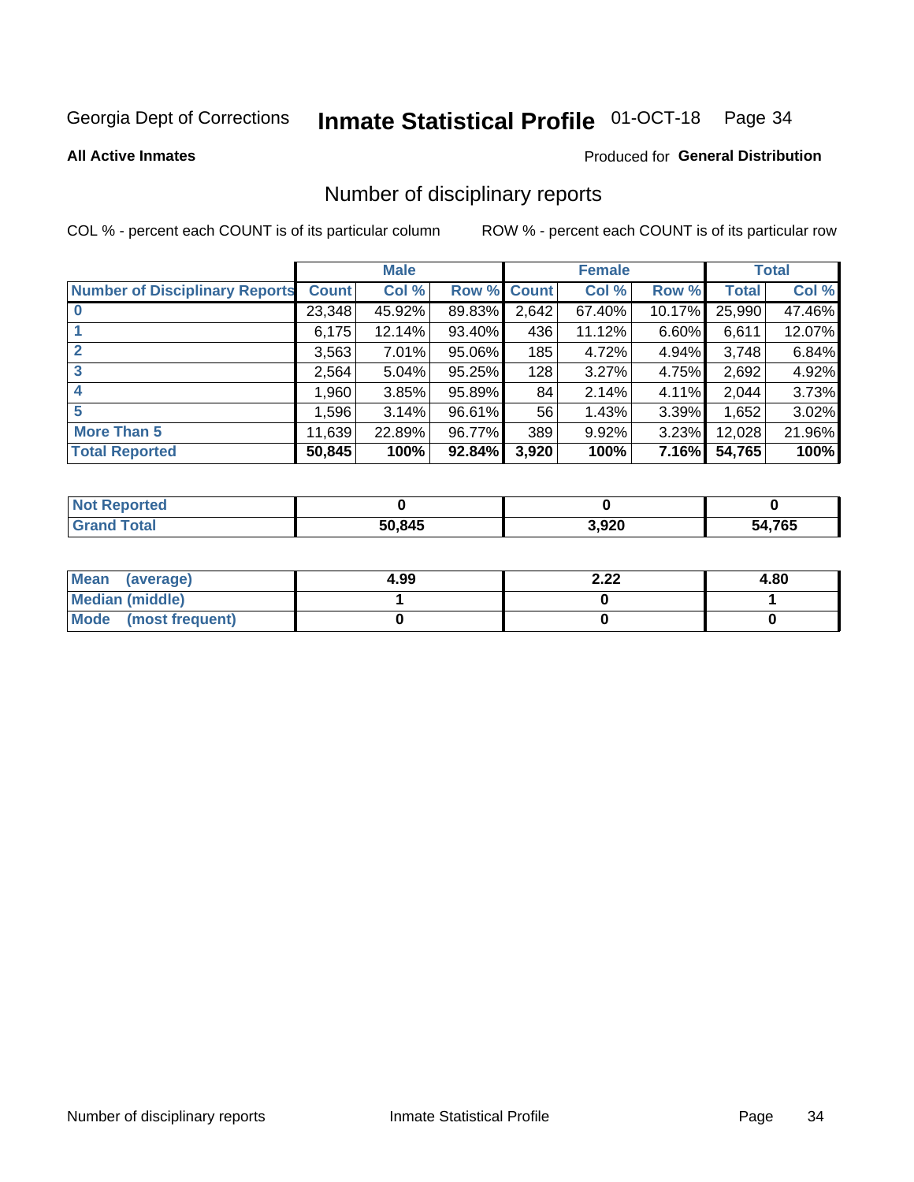Georgia Dept of Corrections **Inmate Statistical Profile** 01-OCT-18

**All Active Inmates**

Produced for **General Distribution**

## Number of disciplinary reports

COL % - percent each COUNT is of its particular column

ROW % - percent each COUNT is of its particular row

| | Male | | | Female | | | Total | |
|---|---|---|---|---|---|---|---|---|
| **Number of Disciplinary Reports** | **Count** | **Col %** | **Row %** | **Count** | **Col %** | **Row %** | **Total** | **Col %** |
| **0** | 23,348 | 45.92% | 89.83% | 2,642 | 67.40% | 10.17% | 25,990 | 47.46% |
| **1** | 6,175 | 12.14% | 93.40% | 436 | 11.12% | 6.60% | 6,611 | 12.07% |
| **2** | 3,563 | 7.01% | 95.06% | 185 | 4.72% | 4.94% | 3,748 | 6.84% |
| **3** | 2,564 | 5.04% | 95.25% | 128 | 3.27% | 4.75% | 2,692 | 4.92% |
| **4** | 1,960 | 3.85% | 95.89% | 84 | 2.14% | 4.11% | 2,044 | 3.73% |
| **5** | 1,596 | 3.14% | 96.61% | 56 | 1.43% | 3.39% | 1,652 | 3.02% |
| **More Than 5** | 11,639 | 22.89% | 96.77% | 389 | 9.92% | 3.23% | 12,028 | 21.96% |
| **Total Reported** | **50,845** | **100%** | **92.84%** | **3,920** | **100%** | **7.16%** | **54,765** | **100%** |

| | Male | Female | Total |
|---|---|---|---|
| **Not Reported** | **0** | **0** | **0** |
| **Grand Total** | **50,845** | **3,920** | **54,765** |

| | Male | Female | Total |
|---|---|---|---|
| **Mean (average)** | **4.99** | **2.22** | **4.80** |
| **Median (middle)** | **1** | **0** | **1** |
| **Mode (most frequent)** | **0** | **0** | **0** |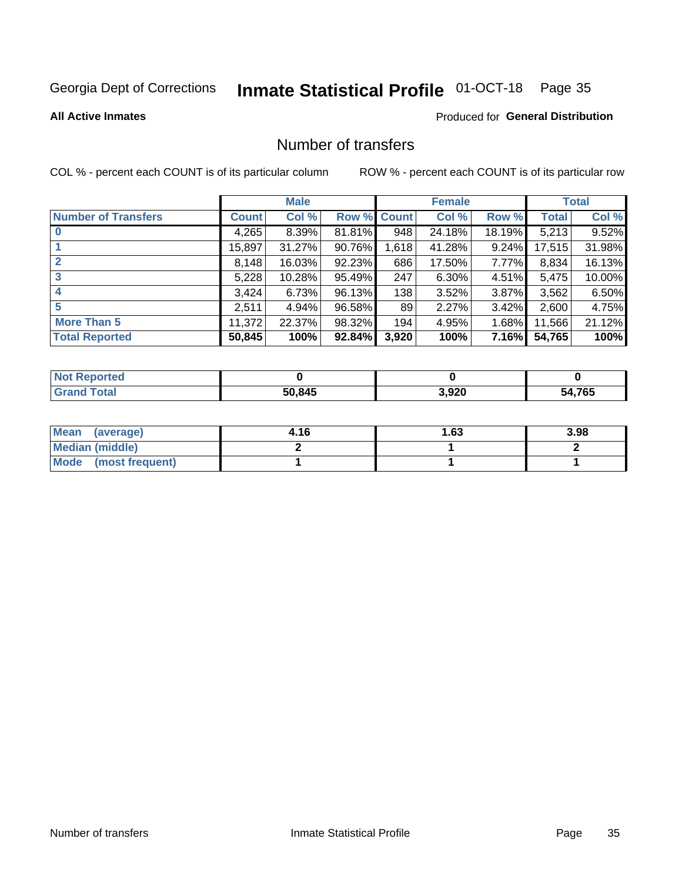Georgia Dept of Corrections **Inmate Statistical Profile** 01-OCT-18 Page 35

**All Active Inmates**

Produced for **General Distribution**

## Number of transfers

COL % - percent each COUNT is of its particular column ROW % - percent each COUNT is of its particular row

| | Male | | | Female | | | Total | |
|---|---|---|---|---|---|---|---|---|
| **Number of Transfers** | **Count** | **Col %** | **Row %** | **Count** | **Col %** | **Row %** | **Total** | **Col %** |
| **0** | 4,265 | 8.39% | 81.81% | 948 | 24.18% | 18.19% | 5,213 | 9.52% |
| **1** | 15,897 | 31.27% | 90.76% | 1,618 | 41.28% | 9.24% | 17,515 | 31.98% |
| **2** | 8,148 | 16.03% | 92.23% | 686 | 17.50% | 7.77% | 8,834 | 16.13% |
| **3** | 5,228 | 10.28% | 95.49% | 247 | 6.30% | 4.51% | 5,475 | 10.00% |
| **4** | 3,424 | 6.73% | 96.13% | 138 | 3.52% | 3.87% | 3,562 | 6.50% |
| **5** | 2,511 | 4.94% | 96.58% | 89 | 2.27% | 3.42% | 2,600 | 4.75% |
| **More Than 5** | 11,372 | 22.37% | 98.32% | 194 | 4.95% | 1.68% | 11,566 | 21.12% |
| **Total Reported** | **50,845** | **100%** | **92.84%** | **3,920** | **100%** | **7.16%** | **54,765** | **100%** |

| | Male | Female | Total |
|---|---|---|---|
| **Not Reported** | **0** | **0** | **0** |
| **Grand Total** | **50,845** | **3,920** | **54,765** |

| | Male | Female | Total |
|---|---|---|---|
| **Mean (average)** | **4.16** | **1.63** | **3.98** |
| **Median (middle)** | **2** | **1** | **2** |
| **Mode (most frequent)** | **1** | **1** | **1** |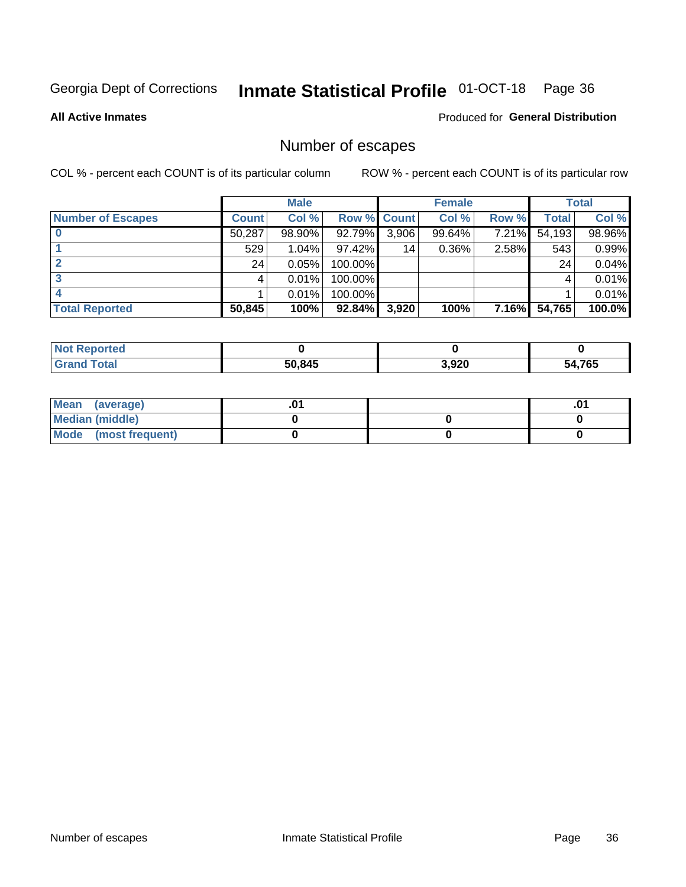Georgia Dept of Corrections **Inmate Statistical Profile** 01-OCT-18

**All Active Inmates**

Produced for **General Distribution**

## Number of escapes

COL % - percent each COUNT is of its particular column ROW % - percent each COUNT is of its particular row

| | Male | | | Female | | | Total | |
|---|---|---|---|---|---|---|---|---|
| **Number of Escapes** | **Count** | **Col %** | **Row %** | **Count** | **Col %** | **Row %** | **Total** | **Col %** |
| **0** | 50,287 | 98.90% | 92.79% | 3,906 | 99.64% | 7.21% | 54,193 | 98.96% |
| **1** | 529 | 1.04% | 97.42% | 14 | 0.36% | 2.58% | 543 | 0.99% |
| **2** | 24 | 0.05% | 100.00% | | | | 24 | 0.04% |
| **3** | 4 | 0.01% | 100.00% | | | | 4 | 0.01% |
| **4** | 1 | 0.01% | 100.00% | | | | 1 | 0.01% |
| **Total Reported** | **50,845** | **100%** | **92.84%** | **3,920** | **100%** | **7.16%** | **54,765** | **100.0%** |

| | Male | Female | Total |
|---|---|---|---|
| **Not Reported** | **0** | **0** | **0** |
| **Grand Total** | **50,845** | **3,920** | **54,765** |

| | Male | Female | Total |
|---|---|---|---|
| **Mean (average)** | **.01** | | **.01** |
| **Median (middle)** | **0** | **0** | **0** |
| **Mode (most frequent)** | **0** | **0** | **0** |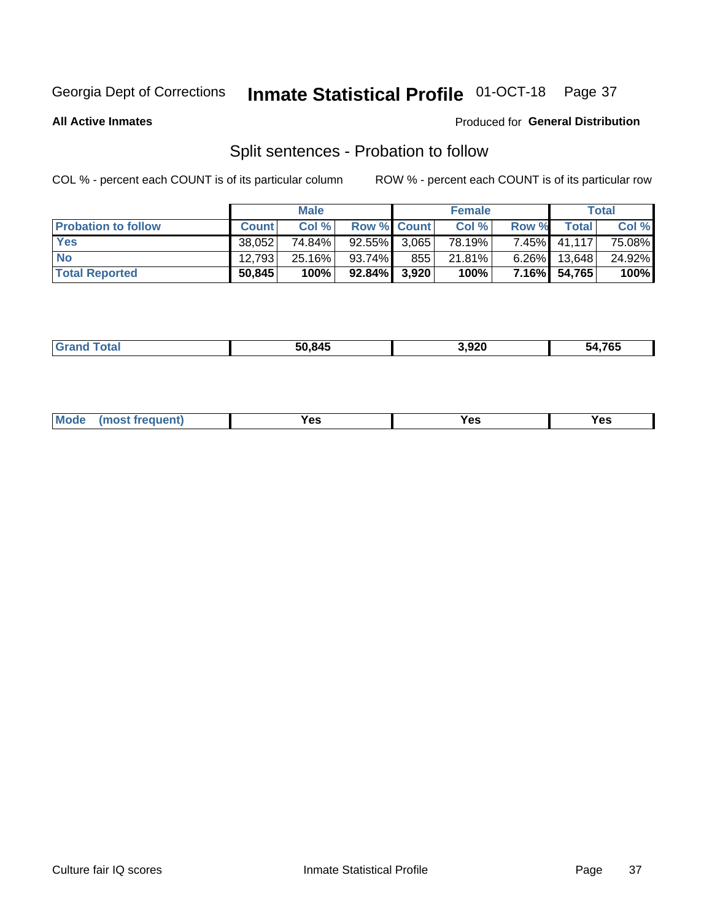Georgia Dept of Corrections **Inmate Statistical Profile** 01-OCT-18

**All Active Inmates**

Produced for **General Distribution**

## Split sentences - Probation to follow

COL % - percent each COUNT is of its particular column

ROW % - percent each COUNT is of its particular row

| | Male | | | Female | | | Total | |
|---|---|---|---|---|---|---|---|---|
| **Probation to follow** | **Count** | **Col %** | **Row %** | **Count** | **Col %** | **Row %** | **Total** | **Col %** |
| **Yes** | 38,052 | 74.84% | 92.55% | 3,065 | 78.19% | 7.45% | 41,117 | 75.08% |
| **No** | 12,793 | 25.16% | 93.74% | 855 | 21.81% | 6.26% | 13,648 | 24.92% |
| **Total Reported** | **50,845** | **100%** | **92.84%** | **3,920** | **100%** | **7.16%** | **54,765** | **100%** |

| | | | |
|---|---|---|---|
| **Grand Total** | **50,845** | **3,920** | **54,765** |

| | | | |
|---|---|---|---|
| **Mode (most frequent)** | **Yes** | **Yes** | **Yes** |

Culture fair IQ scores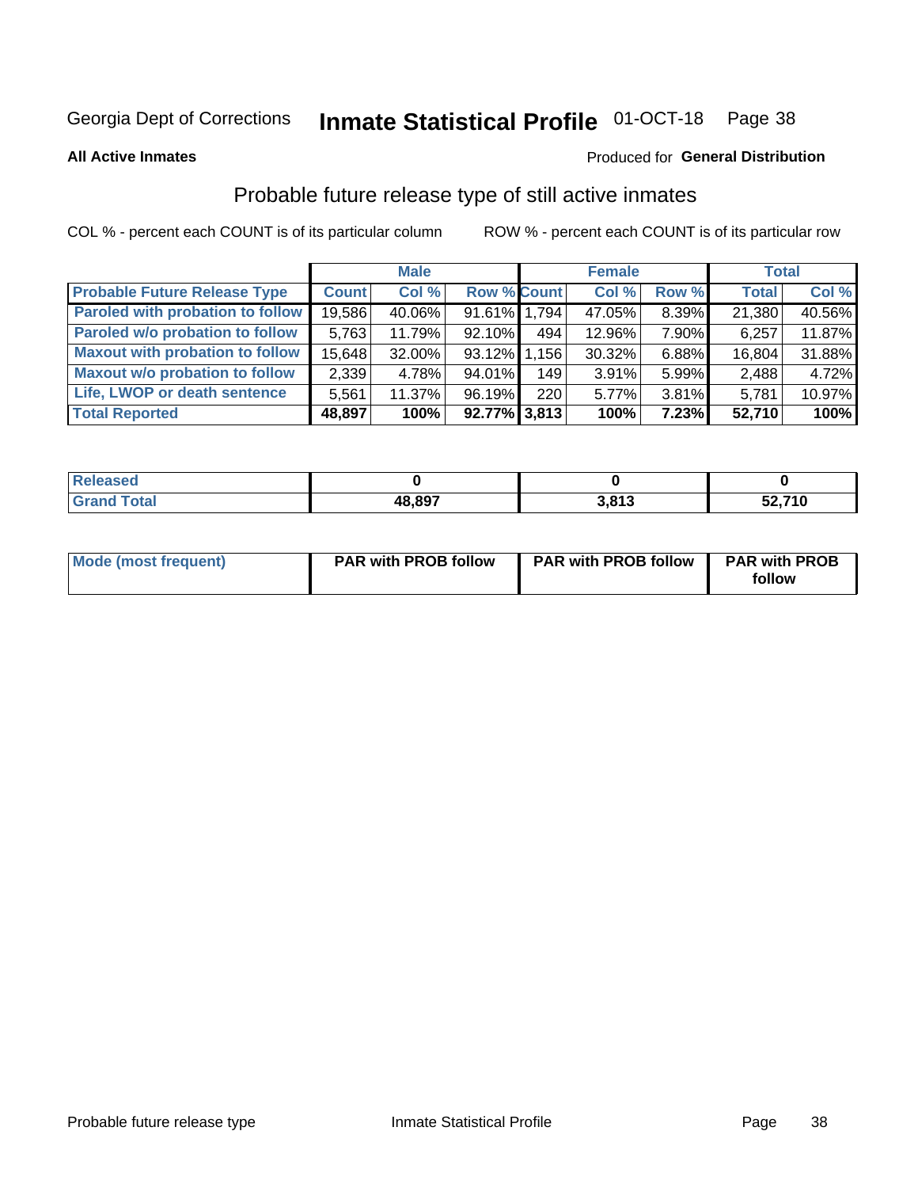Georgia Dept of Corrections **Inmate Statistical Profile** 01-OCT-18

**All Active Inmates**

Produced for **General Distribution**

## Probable future release type of still active inmates

COL % - percent each COUNT is of its particular column     ROW % - percent each COUNT is of its particular row

| | Male | | | Female | | | Total | |
|---|---|---|---|---|---|---|---|---|
| **Probable Future Release Type** | **Count** | **Col %** | **Row %** | **Count** | **Col %** | **Row %** | **Total** | **Col %** |
| Paroled with probation to follow | 19,586 | 40.06% | 91.61% | 1,794 | 47.05% | 8.39% | 21,380 | 40.56% |
| Paroled w/o probation to follow | 5,763 | 11.79% | 92.10% | 494 | 12.96% | 7.90% | 6,257 | 11.87% |
| Maxout with probation to follow | 15,648 | 32.00% | 93.12% | 1,156 | 30.32% | 6.88% | 16,804 | 31.88% |
| Maxout w/o probation to follow | 2,339 | 4.78% | 94.01% | 149 | 3.91% | 5.99% | 2,488 | 4.72% |
| Life, LWOP or death sentence | 5,561 | 11.37% | 96.19% | 220 | 5.77% | 3.81% | 5,781 | 10.97% |
| **Total Reported** | **48,897** | **100%** | **92.77%** | **3,813** | **100%** | **7.23%** | **52,710** | **100%** |

| | Male | Female | Total |
|---|---|---|---|
| Released | 0 | 0 | 0 |
| Grand Total | 48,897 | 3,813 | 52,710 |

| | Male | Female | Total |
|---|---|---|---|
| Mode (most frequent) | PAR with PROB follow | PAR with PROB follow | PAR with PROB follow |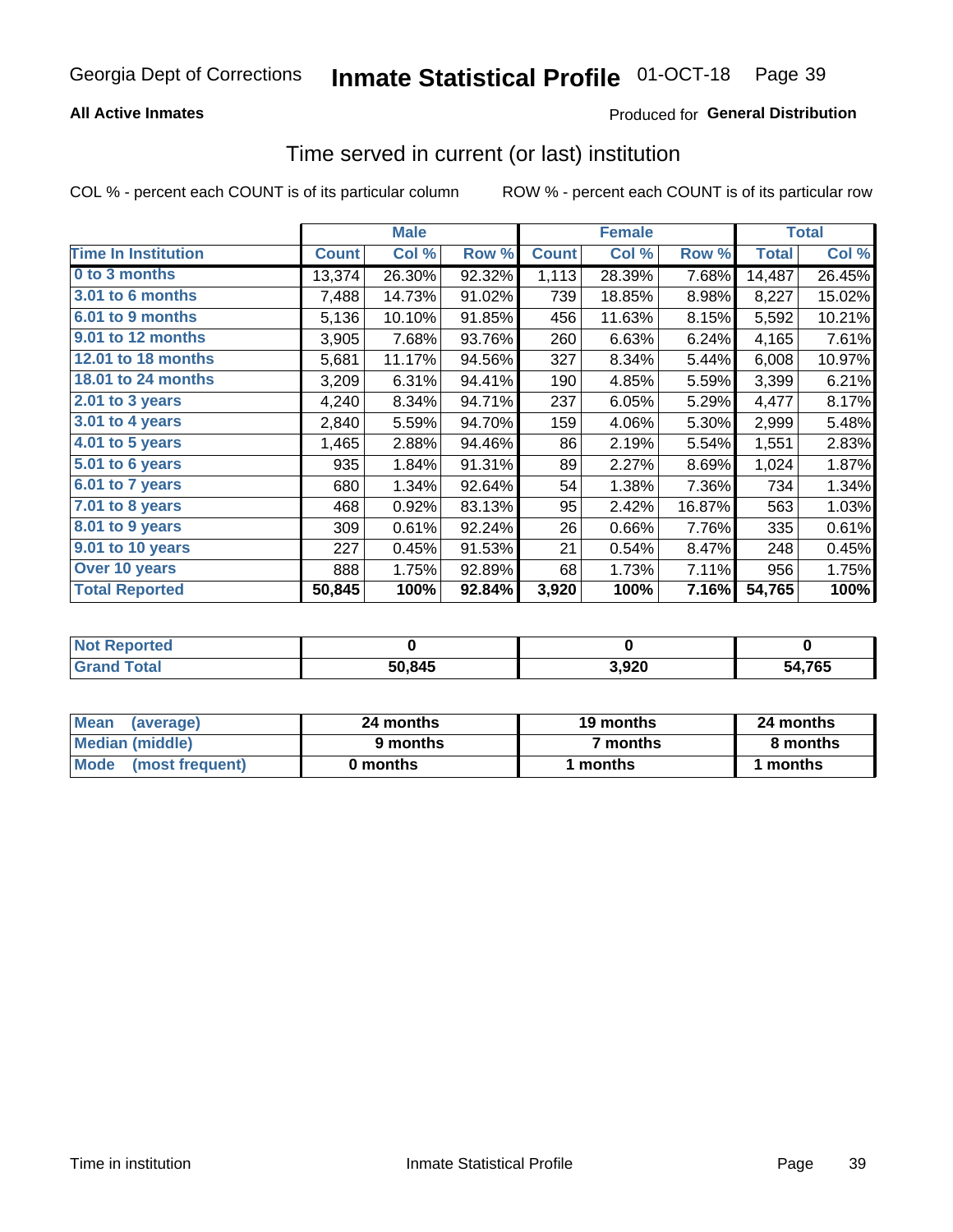Georgia Dept of Corrections **Inmate Statistical Profile** 01-OCT-18

**All Active Inmates** Produced for **General Distribution**

## Time served in current (or last) institution

COL % - percent each COUNT is of its particular column ROW % - percent each COUNT is of its particular row

| | Male | | | Female | | | Total | |
|---|---|---|---|---|---|---|---|---|
| Time In Institution | Count | Col % | Row % | Count | Col % | Row % | Total | Col % |
| 0 to 3 months | 13,374 | 26.30% | 92.32% | 1,113 | 28.39% | 7.68% | 14,487 | 26.45% |
| 3.01 to 6 months | 7,488 | 14.73% | 91.02% | 739 | 18.85% | 8.98% | 8,227 | 15.02% |
| 6.01 to 9 months | 5,136 | 10.10% | 91.85% | 456 | 11.63% | 8.15% | 5,592 | 10.21% |
| 9.01 to 12 months | 3,905 | 7.68% | 93.76% | 260 | 6.63% | 6.24% | 4,165 | 7.61% |
| 12.01 to 18 months | 5,681 | 11.17% | 94.56% | 327 | 8.34% | 5.44% | 6,008 | 10.97% |
| 18.01 to 24 months | 3,209 | 6.31% | 94.41% | 190 | 4.85% | 5.59% | 3,399 | 6.21% |
| 2.01 to 3 years | 4,240 | 8.34% | 94.71% | 237 | 6.05% | 5.29% | 4,477 | 8.17% |
| 3.01 to 4 years | 2,840 | 5.59% | 94.70% | 159 | 4.06% | 5.30% | 2,999 | 5.48% |
| 4.01 to 5 years | 1,465 | 2.88% | 94.46% | 86 | 2.19% | 5.54% | 1,551 | 2.83% |
| 5.01 to 6 years | 935 | 1.84% | 91.31% | 89 | 2.27% | 8.69% | 1,024 | 1.87% |
| 6.01 to 7 years | 680 | 1.34% | 92.64% | 54 | 1.38% | 7.36% | 734 | 1.34% |
| 7.01 to 8 years | 468 | 0.92% | 83.13% | 95 | 2.42% | 16.87% | 563 | 1.03% |
| 8.01 to 9 years | 309 | 0.61% | 92.24% | 26 | 0.66% | 7.76% | 335 | 0.61% |
| 9.01 to 10 years | 227 | 0.45% | 91.53% | 21 | 0.54% | 8.47% | 248 | 0.45% |
| Over 10 years | 888 | 1.75% | 92.89% | 68 | 1.73% | 7.11% | 956 | 1.75% |
| **Total Reported** | **50,845** | **100%** | **92.84%** | **3,920** | **100%** | **7.16%** | **54,765** | **100%** |

| | Male | Female | Total |
|---|---|---|---|
| Not Reported | **0** | **0** | **0** |
| Grand Total | **50,845** | **3,920** | **54,765** |

| | Male | Female | Total |
|---|---|---|---|
| Mean (average) | **24 months** | **19 months** | **24 months** |
| Median (middle) | **9 months** | **7 months** | **8 months** |
| Mode (most frequent) | **0 months** | **1 months** | **1 months** |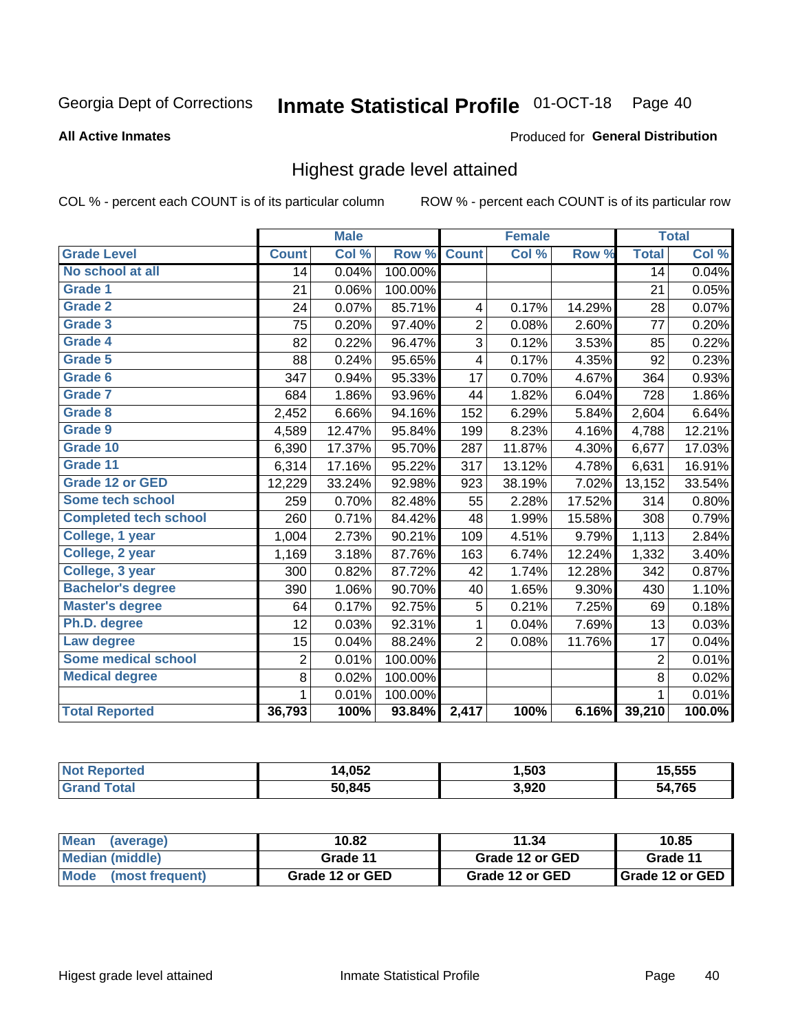Georgia Dept of Corrections **Inmate Statistical Profile** 01-OCT-18

**All Active Inmates**

Produced for **General Distribution**

## Highest grade level attained

COL % - percent each COUNT is of its particular column ROW % - percent each COUNT is of its particular row

| | Male | | | Female | | | Total | |
|---|---|---|---|---|---|---|---|---|
| **Grade Level** | **Count** | **Col %** | **Row %** | **Count** | **Col %** | **Row %** | **Total** | **Col %** |
| No school at all | 14 | 0.04% | 100.00% | | | | 14 | 0.04% |
| Grade 1 | 21 | 0.06% | 100.00% | | | | 21 | 0.05% |
| Grade 2 | 24 | 0.07% | 85.71% | 4 | 0.17% | 14.29% | 28 | 0.07% |
| Grade 3 | 75 | 0.20% | 97.40% | 2 | 0.08% | 2.60% | 77 | 0.20% |
| Grade 4 | 82 | 0.22% | 96.47% | 3 | 0.12% | 3.53% | 85 | 0.22% |
| Grade 5 | 88 | 0.24% | 95.65% | 4 | 0.17% | 4.35% | 92 | 0.23% |
| Grade 6 | 347 | 0.94% | 95.33% | 17 | 0.70% | 4.67% | 364 | 0.93% |
| Grade 7 | 684 | 1.86% | 93.96% | 44 | 1.82% | 6.04% | 728 | 1.86% |
| Grade 8 | 2,452 | 6.66% | 94.16% | 152 | 6.29% | 5.84% | 2,604 | 6.64% |
| Grade 9 | 4,589 | 12.47% | 95.84% | 199 | 8.23% | 4.16% | 4,788 | 12.21% |
| Grade 10 | 6,390 | 17.37% | 95.70% | 287 | 11.87% | 4.30% | 6,677 | 17.03% |
| Grade 11 | 6,314 | 17.16% | 95.22% | 317 | 13.12% | 4.78% | 6,631 | 16.91% |
| Grade 12 or GED | 12,229 | 33.24% | 92.98% | 923 | 38.19% | 7.02% | 13,152 | 33.54% |
| Some tech school | 259 | 0.70% | 82.48% | 55 | 2.28% | 17.52% | 314 | 0.80% |
| Completed tech school | 260 | 0.71% | 84.42% | 48 | 1.99% | 15.58% | 308 | 0.79% |
| College, 1 year | 1,004 | 2.73% | 90.21% | 109 | 4.51% | 9.79% | 1,113 | 2.84% |
| College, 2 year | 1,169 | 3.18% | 87.76% | 163 | 6.74% | 12.24% | 1,332 | 3.40% |
| College, 3 year | 300 | 0.82% | 87.72% | 42 | 1.74% | 12.28% | 342 | 0.87% |
| Bachelor's degree | 390 | 1.06% | 90.70% | 40 | 1.65% | 9.30% | 430 | 1.10% |
| Master's degree | 64 | 0.17% | 92.75% | 5 | 0.21% | 7.25% | 69 | 0.18% |
| Ph.D. degree | 12 | 0.03% | 92.31% | 1 | 0.04% | 7.69% | 13 | 0.03% |
| Law degree | 15 | 0.04% | 88.24% | 2 | 0.08% | 11.76% | 17 | 0.04% |
| Some medical school | 2 | 0.01% | 100.00% | | | | 2 | 0.01% |
| Medical degree | 8 | 0.02% | 100.00% | | | | 8 | 0.02% |
| | 1 | 0.01% | 100.00% | | | | 1 | 0.01% |
| **Total Reported** | **36,793** | **100%** | **93.84%** | **2,417** | **100%** | **6.16%** | **39,210** | **100.0%** |

| | Male | Female | Total |
|---|---|---|---|
| Not Reported | 14,052 | 1,503 | 15,555 |
| Grand Total | 50,845 | 3,920 | 54,765 |

| | Male | Female | Total |
|---|---|---|---|
| Mean (average) | 10.82 | 11.34 | 10.85 |
| Median (middle) | Grade 11 | Grade 12 or GED | Grade 11 |
| Mode (most frequent) | Grade 12 or GED | Grade 12 or GED | Grade 12 or GED |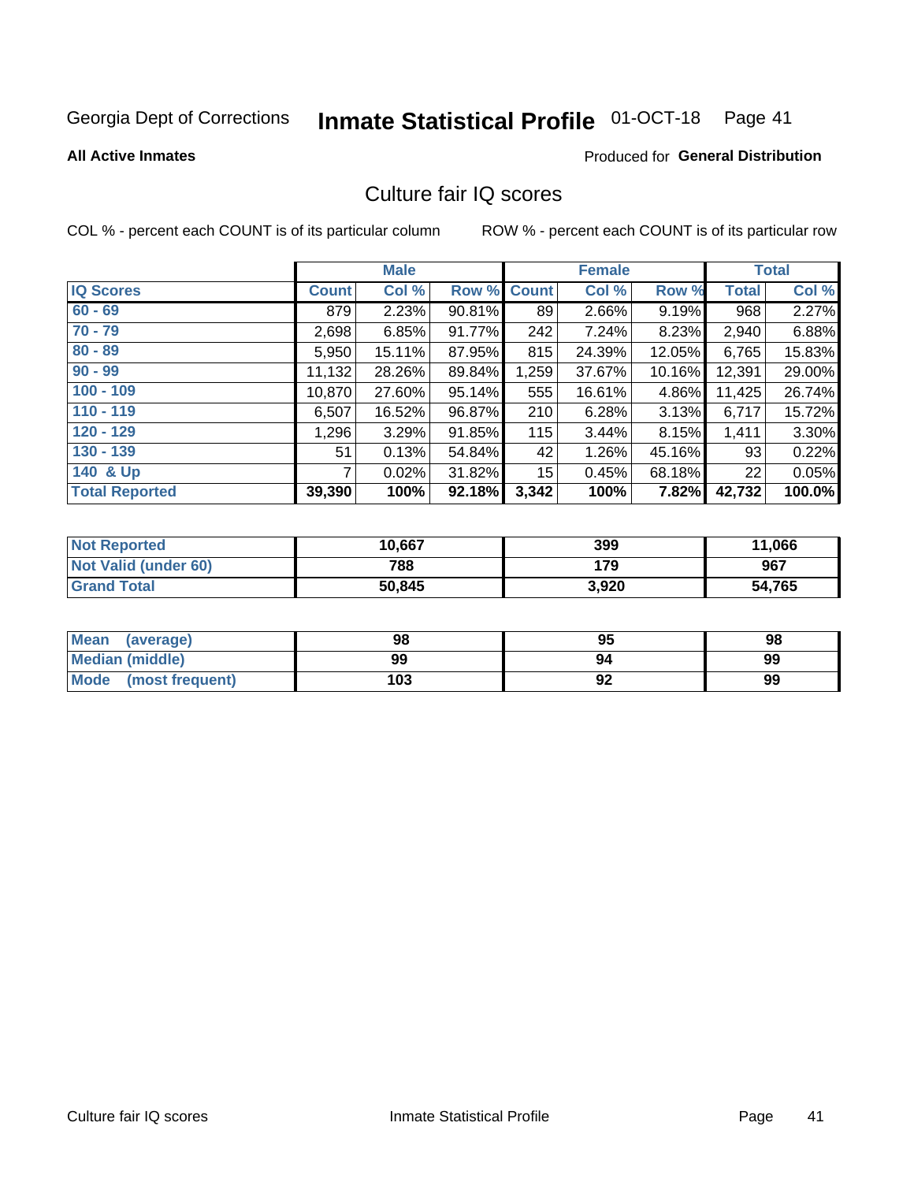Georgia Dept of Corrections **Inmate Statistical Profile** 01-OCT-18

**All Active Inmates**

Produced for **General Distribution**

## Culture fair IQ scores

COL % - percent each COUNT is of its particular column

ROW % - percent each COUNT is of its particular row

| | Male | | | Female | | | Total | |
|---|---|---|---|---|---|---|---|---|
| **IQ Scores** | **Count** | **Col %** | **Row %** | **Count** | **Col %** | **Row %** | **Total** | **Col %** |
| 60 - 69 | 879 | 2.23% | 90.81% | 89 | 2.66% | 9.19% | 968 | 2.27% |
| 70 - 79 | 2,698 | 6.85% | 91.77% | 242 | 7.24% | 8.23% | 2,940 | 6.88% |
| 80 - 89 | 5,950 | 15.11% | 87.95% | 815 | 24.39% | 12.05% | 6,765 | 15.83% |
| 90 - 99 | 11,132 | 28.26% | 89.84% | 1,259 | 37.67% | 10.16% | 12,391 | 29.00% |
| 100 - 109 | 10,870 | 27.60% | 95.14% | 555 | 16.61% | 4.86% | 11,425 | 26.74% |
| 110 - 119 | 6,507 | 16.52% | 96.87% | 210 | 6.28% | 3.13% | 6,717 | 15.72% |
| 120 - 129 | 1,296 | 3.29% | 91.85% | 115 | 3.44% | 8.15% | 1,411 | 3.30% |
| 130 - 139 | 51 | 0.13% | 54.84% | 42 | 1.26% | 45.16% | 93 | 0.22% |
| 140 & Up | 7 | 0.02% | 31.82% | 15 | 0.45% | 68.18% | 22 | 0.05% |
| **Total Reported** | **39,390** | **100%** | **92.18%** | **3,342** | **100%** | **7.82%** | **42,732** | **100.0%** |

| | Male | Female | Total |
|---|---|---|---|
| Not Reported | 10,667 | 399 | 11,066 |
| Not Valid (under 60) | 788 | 179 | 967 |
| Grand Total | 50,845 | 3,920 | 54,765 |

| | Male | Female | Total |
|---|---|---|---|
| Mean (average) | 98 | 95 | 98 |
| Median (middle) | 99 | 94 | 99 |
| Mode (most frequent) | 103 | 92 | 99 |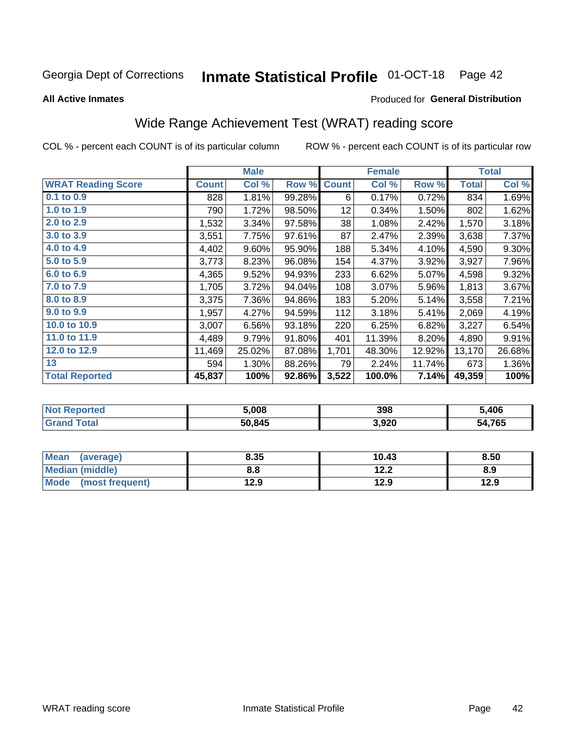Georgia Dept of Corrections **Inmate Statistical Profile** 01-OCT-18

**All Active Inmates**

Produced for **General Distribution**

## Wide Range Achievement Test (WRAT) reading score

COL % - percent each COUNT is of its particular column

ROW % - percent each COUNT is of its particular row

| | Male | | | Female | | | Total | |
|---|---|---|---|---|---|---|---|---|
| **WRAT Reading Score** | **Count** | **Col %** | **Row %** | **Count** | **Col %** | **Row %** | **Total** | **Col %** |
| 0.1 to 0.9 | 828 | 1.81% | 99.28% | 6 | 0.17% | 0.72% | 834 | 1.69% |
| 1.0 to 1.9 | 790 | 1.72% | 98.50% | 12 | 0.34% | 1.50% | 802 | 1.62% |
| 2.0 to 2.9 | 1,532 | 3.34% | 97.58% | 38 | 1.08% | 2.42% | 1,570 | 3.18% |
| 3.0 to 3.9 | 3,551 | 7.75% | 97.61% | 87 | 2.47% | 2.39% | 3,638 | 7.37% |
| 4.0 to 4.9 | 4,402 | 9.60% | 95.90% | 188 | 5.34% | 4.10% | 4,590 | 9.30% |
| 5.0 to 5.9 | 3,773 | 8.23% | 96.08% | 154 | 4.37% | 3.92% | 3,927 | 7.96% |
| 6.0 to 6.9 | 4,365 | 9.52% | 94.93% | 233 | 6.62% | 5.07% | 4,598 | 9.32% |
| 7.0 to 7.9 | 1,705 | 3.72% | 94.04% | 108 | 3.07% | 5.96% | 1,813 | 3.67% |
| 8.0 to 8.9 | 3,375 | 7.36% | 94.86% | 183 | 5.20% | 5.14% | 3,558 | 7.21% |
| 9.0 to 9.9 | 1,957 | 4.27% | 94.59% | 112 | 3.18% | 5.41% | 2,069 | 4.19% |
| 10.0 to 10.9 | 3,007 | 6.56% | 93.18% | 220 | 6.25% | 6.82% | 3,227 | 6.54% |
| 11.0 to 11.9 | 4,489 | 9.79% | 91.80% | 401 | 11.39% | 8.20% | 4,890 | 9.91% |
| 12.0 to 12.9 | 11,469 | 25.02% | 87.08% | 1,701 | 48.30% | 12.92% | 13,170 | 26.68% |
| 13 | 594 | 1.30% | 88.26% | 79 | 2.24% | 11.74% | 673 | 1.36% |
| **Total Reported** | **45,837** | **100%** | **92.86%** | **3,522** | **100.0%** | **7.14%** | **49,359** | **100%** |

| | Male | Female | Total |
|---|---|---|---|
| Not Reported | 5,008 | 398 | 5,406 |
| Grand Total | 50,845 | 3,920 | 54,765 |

| | Male | Female | Total |
|---|---|---|---|
| Mean (average) | 8.35 | 10.43 | 8.50 |
| Median (middle) | 8.8 | 12.2 | 8.9 |
| Mode (most frequent) | 12.9 | 12.9 | 12.9 |

WRAT reading score Inmate Statistical Profile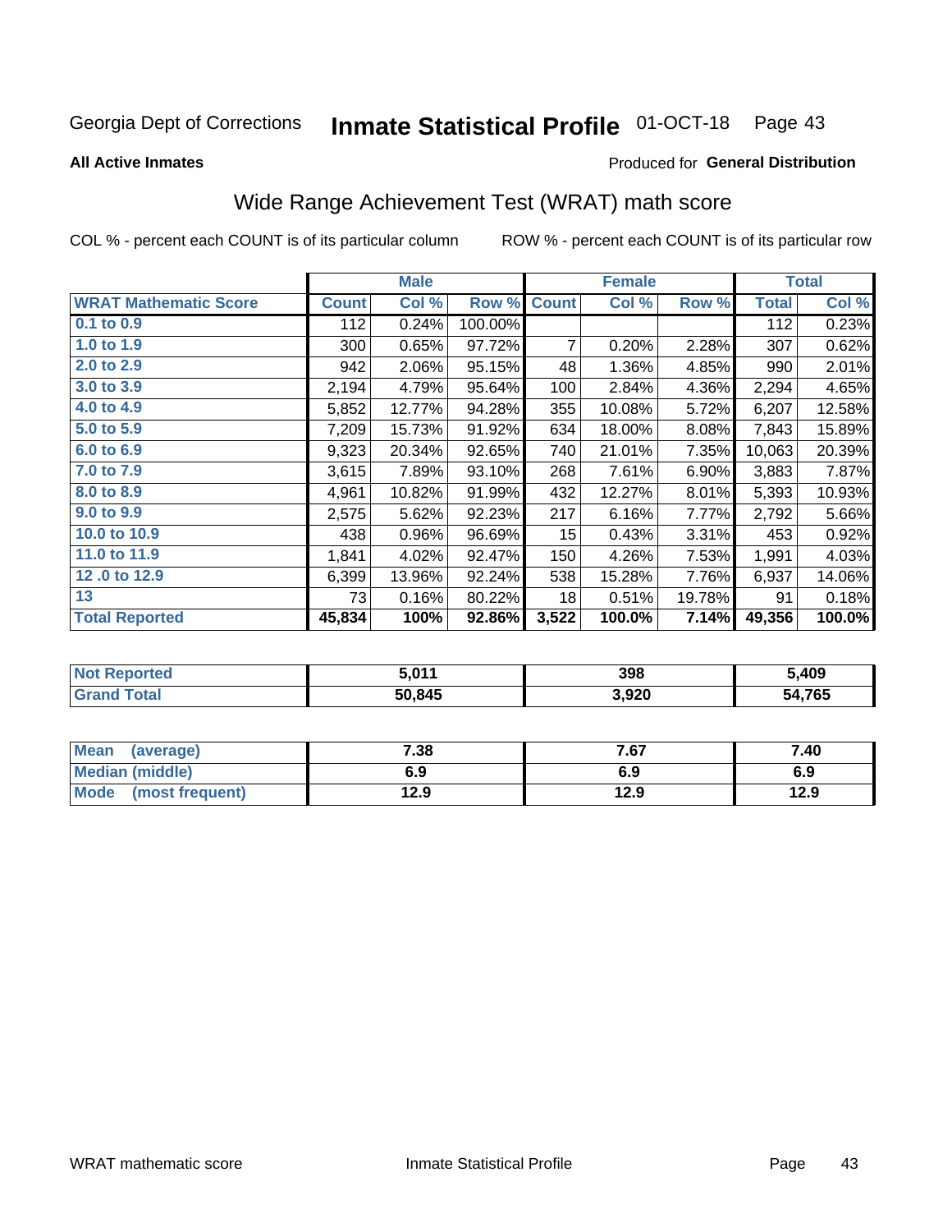Georgia Dept of Corrections **Inmate Statistical Profile** 01-OCT-18

**All Active Inmates** Produced for **General Distribution**

## Wide Range Achievement Test (WRAT) math score

COL % - percent each COUNT is of its particular column ROW % - percent each COUNT is of its particular row

| | Male | | | Female | | | Total | |
|---|---|---|---|---|---|---|---|---|
| **WRAT Mathematic Score** | **Count** | **Col %** | **Row %** | **Count** | **Col %** | **Row %** | **Total** | **Col %** |
| 0.1 to 0.9 | 112 | 0.24% | 100.00% | | | | 112 | 0.23% |
| 1.0 to 1.9 | 300 | 0.65% | 97.72% | 7 | 0.20% | 2.28% | 307 | 0.62% |
| 2.0 to 2.9 | 942 | 2.06% | 95.15% | 48 | 1.36% | 4.85% | 990 | 2.01% |
| 3.0 to 3.9 | 2,194 | 4.79% | 95.64% | 100 | 2.84% | 4.36% | 2,294 | 4.65% |
| 4.0 to 4.9 | 5,852 | 12.77% | 94.28% | 355 | 10.08% | 5.72% | 6,207 | 12.58% |
| 5.0 to 5.9 | 7,209 | 15.73% | 91.92% | 634 | 18.00% | 8.08% | 7,843 | 15.89% |
| 6.0 to 6.9 | 9,323 | 20.34% | 92.65% | 740 | 21.01% | 7.35% | 10,063 | 20.39% |
| 7.0 to 7.9 | 3,615 | 7.89% | 93.10% | 268 | 7.61% | 6.90% | 3,883 | 7.87% |
| 8.0 to 8.9 | 4,961 | 10.82% | 91.99% | 432 | 12.27% | 8.01% | 5,393 | 10.93% |
| 9.0 to 9.9 | 2,575 | 5.62% | 92.23% | 217 | 6.16% | 7.77% | 2,792 | 5.66% |
| 10.0 to 10.9 | 438 | 0.96% | 96.69% | 15 | 0.43% | 3.31% | 453 | 0.92% |
| 11.0 to 11.9 | 1,841 | 4.02% | 92.47% | 150 | 4.26% | 7.53% | 1,991 | 4.03% |
| 12 .0 to 12.9 | 6,399 | 13.96% | 92.24% | 538 | 15.28% | 7.76% | 6,937 | 14.06% |
| 13 | 73 | 0.16% | 80.22% | 18 | 0.51% | 19.78% | 91 | 0.18% |
| **Total Reported** | **45,834** | **100%** | **92.86%** | **3,522** | **100.0%** | **7.14%** | **49,356** | **100.0%** |

| | Male | Female | Total |
|---|---|---|---|
| Not Reported | 5,011 | 398 | 5,409 |
| Grand Total | 50,845 | 3,920 | 54,765 |

| | Male | Female | Total |
|---|---|---|---|
| Mean (average) | 7.38 | 7.67 | 7.40 |
| Median (middle) | 6.9 | 6.9 | 6.9 |
| Mode (most frequent) | 12.9 | 12.9 | 12.9 |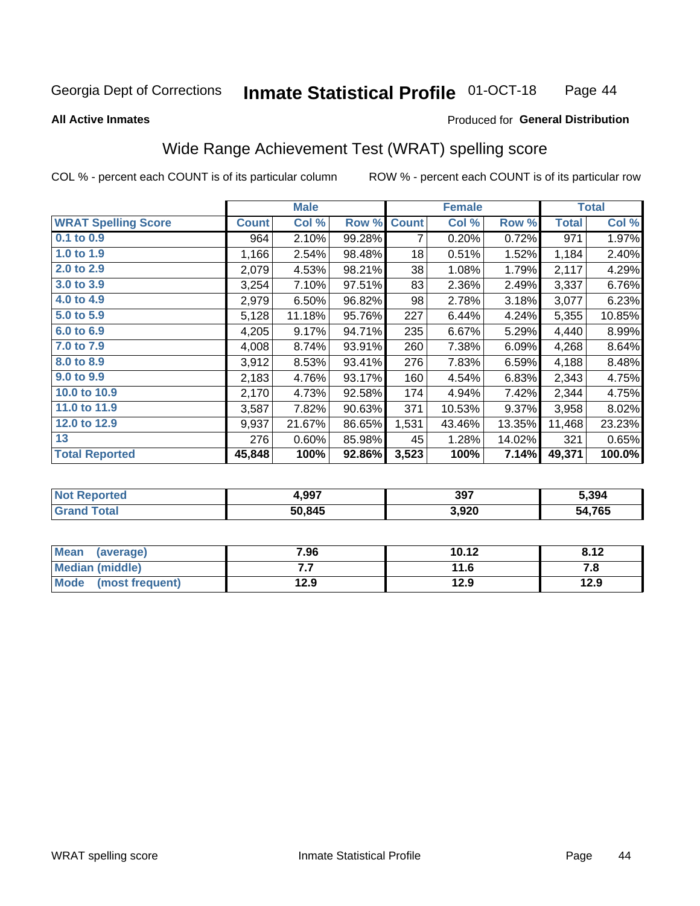Georgia Dept of Corrections **Inmate Statistical Profile** 01-OCT-18

**All Active Inmates**

Produced for **General Distribution**

## Wide Range Achievement Test (WRAT) spelling score

COL % - percent each COUNT is of its particular column

ROW % - percent each COUNT is of its particular row

| | Male | | | Female | | | Total | |
|---|---|---|---|---|---|---|---|---|
| **WRAT Spelling Score** | **Count** | **Col %** | **Row %** | **Count** | **Col %** | **Row %** | **Total** | **Col %** |
| 0.1 to 0.9 | 964 | 2.10% | 99.28% | 7 | 0.20% | 0.72% | 971 | 1.97% |
| 1.0 to 1.9 | 1,166 | 2.54% | 98.48% | 18 | 0.51% | 1.52% | 1,184 | 2.40% |
| 2.0 to 2.9 | 2,079 | 4.53% | 98.21% | 38 | 1.08% | 1.79% | 2,117 | 4.29% |
| 3.0 to 3.9 | 3,254 | 7.10% | 97.51% | 83 | 2.36% | 2.49% | 3,337 | 6.76% |
| 4.0 to 4.9 | 2,979 | 6.50% | 96.82% | 98 | 2.78% | 3.18% | 3,077 | 6.23% |
| 5.0 to 5.9 | 5,128 | 11.18% | 95.76% | 227 | 6.44% | 4.24% | 5,355 | 10.85% |
| 6.0 to 6.9 | 4,205 | 9.17% | 94.71% | 235 | 6.67% | 5.29% | 4,440 | 8.99% |
| 7.0 to 7.9 | 4,008 | 8.74% | 93.91% | 260 | 7.38% | 6.09% | 4,268 | 8.64% |
| 8.0 to 8.9 | 3,912 | 8.53% | 93.41% | 276 | 7.83% | 6.59% | 4,188 | 8.48% |
| 9.0 to 9.9 | 2,183 | 4.76% | 93.17% | 160 | 4.54% | 6.83% | 2,343 | 4.75% |
| 10.0 to 10.9 | 2,170 | 4.73% | 92.58% | 174 | 4.94% | 7.42% | 2,344 | 4.75% |
| 11.0 to 11.9 | 3,587 | 7.82% | 90.63% | 371 | 10.53% | 9.37% | 3,958 | 8.02% |
| 12.0 to 12.9 | 9,937 | 21.67% | 86.65% | 1,531 | 43.46% | 13.35% | 11,468 | 23.23% |
| 13 | 276 | 0.60% | 85.98% | 45 | 1.28% | 14.02% | 321 | 0.65% |
| **Total Reported** | **45,848** | **100%** | **92.86%** | **3,523** | **100%** | **7.14%** | **49,371** | **100.0%** |

| | Male | Female | Total |
|---|---|---|---|
| **Not Reported** | **4,997** | **397** | **5,394** |
| **Grand Total** | **50,845** | **3,920** | **54,765** |

| | Male | Female | Total |
|---|---|---|---|
| **Mean (average)** | **7.96** | **10.12** | **8.12** |
| **Median (middle)** | **7.7** | **11.6** | **7.8** |
| **Mode (most frequent)** | **12.9** | **12.9** | **12.9** |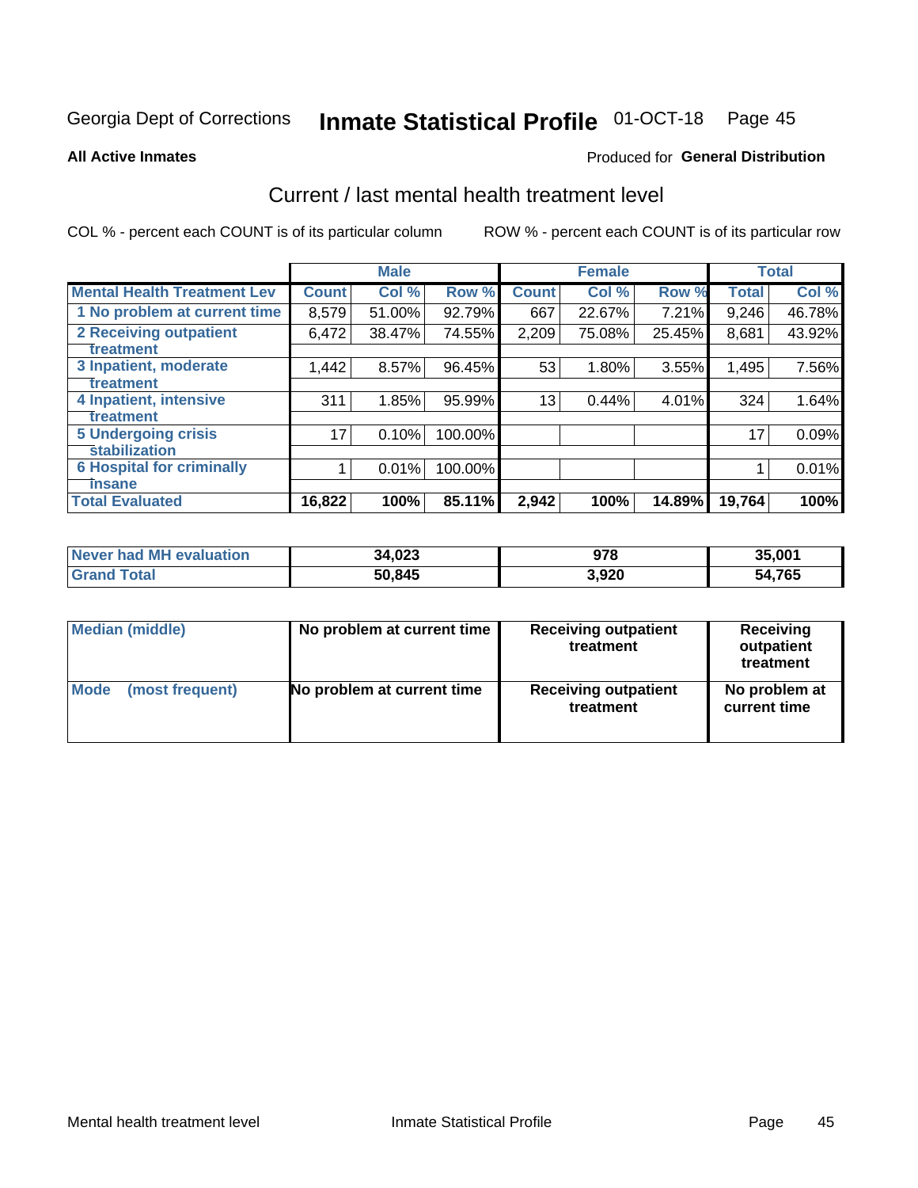Georgia Dept of Corrections **Inmate Statistical Profile** 01-OCT-18

**All Active Inmates**

Produced for **General Distribution**

## Current / last mental health treatment level

COL % - percent each COUNT is of its particular column ROW % - percent each COUNT is of its particular row

| | Male | | | Female | | | Total | |
|---|---|---|---|---|---|---|---|---|
| **Mental Health Treatment Lev** | **Count** | **Col %** | **Row %** | **Count** | **Col %** | **Row %** | **Total** | **Col %** |
| 1 No problem at current time | 8,579 | 51.00% | 92.79% | 667 | 22.67% | 7.21% | 9,246 | 46.78% |
| 2 Receiving outpatient treatment | 6,472 | 38.47% | 74.55% | 2,209 | 75.08% | 25.45% | 8,681 | 43.92% |
| 3 Inpatient, moderate treatment | 1,442 | 8.57% | 96.45% | 53 | 1.80% | 3.55% | 1,495 | 7.56% |
| 4 Inpatient, intensive treatment | 311 | 1.85% | 95.99% | 13 | 0.44% | 4.01% | 324 | 1.64% |
| 5 Undergoing crisis stabilization | 17 | 0.10% | 100.00% | | | | 17 | 0.09% |
| 6 Hospital for criminally insane | 1 | 0.01% | 100.00% | | | | 1 | 0.01% |
| **Total Evaluated** | **16,822** | **100%** | **85.11%** | **2,942** | **100%** | **14.89%** | **19,764** | **100%** |

| | Male | Female | Total |
|---|---|---|---|
| **Never had MH evaluation** | **34,023** | **978** | **35,001** |
| **Grand Total** | **50,845** | **3,920** | **54,765** |

| | Male | Female | Total |
|---|---|---|---|
| **Median (middle)** | **No problem at current time** | **Receiving outpatient treatment** | **Receiving outpatient treatment** |
| **Mode (most frequent)** | **No problem at current time** | **Receiving outpatient treatment** | **No problem at current time** |

Mental health treatment level Inmate Statistical Profile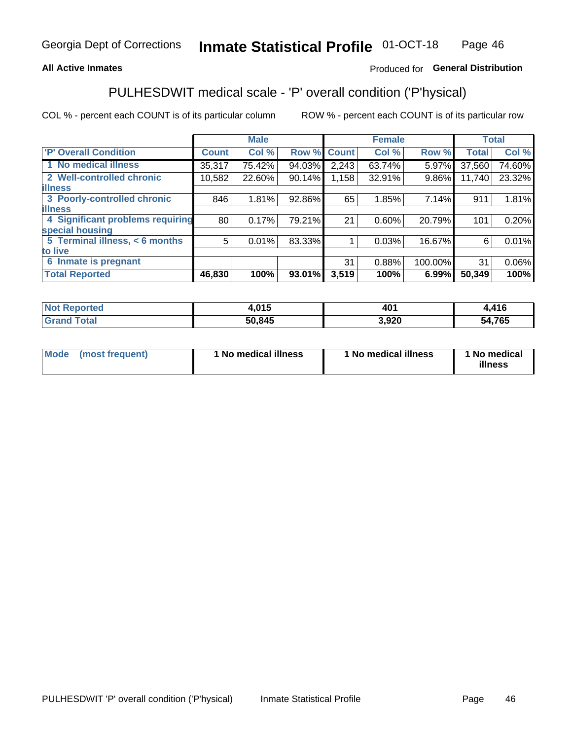Georgia Dept of Corrections **Inmate Statistical Profile** 01-OCT-18

**All Active Inmates**

Produced for **General Distribution**

## PULHESDWIT medical scale - 'P' overall condition ('P'hysical)

COL % - percent each COUNT is of its particular column

ROW % - percent each COUNT is of its particular row

| | Male | | | Female | | | Total | |
|---|---|---|---|---|---|---|---|---|
| 'P' Overall Condition | Count | Col % | Row % | Count | Col % | Row % | Total | Col % |
| 1 No medical illness | 35,317 | 75.42% | 94.03% | 2,243 | 63.74% | 5.97% | 37,560 | 74.60% |
| 2 Well-controlled chronic illness | 10,582 | 22.60% | 90.14% | 1,158 | 32.91% | 9.86% | 11,740 | 23.32% |
| 3 Poorly-controlled chronic illness | 846 | 1.81% | 92.86% | 65 | 1.85% | 7.14% | 911 | 1.81% |
| 4 Significant problems requiring special housing | 80 | 0.17% | 79.21% | 21 | 0.60% | 20.79% | 101 | 0.20% |
| 5 Terminal illness, < 6 months to live | 5 | 0.01% | 83.33% | 1 | 0.03% | 16.67% | 6 | 0.01% |
| 6 Inmate is pregnant | | | | 31 | 0.88% | 100.00% | 31 | 0.06% |
| **Total Reported** | **46,830** | **100%** | **93.01%** | **3,519** | **100%** | **6.99%** | **50,349** | **100%** |

| | Male | Female | Total |
|---|---|---|---|
| Not Reported | 4,015 | 401 | 4,416 |
| Grand Total | 50,845 | 3,920 | 54,765 |

| | Male | Female | Total |
|---|---|---|---|
| Mode (most frequent) | 1 No medical illness | 1 No medical illness | 1 No medical illness |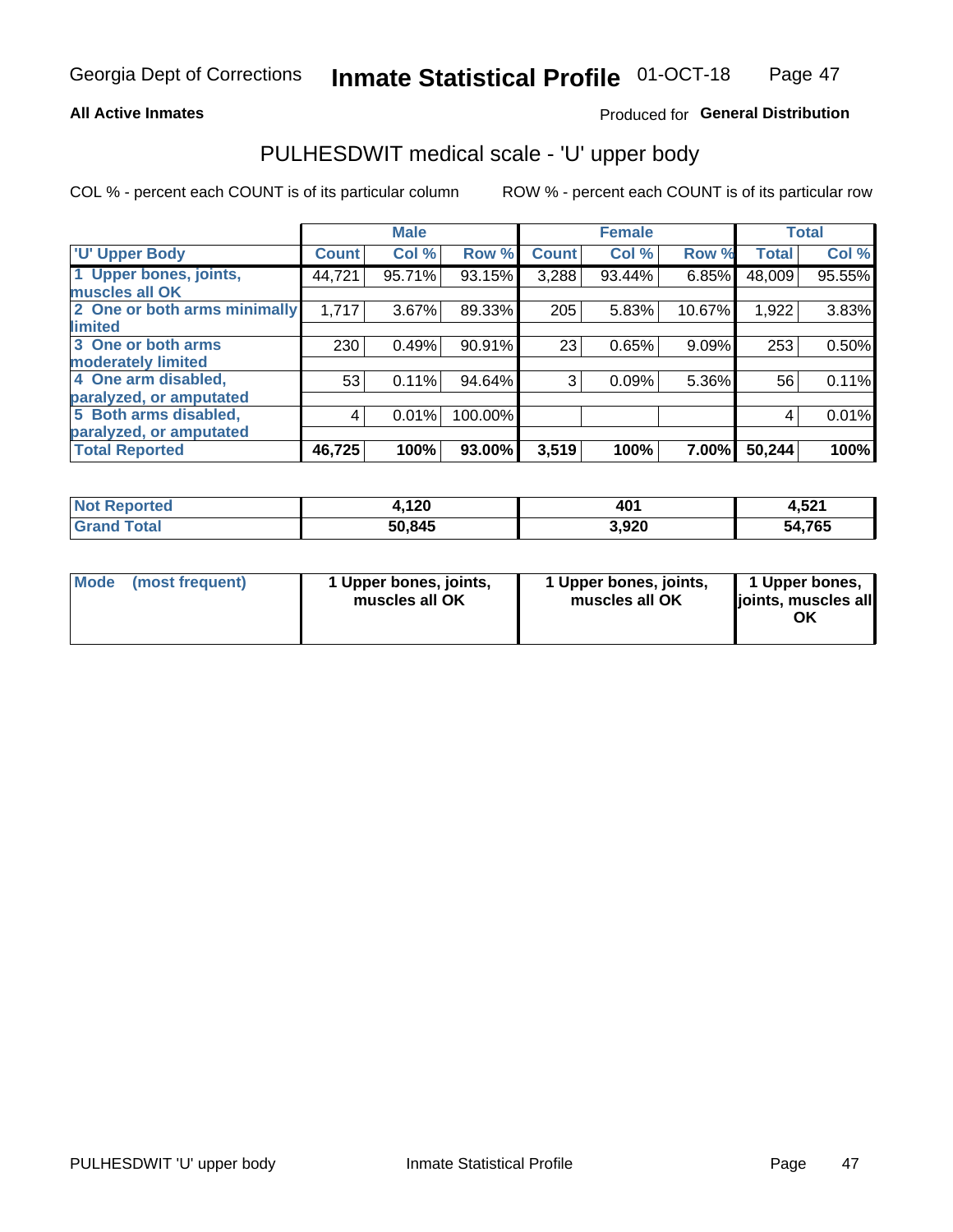**All Active Inmates** — Produced for **General Distribution**

## PULHESDWIT medical scale - 'U' upper body

COL % - percent each COUNT is of its particular column    ROW % - percent each COUNT is of its particular row

| 'U' Upper Body | Male | | | Female | | | Total | |
|---|---|---|---|---|---|---|---|---|
| | Count | Col % | Row % | Count | Col % | Row % | Total | Col % |
| 1 Upper bones, joints, muscles all OK | 44,721 | 95.71% | 93.15% | 3,288 | 93.44% | 6.85% | 48,009 | 95.55% |
| 2 One or both arms minimally limited | 1,717 | 3.67% | 89.33% | 205 | 5.83% | 10.67% | 1,922 | 3.83% |
| 3 One or both arms moderately limited | 230 | 0.49% | 90.91% | 23 | 0.65% | 9.09% | 253 | 0.50% |
| 4 One arm disabled, paralyzed, or amputated | 53 | 0.11% | 94.64% | 3 | 0.09% | 5.36% | 56 | 0.11% |
| 5 Both arms disabled, paralyzed, or amputated | 4 | 0.01% | 100.00% | | | | 4 | 0.01% |
| **Total Reported** | **46,725** | **100%** | **93.00%** | **3,519** | **100%** | **7.00%** | **50,244** | **100%** |

| | Male | Female | Total |
|---|---|---|---|
| Not Reported | 4,120 | 401 | 4,521 |
| Grand Total | 50,845 | 3,920 | 54,765 |

| | Male | Female | Total |
|---|---|---|---|
| Mode (most frequent) | 1 Upper bones, joints, muscles all OK | 1 Upper bones, joints, muscles all OK | 1 Upper bones, joints, muscles all OK |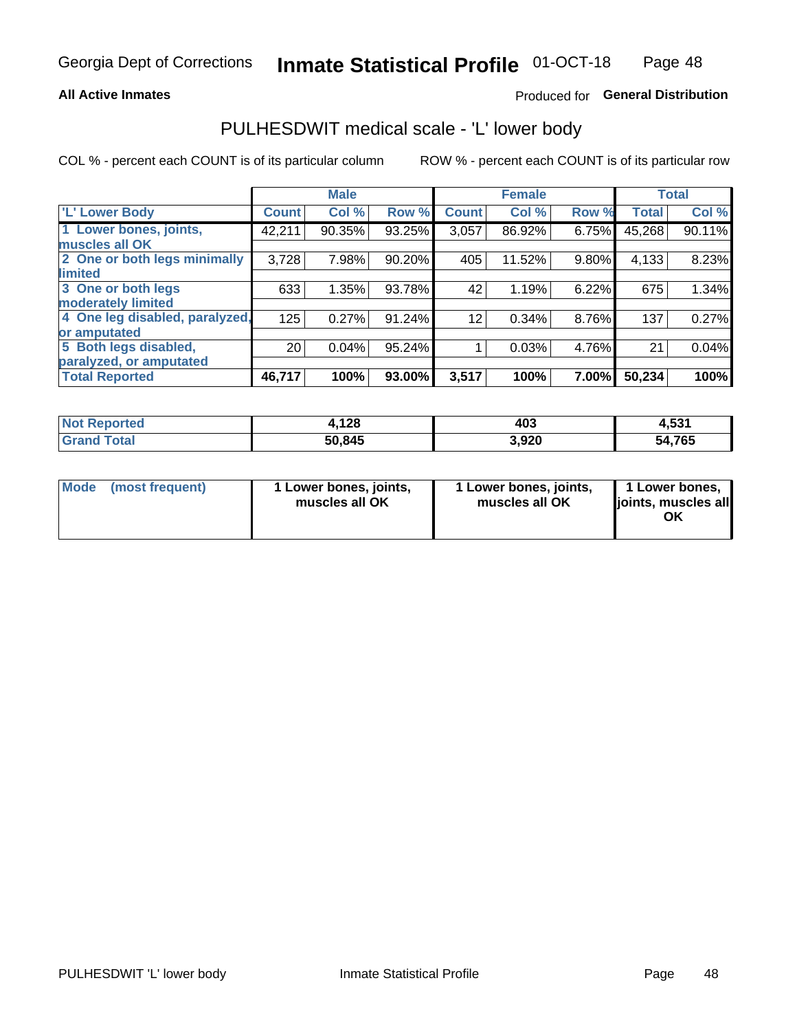Georgia Dept of Corrections **Inmate Statistical Profile** 01-OCT-18

**All Active Inmates**

Produced for **General Distribution**

## PULHESDWIT medical scale - 'L' lower body

COL % - percent each COUNT is of its particular column

ROW % - percent each COUNT is of its particular row

| | Male | | | Female | | | Total | |
|---|---|---|---|---|---|---|---|---|
| 'L' Lower Body | Count | Col % | Row % | Count | Col % | Row % | Total | Col % |
| 1 Lower bones, joints, muscles all OK | 42,211 | 90.35% | 93.25% | 3,057 | 86.92% | 6.75% | 45,268 | 90.11% |
| 2 One or both legs minimally limited | 3,728 | 7.98% | 90.20% | 405 | 11.52% | 9.80% | 4,133 | 8.23% |
| 3 One or both legs moderately limited | 633 | 1.35% | 93.78% | 42 | 1.19% | 6.22% | 675 | 1.34% |
| 4 One leg disabled, paralyzed, or amputated | 125 | 0.27% | 91.24% | 12 | 0.34% | 8.76% | 137 | 0.27% |
| 5 Both legs disabled, paralyzed, or amputated | 20 | 0.04% | 95.24% | 1 | 0.03% | 4.76% | 21 | 0.04% |
| **Total Reported** | **46,717** | **100%** | **93.00%** | **3,517** | **100%** | **7.00%** | **50,234** | **100%** |

| | Male | Female | Total |
|---|---|---|---|
| Not Reported | 4,128 | 403 | 4,531 |
| Grand Total | 50,845 | 3,920 | 54,765 |

| | Male | Female | Total |
|---|---|---|---|
| Mode (most frequent) | 1 Lower bones, joints, muscles all OK | 1 Lower bones, joints, muscles all OK | 1 Lower bones, joints, muscles all OK |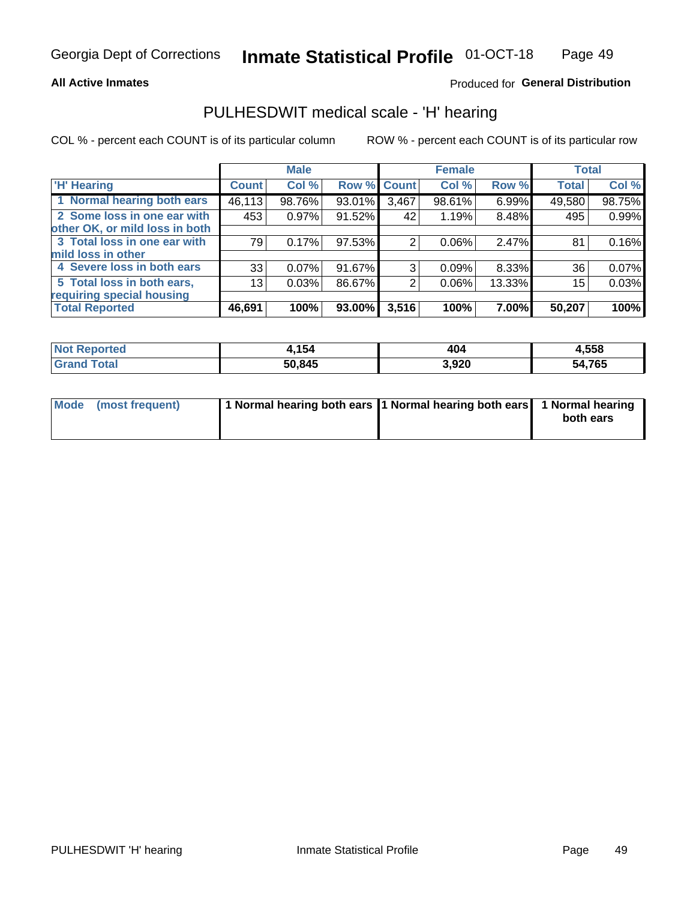Georgia Dept of Corrections **Inmate Statistical Profile** 01-OCT-18

**All Active Inmates**

Produced for **General Distribution**

## PULHESDWIT medical scale - 'H' hearing

COL % - percent each COUNT is of its particular column

ROW % - percent each COUNT is of its particular row

| | Male | | | Female | | | Total | |
|---|---|---|---|---|---|---|---|---|
| 'H' Hearing | Count | Col % | Row % | Count | Col % | Row % | Total | Col % |
| 1 Normal hearing both ears | 46,113 | 98.76% | 93.01% | 3,467 | 98.61% | 6.99% | 49,580 | 98.75% |
| 2 Some loss in one ear with other OK, or mild loss in both | 453 | 0.97% | 91.52% | 42 | 1.19% | 8.48% | 495 | 0.99% |
| 3 Total loss in one ear with mild loss in other | 79 | 0.17% | 97.53% | 2 | 0.06% | 2.47% | 81 | 0.16% |
| 4 Severe loss in both ears | 33 | 0.07% | 91.67% | 3 | 0.09% | 8.33% | 36 | 0.07% |
| 5 Total loss in both ears, requiring special housing | 13 | 0.03% | 86.67% | 2 | 0.06% | 13.33% | 15 | 0.03% |
| **Total Reported** | **46,691** | **100%** | **93.00%** | **3,516** | **100%** | **7.00%** | **50,207** | **100%** |

| | Male | Female | Total |
|---|---|---|---|
| Not Reported | 4,154 | 404 | 4,558 |
| Grand Total | 50,845 | 3,920 | 54,765 |

| | Male | Female | Total |
|---|---|---|---|
| Mode (most frequent) | 1 Normal hearing both ears | 1 Normal hearing both ears | 1 Normal hearing both ears |

PULHESDWIT 'H' hearing

Inmate Statistical Profile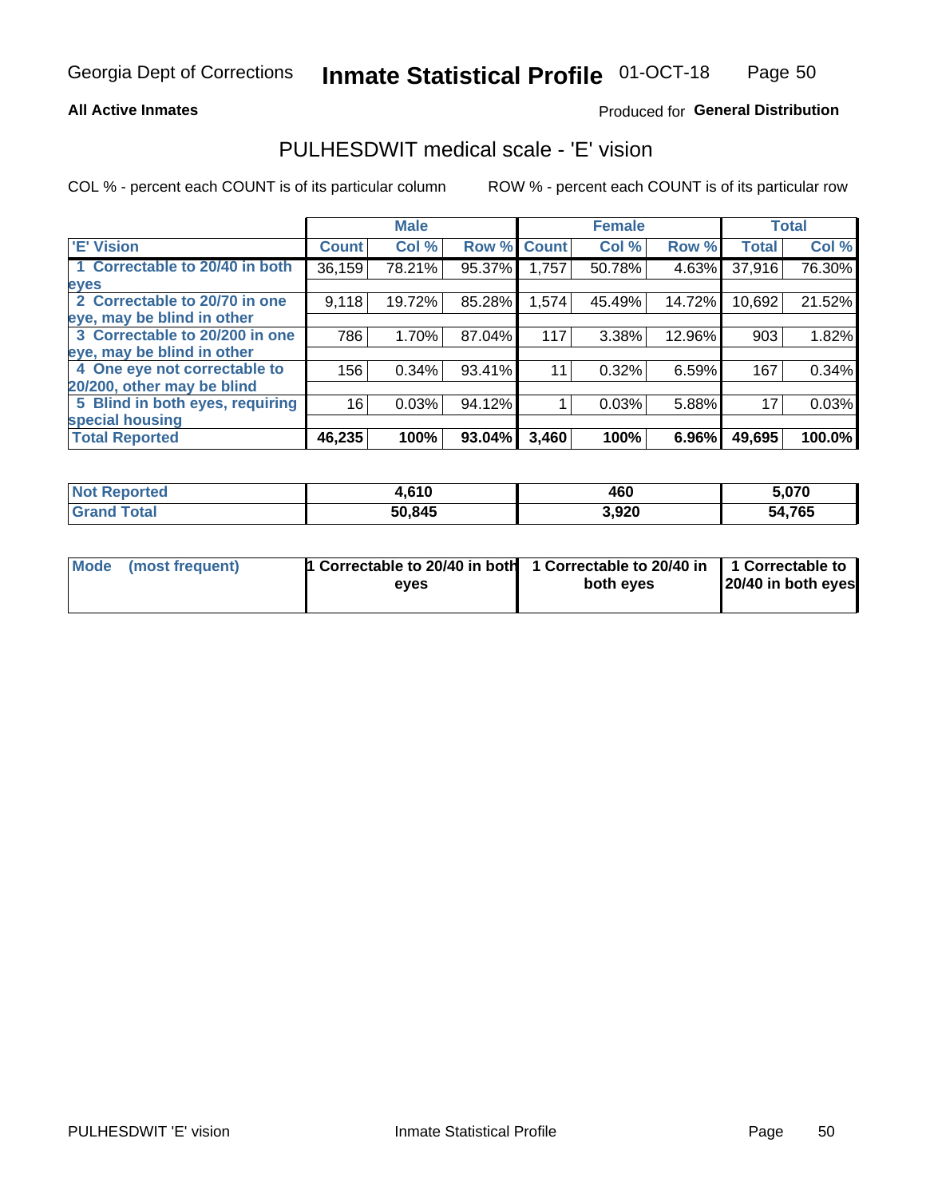Georgia Dept of Corrections **Inmate Statistical Profile** 01-OCT-18

**All Active Inmates** Produced for **General Distribution**

## PULHESDWIT medical scale - 'E' vision

COL % - percent each COUNT is of its particular column ROW % - percent each COUNT is of its particular row

| | Male | | | Female | | | Total | |
|---|---|---|---|---|---|---|---|---|
| 'E' Vision | Count | Col % | Row % | Count | Col % | Row % | Total | Col % |
| 1 Correctable to 20/40 in both eyes | 36,159 | 78.21% | 95.37% | 1,757 | 50.78% | 4.63% | 37,916 | 76.30% |
| 2 Correctable to 20/70 in one eye, may be blind in other | 9,118 | 19.72% | 85.28% | 1,574 | 45.49% | 14.72% | 10,692 | 21.52% |
| 3 Correctable to 20/200 in one eye, may be blind in other | 786 | 1.70% | 87.04% | 117 | 3.38% | 12.96% | 903 | 1.82% |
| 4 One eye not correctable to 20/200, other may be blind | 156 | 0.34% | 93.41% | 11 | 0.32% | 6.59% | 167 | 0.34% |
| 5 Blind in both eyes, requiring special housing | 16 | 0.03% | 94.12% | 1 | 0.03% | 5.88% | 17 | 0.03% |
| **Total Reported** | **46,235** | **100%** | **93.04%** | **3,460** | **100%** | **6.96%** | **49,695** | **100.0%** |

| | Male | Female | Total |
|---|---|---|---|
| Not Reported | 4,610 | 460 | 5,070 |
| Grand Total | 50,845 | 3,920 | 54,765 |

| | Male | Female | Total |
|---|---|---|---|
| Mode (most frequent) | 1 Correctable to 20/40 in both eyes | 1 Correctable to 20/40 in both eyes | 1 Correctable to 20/40 in both eyes |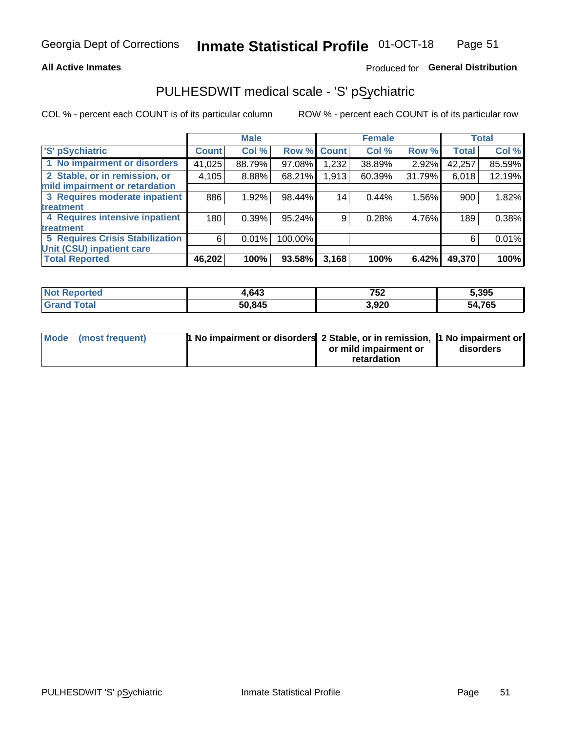**All Active Inmates**

Produced for **General Distribution**

## PULHESDWIT medical scale - 'S' pSychiatric

COL % - percent each COUNT is of its particular column

ROW % - percent each COUNT is of its particular row

| | Male | | | Female | | | Total | |
|---|---|---|---|---|---|---|---|---|
| 'S' pSychiatric | Count | Col % | Row % | Count | Col % | Row % | Total | Col % |
| 1 No impairment or disorders | 41,025 | 88.79% | 97.08% | 1,232 | 38.89% | 2.92% | 42,257 | 85.59% |
| 2 Stable, or in remission, or mild impairment or retardation | 4,105 | 8.88% | 68.21% | 1,913 | 60.39% | 31.79% | 6,018 | 12.19% |
| 3 Requires moderate inpatient treatment | 886 | 1.92% | 98.44% | 14 | 0.44% | 1.56% | 900 | 1.82% |
| 4 Requires intensive inpatient treatment | 180 | 0.39% | 95.24% | 9 | 0.28% | 4.76% | 189 | 0.38% |
| 5 Requires Crisis Stabilization Unit (CSU) inpatient care | 6 | 0.01% | 100.00% | | | | 6 | 0.01% |
| **Total Reported** | **46,202** | **100%** | **93.58%** | **3,168** | **100%** | **6.42%** | **49,370** | **100%** |

| | Male | Female | Total |
|---|---|---|---|
| Not Reported | 4,643 | 752 | 5,395 |
| Grand Total | 50,845 | 3,920 | 54,765 |

| | Male | Female | Total |
|---|---|---|---|
| Mode (most frequent) | 1 No impairment or disorders | 2 Stable, or in remission, or mild impairment or retardation | 1 No impairment or disorders |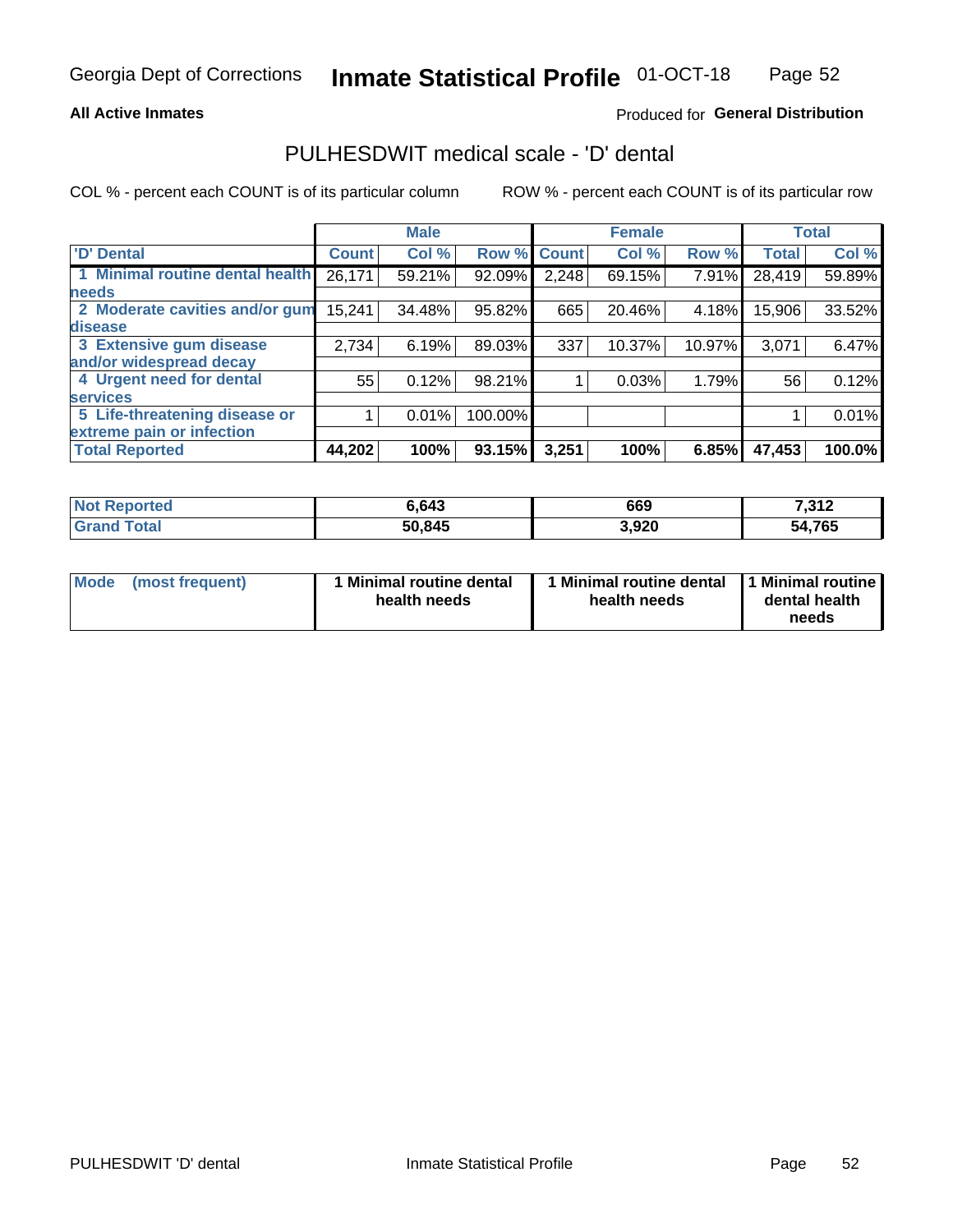Georgia Dept of Corrections **Inmate Statistical Profile** 01-OCT-18

**All Active Inmates**

Produced for **General Distribution**

## PULHESDWIT medical scale - 'D' dental

COL % - percent each COUNT is of its particular column

ROW % - percent each COUNT is of its particular row

| | Male | | | Female | | | Total | |
|---|---|---|---|---|---|---|---|---|
| 'D' Dental | Count | Col % | Row % | Count | Col % | Row % | Total | Col % |
| 1 Minimal routine dental health needs | 26,171 | 59.21% | 92.09% | 2,248 | 69.15% | 7.91% | 28,419 | 59.89% |
| 2 Moderate cavities and/or gum disease | 15,241 | 34.48% | 95.82% | 665 | 20.46% | 4.18% | 15,906 | 33.52% |
| 3 Extensive gum disease and/or widespread decay | 2,734 | 6.19% | 89.03% | 337 | 10.37% | 10.97% | 3,071 | 6.47% |
| 4 Urgent need for dental services | 55 | 0.12% | 98.21% | 1 | 0.03% | 1.79% | 56 | 0.12% |
| 5 Life-threatening disease or extreme pain or infection | 1 | 0.01% | 100.00% | | | | 1 | 0.01% |
| **Total Reported** | **44,202** | **100%** | **93.15%** | **3,251** | **100%** | **6.85%** | **47,453** | **100.0%** |

| | Male | Female | Total |
|---|---|---|---|
| **Not Reported** | **6,643** | **669** | **7,312** |
| **Grand Total** | **50,845** | **3,920** | **54,765** |

| Mode (most frequent) | Male | Female | Total |
|---|---|---|---|
| | **1 Minimal routine dental health needs** | **1 Minimal routine dental health needs** | **1 Minimal routine dental health needs** |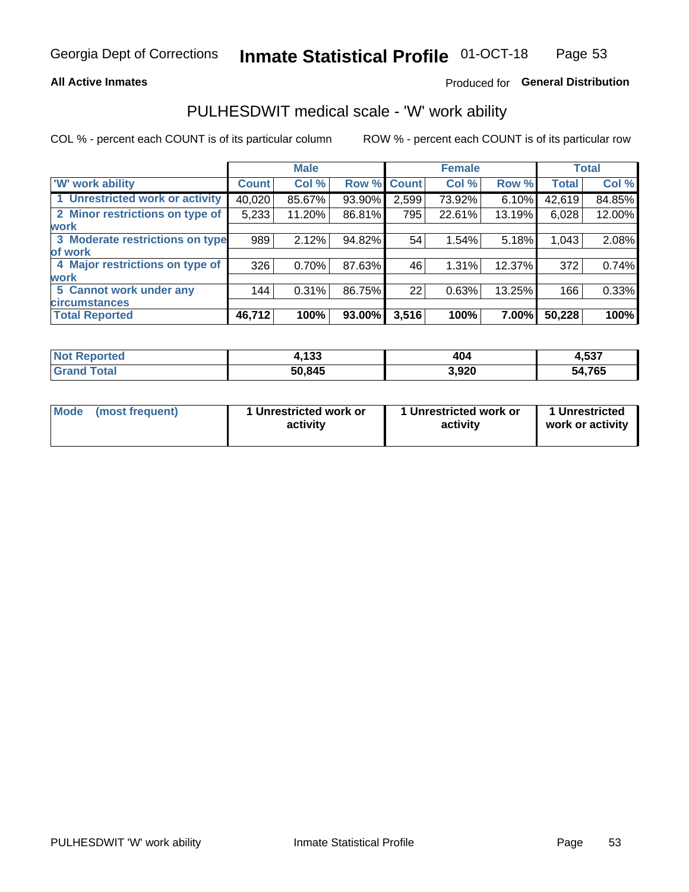Georgia Dept of Corrections **Inmate Statistical Profile** 01-OCT-18

**All Active Inmates**

Produced for **General Distribution**

## PULHESDWIT medical scale - 'W' work ability

COL % - percent each COUNT is of its particular column ROW % - percent each COUNT is of its particular row

| | Male | | | Female | | | Total | |
|---|---|---|---|---|---|---|---|---|
| **'W' work ability** | **Count** | **Col %** | **Row %** | **Count** | **Col %** | **Row %** | **Total** | **Col %** |
| **1 Unrestricted work or activity** | 40,020 | 85.67% | 93.90% | 2,599 | 73.92% | 6.10% | 42,619 | 84.85% |
| **2 Minor restrictions on type of work** | 5,233 | 11.20% | 86.81% | 795 | 22.61% | 13.19% | 6,028 | 12.00% |
| **3 Moderate restrictions on type of work** | 989 | 2.12% | 94.82% | 54 | 1.54% | 5.18% | 1,043 | 2.08% |
| **4 Major restrictions on type of work** | 326 | 0.70% | 87.63% | 46 | 1.31% | 12.37% | 372 | 0.74% |
| **5 Cannot work under any circumstances** | 144 | 0.31% | 86.75% | 22 | 0.63% | 13.25% | 166 | 0.33% |
| **Total Reported** | **46,712** | **100%** | **93.00%** | **3,516** | **100%** | **7.00%** | **50,228** | **100%** |

| | Male | Female | Total |
|---|---|---|---|
| **Not Reported** | **4,133** | **404** | **4,537** |
| **Grand Total** | **50,845** | **3,920** | **54,765** |

| | Male | Female | Total |
|---|---|---|---|
| **Mode (most frequent)** | **1 Unrestricted work or activity** | **1 Unrestricted work or activity** | **1 Unrestricted work or activity** |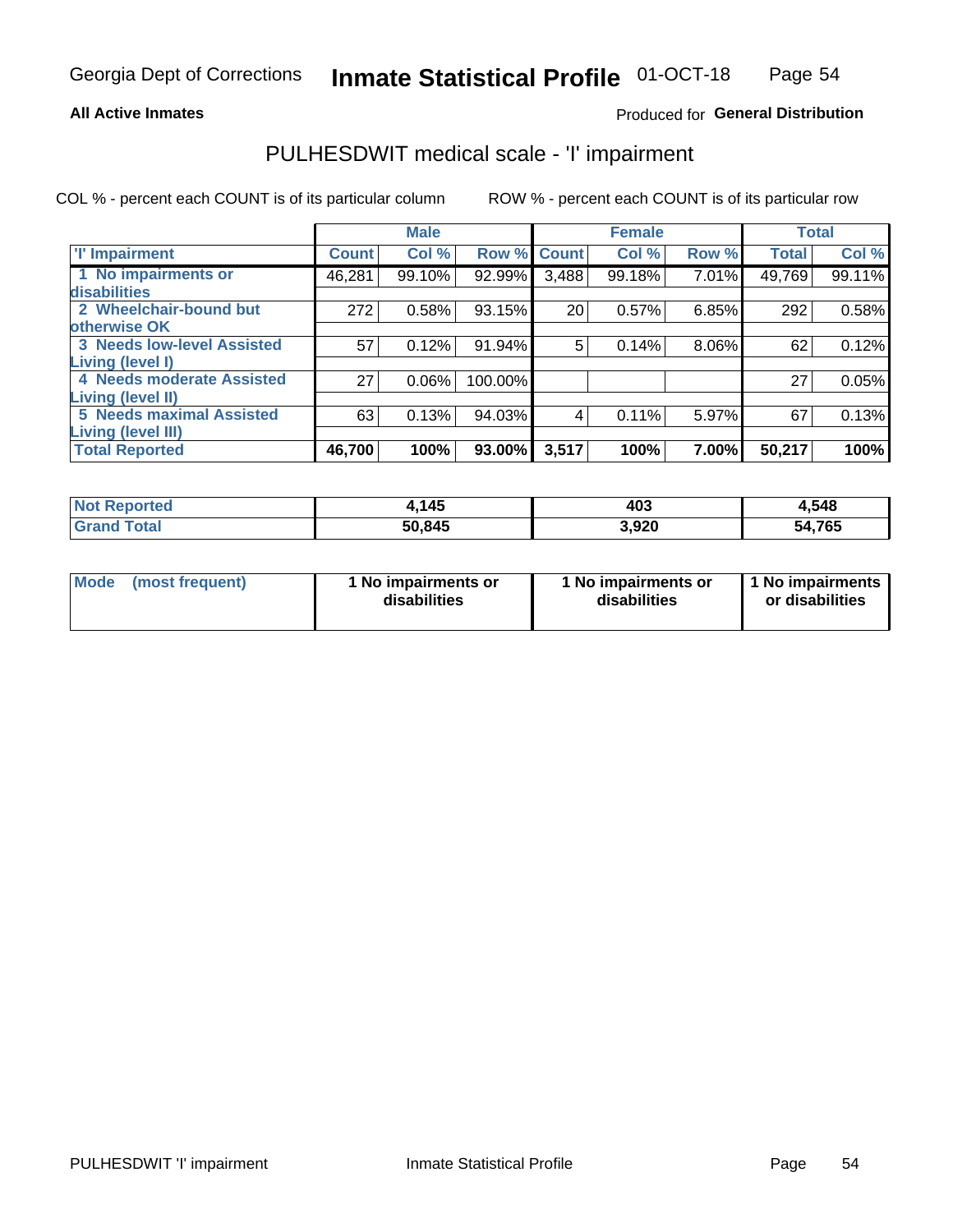Georgia Dept of Corrections **Inmate Statistical Profile** 01-OCT-18

**All Active Inmates**

Produced for **General Distribution**

## PULHESDWIT medical scale - 'I' impairment

COL % - percent each COUNT is of its particular column        ROW % - percent each COUNT is of its particular row

| | Male | | | Female | | | Total | |
|---|---|---|---|---|---|---|---|---|
| **'I' Impairment** | **Count** | **Col %** | **Row %** | **Count** | **Col %** | **Row %** | **Total** | **Col %** |
| **1 No impairments or disabilities** | 46,281 | 99.10% | 92.99% | 3,488 | 99.18% | 7.01% | 49,769 | 99.11% |
| **2 Wheelchair-bound but otherwise OK** | 272 | 0.58% | 93.15% | 20 | 0.57% | 6.85% | 292 | 0.58% |
| **3 Needs low-level Assisted Living (level I)** | 57 | 0.12% | 91.94% | 5 | 0.14% | 8.06% | 62 | 0.12% |
| **4 Needs moderate Assisted Living (level II)** | 27 | 0.06% | 100.00% | | | | 27 | 0.05% |
| **5 Needs maximal Assisted Living (level III)** | 63 | 0.13% | 94.03% | 4 | 0.11% | 5.97% | 67 | 0.13% |
| **Total Reported** | **46,700** | **100%** | **93.00%** | **3,517** | **100%** | **7.00%** | **50,217** | **100%** |

| | Male | Female | Total |
|---|---|---|---|
| **Not Reported** | **4,145** | **403** | **4,548** |
| **Grand Total** | **50,845** | **3,920** | **54,765** |

| | Male | Female | Total |
|---|---|---|---|
| **Mode (most frequent)** | **1 No impairments or disabilities** | **1 No impairments or disabilities** | **1 No impairments or disabilities** |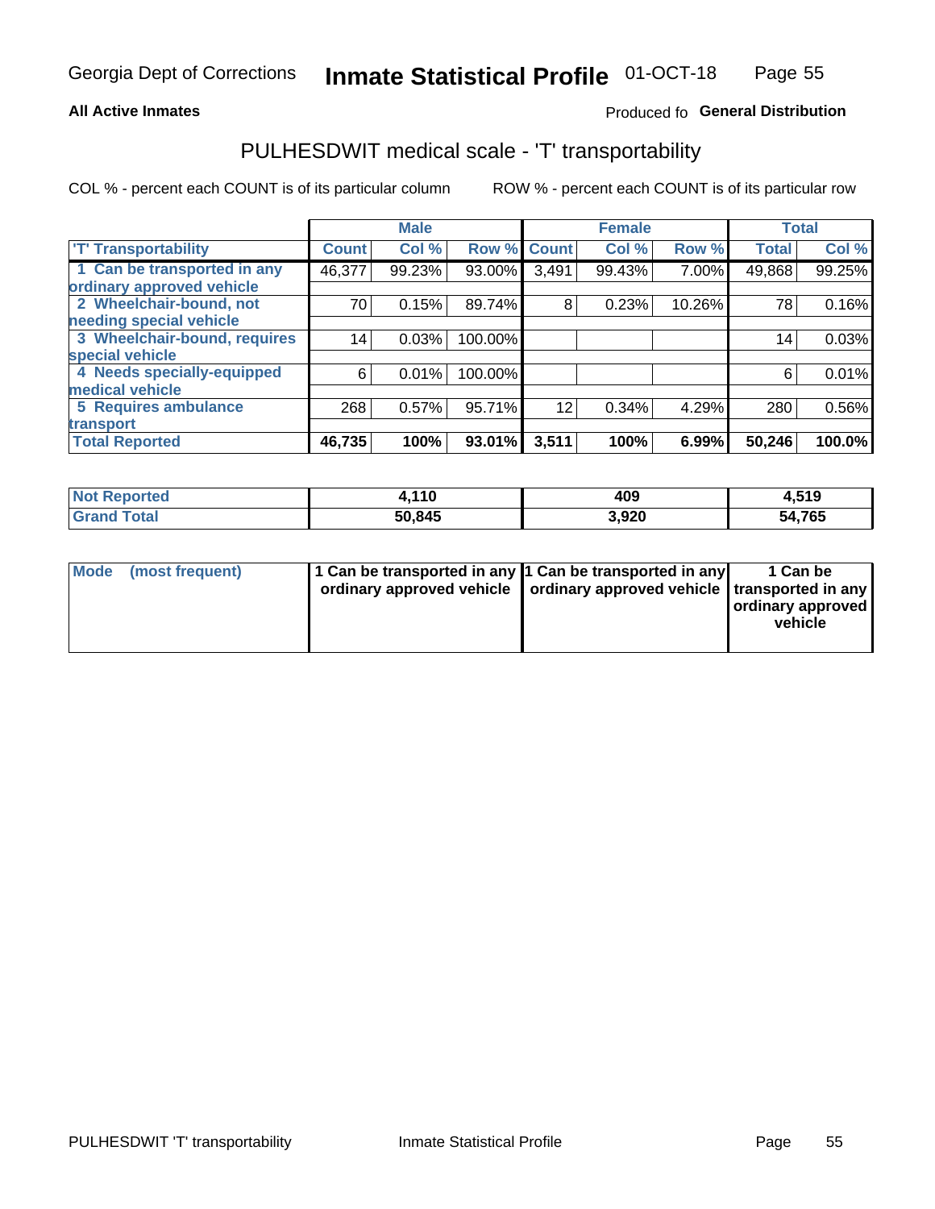Georgia Dept of Corrections **Inmate Statistical Profile** 01-OCT-18

**All Active Inmates**

Produced fo **General Distribution**

## PULHESDWIT medical scale - 'T' transportability

COL % - percent each COUNT is of its particular column

ROW % - percent each COUNT is of its particular row

| | Male | | | Female | | | Total | |
|---|---|---|---|---|---|---|---|---|
| 'T' Transportability | Count | Col % | Row % | Count | Col % | Row % | Total | Col % |
| 1 Can be transported in any ordinary approved vehicle | 46,377 | 99.23% | 93.00% | 3,491 | 99.43% | 7.00% | 49,868 | 99.25% |
| 2 Wheelchair-bound, not needing special vehicle | 70 | 0.15% | 89.74% | 8 | 0.23% | 10.26% | 78 | 0.16% |
| 3 Wheelchair-bound, requires special vehicle | 14 | 0.03% | 100.00% | | | | 14 | 0.03% |
| 4 Needs specially-equipped medical vehicle | 6 | 0.01% | 100.00% | | | | 6 | 0.01% |
| 5 Requires ambulance transport | 268 | 0.57% | 95.71% | 12 | 0.34% | 4.29% | 280 | 0.56% |
| **Total Reported** | **46,735** | **100%** | **93.01%** | **3,511** | **100%** | **6.99%** | **50,246** | **100.0%** |

| | Male | Female | Total |
|---|---|---|---|
| **Not Reported** | **4,110** | **409** | **4,519** |
| **Grand Total** | **50,845** | **3,920** | **54,765** |

| | Male | Female | Total |
|---|---|---|---|
| **Mode (most frequent)** | **1 Can be transported in any ordinary approved vehicle** | **1 Can be transported in any ordinary approved vehicle** | **1 Can be transported in any ordinary approved vehicle** |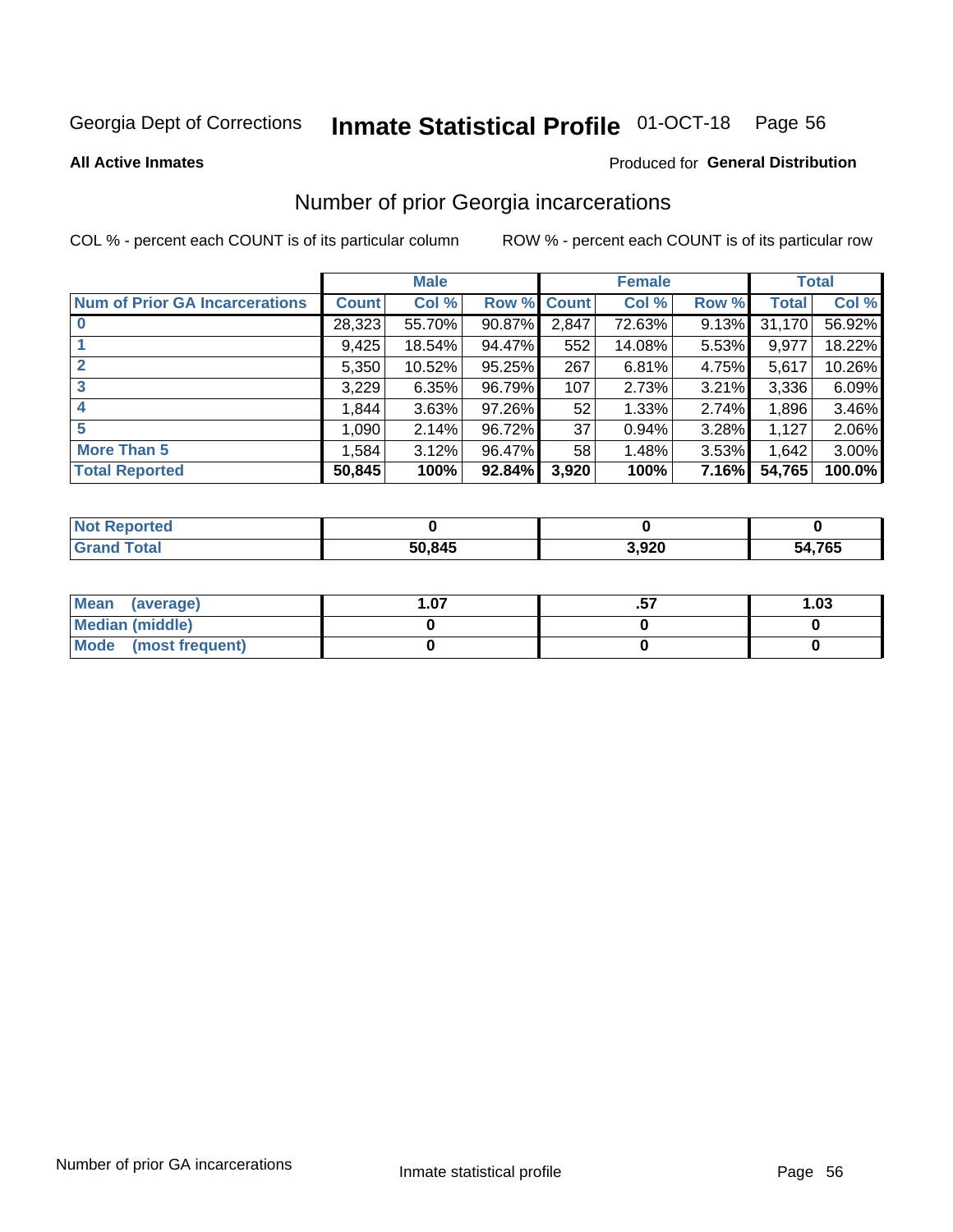Georgia Dept of Corrections **Inmate Statistical Profile** 01-OCT-18

**All Active Inmates**

Produced for **General Distribution**

## Number of prior Georgia incarcerations

COL % - percent each COUNT is of its particular column    ROW % - percent each COUNT is of its particular row

| | Male | | | Female | | | Total | |
|---|---|---|---|---|---|---|---|---|
| **Num of Prior GA Incarcerations** | **Count** | **Col %** | **Row %** | **Count** | **Col %** | **Row %** | **Total** | **Col %** |
| **0** | 28,323 | 55.70% | 90.87% | 2,847 | 72.63% | 9.13% | 31,170 | 56.92% |
| **1** | 9,425 | 18.54% | 94.47% | 552 | 14.08% | 5.53% | 9,977 | 18.22% |
| **2** | 5,350 | 10.52% | 95.25% | 267 | 6.81% | 4.75% | 5,617 | 10.26% |
| **3** | 3,229 | 6.35% | 96.79% | 107 | 2.73% | 3.21% | 3,336 | 6.09% |
| **4** | 1,844 | 3.63% | 97.26% | 52 | 1.33% | 2.74% | 1,896 | 3.46% |
| **5** | 1,090 | 2.14% | 96.72% | 37 | 0.94% | 3.28% | 1,127 | 2.06% |
| **More Than 5** | 1,584 | 3.12% | 96.47% | 58 | 1.48% | 3.53% | 1,642 | 3.00% |
| **Total Reported** | **50,845** | **100%** | **92.84%** | **3,920** | **100%** | **7.16%** | **54,765** | **100.0%** |

| | Male | Female | Total |
|---|---|---|---|
| **Not Reported** | **0** | **0** | **0** |
| **Grand Total** | **50,845** | **3,920** | **54,765** |

| | Male | Female | Total |
|---|---|---|---|
| **Mean (average)** | **1.07** | **.57** | **1.03** |
| **Median (middle)** | **0** | **0** | **0** |
| **Mode (most frequent)** | **0** | **0** | **0** |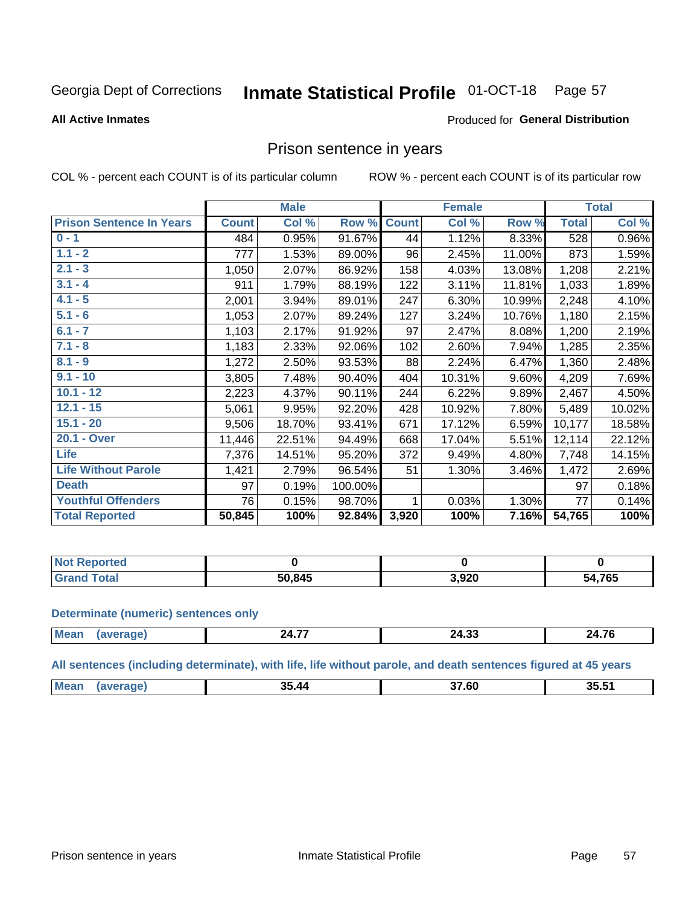Georgia Dept of Corrections **Inmate Statistical Profile** 01-OCT-18

**All Active Inmates**

Produced for **General Distribution**

## Prison sentence in years

COL % - percent each COUNT is of its particular column ROW % - percent each COUNT is of its particular row

| | Male | | | Female | | | Total | |
|---|---|---|---|---|---|---|---|---|
| **Prison Sentence In Years** | **Count** | **Col %** | **Row %** | **Count** | **Col %** | **Row %** | **Total** | **Col %** |
| **0 - 1** | 484 | 0.95% | 91.67% | 44 | 1.12% | 8.33% | 528 | 0.96% |
| **1.1 - 2** | 777 | 1.53% | 89.00% | 96 | 2.45% | 11.00% | 873 | 1.59% |
| **2.1 - 3** | 1,050 | 2.07% | 86.92% | 158 | 4.03% | 13.08% | 1,208 | 2.21% |
| **3.1 - 4** | 911 | 1.79% | 88.19% | 122 | 3.11% | 11.81% | 1,033 | 1.89% |
| **4.1 - 5** | 2,001 | 3.94% | 89.01% | 247 | 6.30% | 10.99% | 2,248 | 4.10% |
| **5.1 - 6** | 1,053 | 2.07% | 89.24% | 127 | 3.24% | 10.76% | 1,180 | 2.15% |
| **6.1 - 7** | 1,103 | 2.17% | 91.92% | 97 | 2.47% | 8.08% | 1,200 | 2.19% |
| **7.1 - 8** | 1,183 | 2.33% | 92.06% | 102 | 2.60% | 7.94% | 1,285 | 2.35% |
| **8.1 - 9** | 1,272 | 2.50% | 93.53% | 88 | 2.24% | 6.47% | 1,360 | 2.48% |
| **9.1 - 10** | 3,805 | 7.48% | 90.40% | 404 | 10.31% | 9.60% | 4,209 | 7.69% |
| **10.1 - 12** | 2,223 | 4.37% | 90.11% | 244 | 6.22% | 9.89% | 2,467 | 4.50% |
| **12.1 - 15** | 5,061 | 9.95% | 92.20% | 428 | 10.92% | 7.80% | 5,489 | 10.02% |
| **15.1 - 20** | 9,506 | 18.70% | 93.41% | 671 | 17.12% | 6.59% | 10,177 | 18.58% |
| **20.1 - Over** | 11,446 | 22.51% | 94.49% | 668 | 17.04% | 5.51% | 12,114 | 22.12% |
| **Life** | 7,376 | 14.51% | 95.20% | 372 | 9.49% | 4.80% | 7,748 | 14.15% |
| **Life Without Parole** | 1,421 | 2.79% | 96.54% | 51 | 1.30% | 3.46% | 1,472 | 2.69% |
| **Death** | 97 | 0.19% | 100.00% | | | | 97 | 0.18% |
| **Youthful Offenders** | 76 | 0.15% | 98.70% | 1 | 0.03% | 1.30% | 77 | 0.14% |
| **Total Reported** | **50,845** | **100%** | **92.84%** | **3,920** | **100%** | **7.16%** | **54,765** | **100%** |

| | Male | Female | Total |
|---|---|---|---|
| **Not Reported** | **0** | **0** | **0** |
| **Grand Total** | **50,845** | **3,920** | **54,765** |

**Determinate (numeric) sentences only**

| | Male | Female | Total |
|---|---|---|---|
| **Mean (average)** | **24.77** | **24.33** | **24.76** |

**All sentences (including determinate), with life, life without parole, and death sentences figured at 45 years**

| | Male | Female | Total |
|---|---|---|---|
| **Mean (average)** | **35.44** | **37.60** | **35.51** |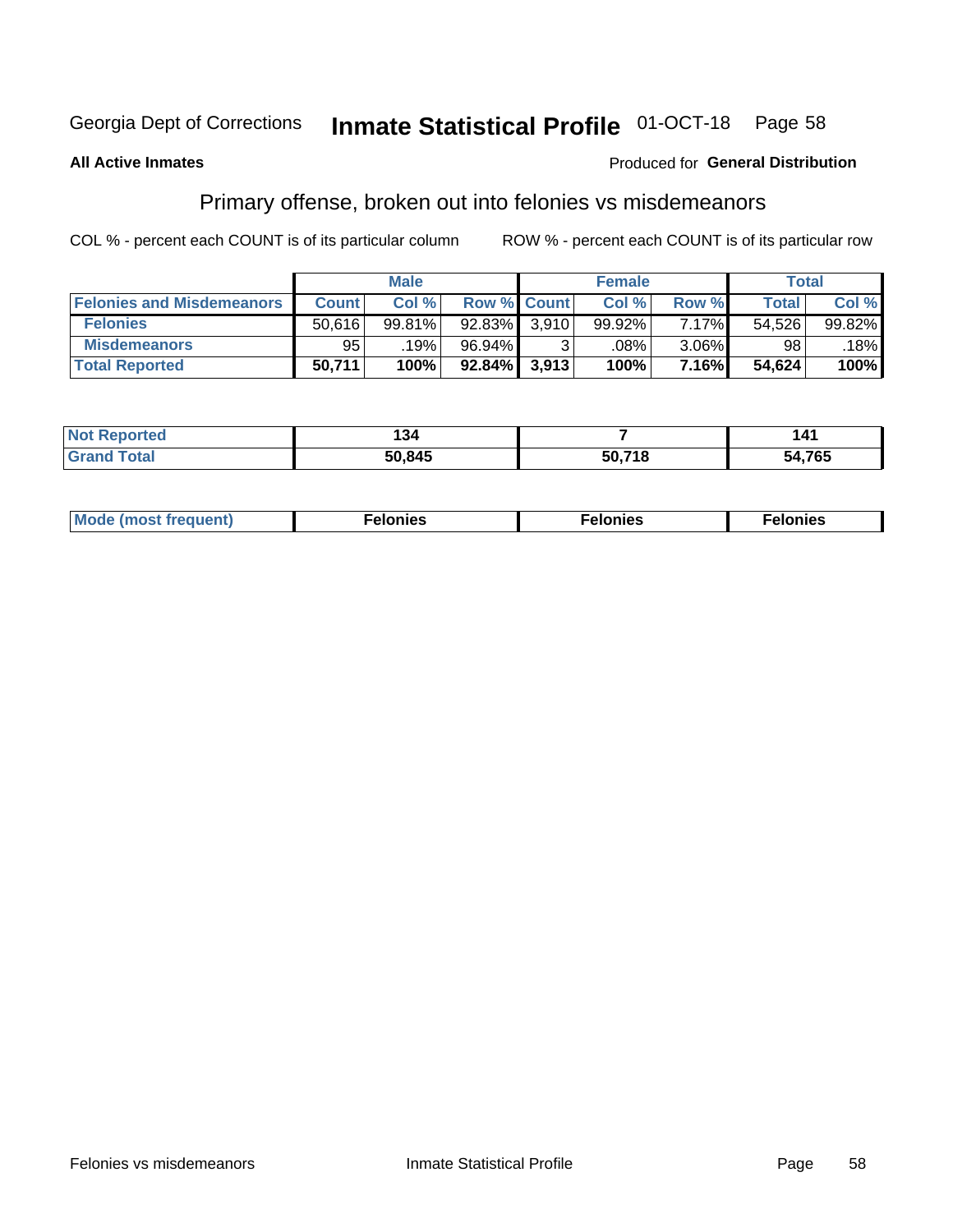Georgia Dept of Corrections **Inmate Statistical Profile** 01-OCT-18

**All Active Inmates**

Produced for **General Distribution**

## Primary offense, broken out into felonies vs misdemeanors

COL % - percent each COUNT is of its particular column

ROW % - percent each COUNT is of its particular row

| | Male | | | Female | | | Total | |
|---|---|---|---|---|---|---|---|---|
| **Felonies and Misdemeanors** | **Count** | **Col %** | **Row %** | **Count** | **Col %** | **Row %** | **Total** | **Col %** |
| **Felonies** | 50,616 | 99.81% | 92.83% | 3,910 | 99.92% | 7.17% | 54,526 | 99.82% |
| **Misdemeanors** | 95 | .19% | 96.94% | 3 | .08% | 3.06% | 98 | .18% |
| **Total Reported** | **50,711** | **100%** | **92.84%** | **3,913** | **100%** | **7.16%** | **54,624** | **100%** |

| | Male | Female | Total |
|---|---|---|---|
| **Not Reported** | **134** | **7** | **141** |
| **Grand Total** | **50,845** | **50,718** | **54,765** |

| | Male | Female | Total |
|---|---|---|---|
| **Mode (most frequent)** | **Felonies** | **Felonies** | **Felonies** |

Felonies vs misdemeanors

Inmate Statistical Profile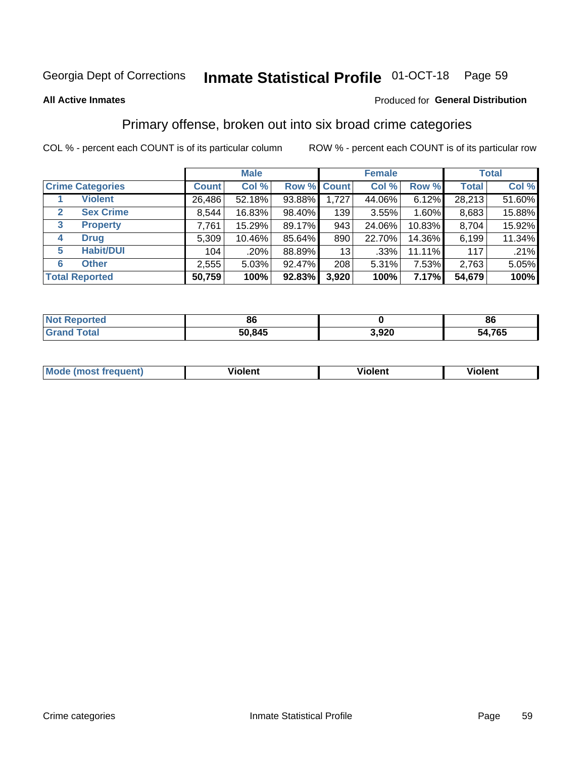Georgia Dept of Corrections **Inmate Statistical Profile** 01-OCT-18 Page 59

**All Active Inmates**

Produced for **General Distribution**

## Primary offense, broken out into six broad crime categories

COL % - percent each COUNT is of its particular column

ROW % - percent each COUNT is of its particular row

| | | Male | | | Female | | | Total | |
|---|---|---|---|---|---|---|---|---|---|
| **Crime Categories** | | **Count** | **Col %** | **Row %** | **Count** | **Col %** | **Row %** | **Total** | **Col %** |
| 1 | **Violent** | 26,486 | 52.18% | 93.88% | 1,727 | 44.06% | 6.12% | 28,213 | 51.60% |
| 2 | **Sex Crime** | 8,544 | 16.83% | 98.40% | 139 | 3.55% | 1.60% | 8,683 | 15.88% |
| 3 | **Property** | 7,761 | 15.29% | 89.17% | 943 | 24.06% | 10.83% | 8,704 | 15.92% |
| 4 | **Drug** | 5,309 | 10.46% | 85.64% | 890 | 22.70% | 14.36% | 6,199 | 11.34% |
| 5 | **Habit/DUI** | 104 | .20% | 88.89% | 13 | .33% | 11.11% | 117 | .21% |
| 6 | **Other** | 2,555 | 5.03% | 92.47% | 208 | 5.31% | 7.53% | 2,763 | 5.05% |
| **Total Reported** | | **50,759** | **100%** | **92.83%** | **3,920** | **100%** | **7.17%** | **54,679** | **100%** |

| | Male | Female | Total |
|---|---|---|---|
| **Not Reported** | **86** | **0** | **86** |
| **Grand Total** | **50,845** | **3,920** | **54,765** |

| | Male | Female | Total |
|---|---|---|---|
| **Mode (most frequent)** | **Violent** | **Violent** | **Violent** |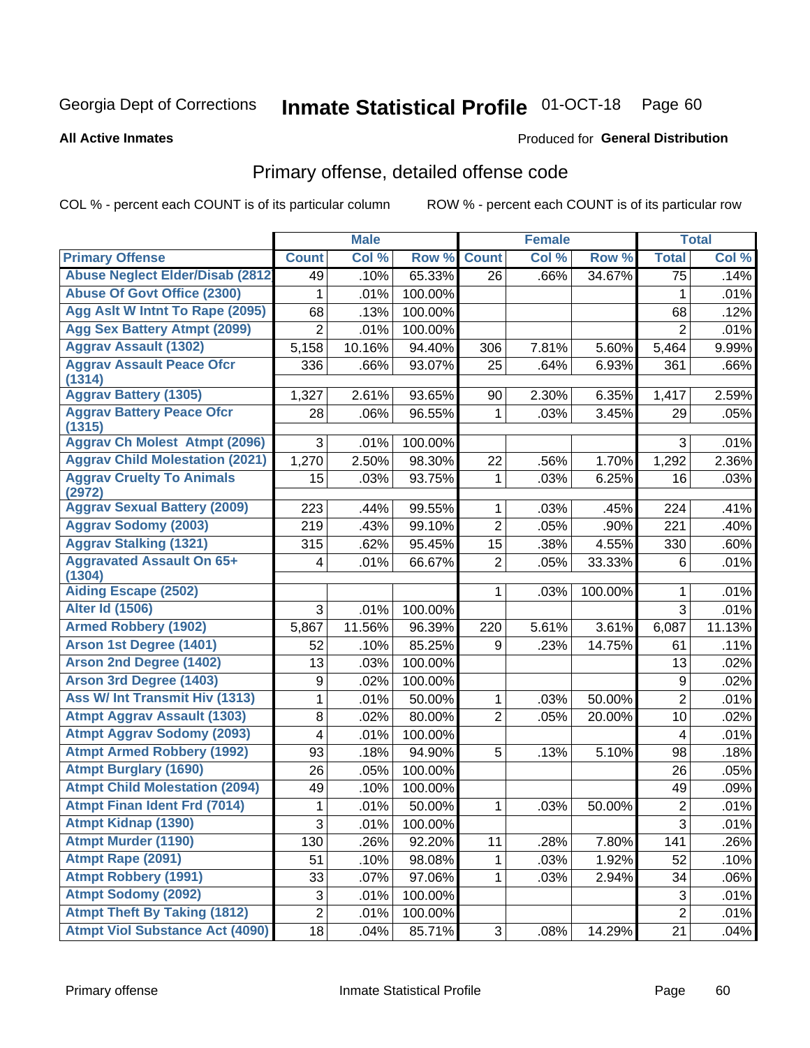Georgia Dept of Corrections **Inmate Statistical Profile** 01-OCT-18

**All Active Inmates**

Produced for **General Distribution**

## Primary offense, detailed offense code

COL % - percent each COUNT is of its particular column    ROW % - percent each COUNT is of its particular row

| | Male | | | Female | | | Total | |
|---|---|---|---|---|---|---|---|---|
| **Primary Offense** | **Count** | **Col %** | **Row %** | **Count** | **Col %** | **Row %** | **Total** | **Col %** |
| Abuse Neglect Elder/Disab (2812 | 49 | .10% | 65.33% | 26 | .66% | 34.67% | 75 | .14% |
| Abuse Of Govt Office (2300) | 1 | .01% | 100.00% | | | | 1 | .01% |
| Agg Aslt W Intnt To Rape (2095) | 68 | .13% | 100.00% | | | | 68 | .12% |
| Agg Sex Battery Atmpt (2099) | 2 | .01% | 100.00% | | | | 2 | .01% |
| Aggrav Assault (1302) | 5,158 | 10.16% | 94.40% | 306 | 7.81% | 5.60% | 5,464 | 9.99% |
| Aggrav Assault Peace Ofcr (1314) | 336 | .66% | 93.07% | 25 | .64% | 6.93% | 361 | .66% |
| Aggrav Battery (1305) | 1,327 | 2.61% | 93.65% | 90 | 2.30% | 6.35% | 1,417 | 2.59% |
| Aggrav Battery Peace Ofcr (1315) | 28 | .06% | 96.55% | 1 | .03% | 3.45% | 29 | .05% |
| Aggrav Ch Molest Atmpt (2096) | 3 | .01% | 100.00% | | | | 3 | .01% |
| Aggrav Child Molestation (2021) | 1,270 | 2.50% | 98.30% | 22 | .56% | 1.70% | 1,292 | 2.36% |
| Aggrav Cruelty To Animals (2972) | 15 | .03% | 93.75% | 1 | .03% | 6.25% | 16 | .03% |
| Aggrav Sexual Battery (2009) | 223 | .44% | 99.55% | 1 | .03% | .45% | 224 | .41% |
| Aggrav Sodomy (2003) | 219 | .43% | 99.10% | 2 | .05% | .90% | 221 | .40% |
| Aggrav Stalking (1321) | 315 | .62% | 95.45% | 15 | .38% | 4.55% | 330 | .60% |
| Aggravated Assault On 65+ (1304) | 4 | .01% | 66.67% | 2 | .05% | 33.33% | 6 | .01% |
| Aiding Escape (2502) | | | | 1 | .03% | 100.00% | 1 | .01% |
| Alter Id (1506) | 3 | .01% | 100.00% | | | | 3 | .01% |
| Armed Robbery (1902) | 5,867 | 11.56% | 96.39% | 220 | 5.61% | 3.61% | 6,087 | 11.13% |
| Arson 1st Degree (1401) | 52 | .10% | 85.25% | 9 | .23% | 14.75% | 61 | .11% |
| Arson 2nd Degree (1402) | 13 | .03% | 100.00% | | | | 13 | .02% |
| Arson 3rd Degree (1403) | 9 | .02% | 100.00% | | | | 9 | .02% |
| Ass W/ Int Transmit Hiv (1313) | 1 | .01% | 50.00% | 1 | .03% | 50.00% | 2 | .01% |
| Atmpt Aggrav Assault (1303) | 8 | .02% | 80.00% | 2 | .05% | 20.00% | 10 | .02% |
| Atmpt Aggrav Sodomy (2093) | 4 | .01% | 100.00% | | | | 4 | .01% |
| Atmpt Armed Robbery (1992) | 93 | .18% | 94.90% | 5 | .13% | 5.10% | 98 | .18% |
| Atmpt Burglary (1690) | 26 | .05% | 100.00% | | | | 26 | .05% |
| Atmpt Child Molestation (2094) | 49 | .10% | 100.00% | | | | 49 | .09% |
| Atmpt Finan Ident Frd (7014) | 1 | .01% | 50.00% | 1 | .03% | 50.00% | 2 | .01% |
| Atmpt Kidnap (1390) | 3 | .01% | 100.00% | | | | 3 | .01% |
| Atmpt Murder (1190) | 130 | .26% | 92.20% | 11 | .28% | 7.80% | 141 | .26% |
| Atmpt Rape (2091) | 51 | .10% | 98.08% | 1 | .03% | 1.92% | 52 | .10% |
| Atmpt Robbery (1991) | 33 | .07% | 97.06% | 1 | .03% | 2.94% | 34 | .06% |
| Atmpt Sodomy (2092) | 3 | .01% | 100.00% | | | | 3 | .01% |
| Atmpt Theft By Taking (1812) | 2 | .01% | 100.00% | | | | 2 | .01% |
| Atmpt Viol Substance Act (4090) | 18 | .04% | 85.71% | 3 | .08% | 14.29% | 21 | .04% |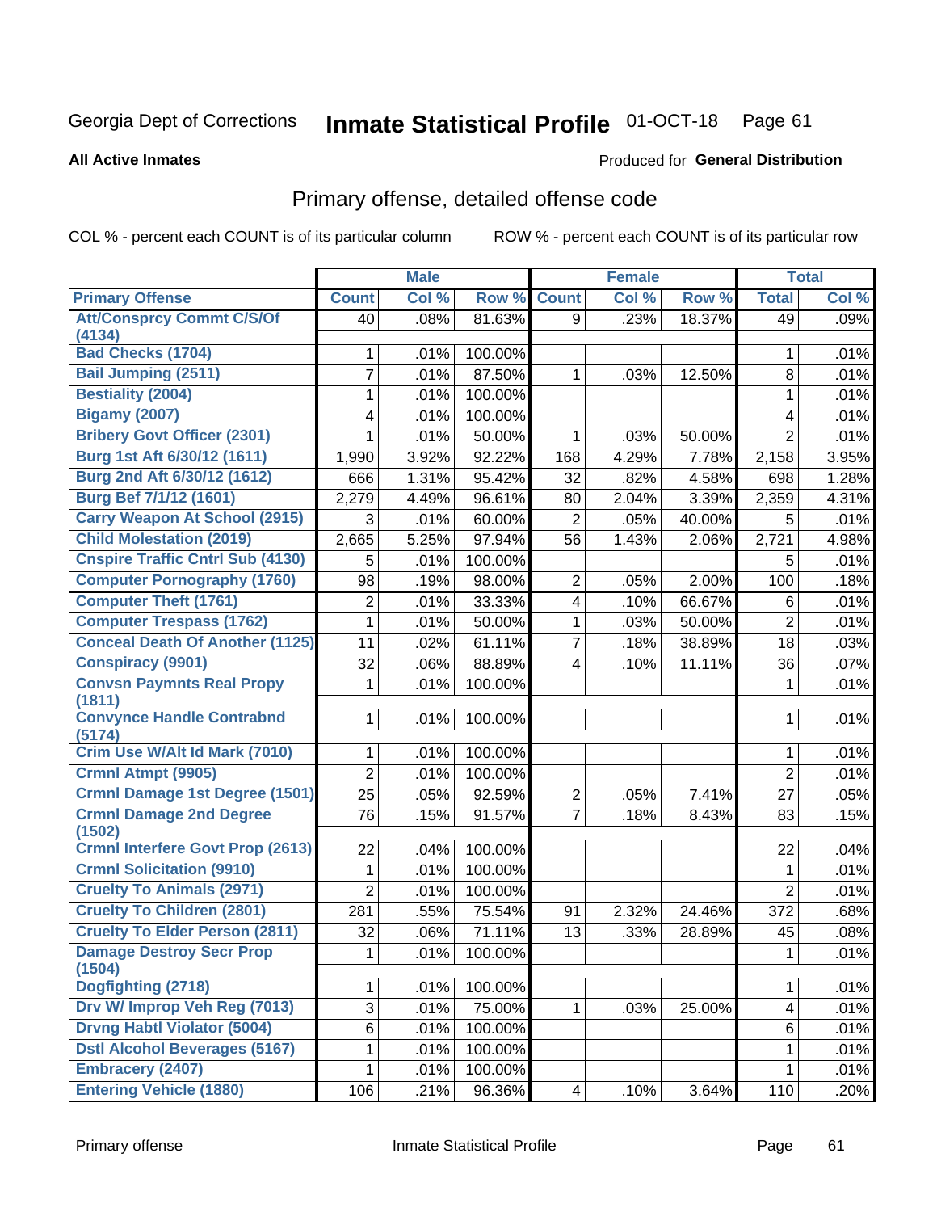Georgia Dept of Corrections **Inmate Statistical Profile** 01-OCT-18

**All Active Inmates**

Produced for **General Distribution**

## Primary offense, detailed offense code

COL % - percent each COUNT is of its particular column ROW % - percent each COUNT is of its particular row

| | Male | | | Female | | | Total | |
|---|---|---|---|---|---|---|---|---|
| **Primary Offense** | **Count** | **Col %** | **Row %** | **Count** | **Col %** | **Row %** | **Total** | **Col %** |
| Att/Consprcy Commt C/S/Of (4134) | 40 | .08% | 81.63% | 9 | .23% | 18.37% | 49 | .09% |
| Bad Checks (1704) | 1 | .01% | 100.00% | | | | 1 | .01% |
| Bail Jumping (2511) | 7 | .01% | 87.50% | 1 | .03% | 12.50% | 8 | .01% |
| Bestiality (2004) | 1 | .01% | 100.00% | | | | 1 | .01% |
| Bigamy (2007) | 4 | .01% | 100.00% | | | | 4 | .01% |
| Bribery Govt Officer (2301) | 1 | .01% | 50.00% | 1 | .03% | 50.00% | 2 | .01% |
| Burg 1st Aft 6/30/12 (1611) | 1,990 | 3.92% | 92.22% | 168 | 4.29% | 7.78% | 2,158 | 3.95% |
| Burg 2nd Aft 6/30/12 (1612) | 666 | 1.31% | 95.42% | 32 | .82% | 4.58% | 698 | 1.28% |
| Burg Bef 7/1/12 (1601) | 2,279 | 4.49% | 96.61% | 80 | 2.04% | 3.39% | 2,359 | 4.31% |
| Carry Weapon At School (2915) | 3 | .01% | 60.00% | 2 | .05% | 40.00% | 5 | .01% |
| Child Molestation (2019) | 2,665 | 5.25% | 97.94% | 56 | 1.43% | 2.06% | 2,721 | 4.98% |
| Cnspire Traffic Cntrl Sub (4130) | 5 | .01% | 100.00% | | | | 5 | .01% |
| Computer Pornography (1760) | 98 | .19% | 98.00% | 2 | .05% | 2.00% | 100 | .18% |
| Computer Theft (1761) | 2 | .01% | 33.33% | 4 | .10% | 66.67% | 6 | .01% |
| Computer Trespass (1762) | 1 | .01% | 50.00% | 1 | .03% | 50.00% | 2 | .01% |
| Conceal Death Of Another (1125) | 11 | .02% | 61.11% | 7 | .18% | 38.89% | 18 | .03% |
| Conspiracy (9901) | 32 | .06% | 88.89% | 4 | .10% | 11.11% | 36 | .07% |
| Convsn Paymnts Real Propy (1811) | 1 | .01% | 100.00% | | | | 1 | .01% |
| Convynce Handle Contrabnd (5174) | 1 | .01% | 100.00% | | | | 1 | .01% |
| Crim Use W/Alt Id Mark (7010) | 1 | .01% | 100.00% | | | | 1 | .01% |
| Crmnl Atmpt (9905) | 2 | .01% | 100.00% | | | | 2 | .01% |
| Crmnl Damage 1st Degree (1501) | 25 | .05% | 92.59% | 2 | .05% | 7.41% | 27 | .05% |
| Crmnl Damage 2nd Degree (1502) | 76 | .15% | 91.57% | 7 | .18% | 8.43% | 83 | .15% |
| Crmnl Interfere Govt Prop (2613) | 22 | .04% | 100.00% | | | | 22 | .04% |
| Crmnl Solicitation (9910) | 1 | .01% | 100.00% | | | | 1 | .01% |
| Cruelty To Animals (2971) | 2 | .01% | 100.00% | | | | 2 | .01% |
| Cruelty To Children (2801) | 281 | .55% | 75.54% | 91 | 2.32% | 24.46% | 372 | .68% |
| Cruelty To Elder Person (2811) | 32 | .06% | 71.11% | 13 | .33% | 28.89% | 45 | .08% |
| Damage Destroy Secr Prop (1504) | 1 | .01% | 100.00% | | | | 1 | .01% |
| Dogfighting (2718) | 1 | .01% | 100.00% | | | | 1 | .01% |
| Drv W/ Improp Veh Reg (7013) | 3 | .01% | 75.00% | 1 | .03% | 25.00% | 4 | .01% |
| Drvng Habtl Violator (5004) | 6 | .01% | 100.00% | | | | 6 | .01% |
| Dstl Alcohol Beverages (5167) | 1 | .01% | 100.00% | | | | 1 | .01% |
| Embracery (2407) | 1 | .01% | 100.00% | | | | 1 | .01% |
| Entering Vehicle (1880) | 106 | .21% | 96.36% | 4 | .10% | 3.64% | 110 | .20% |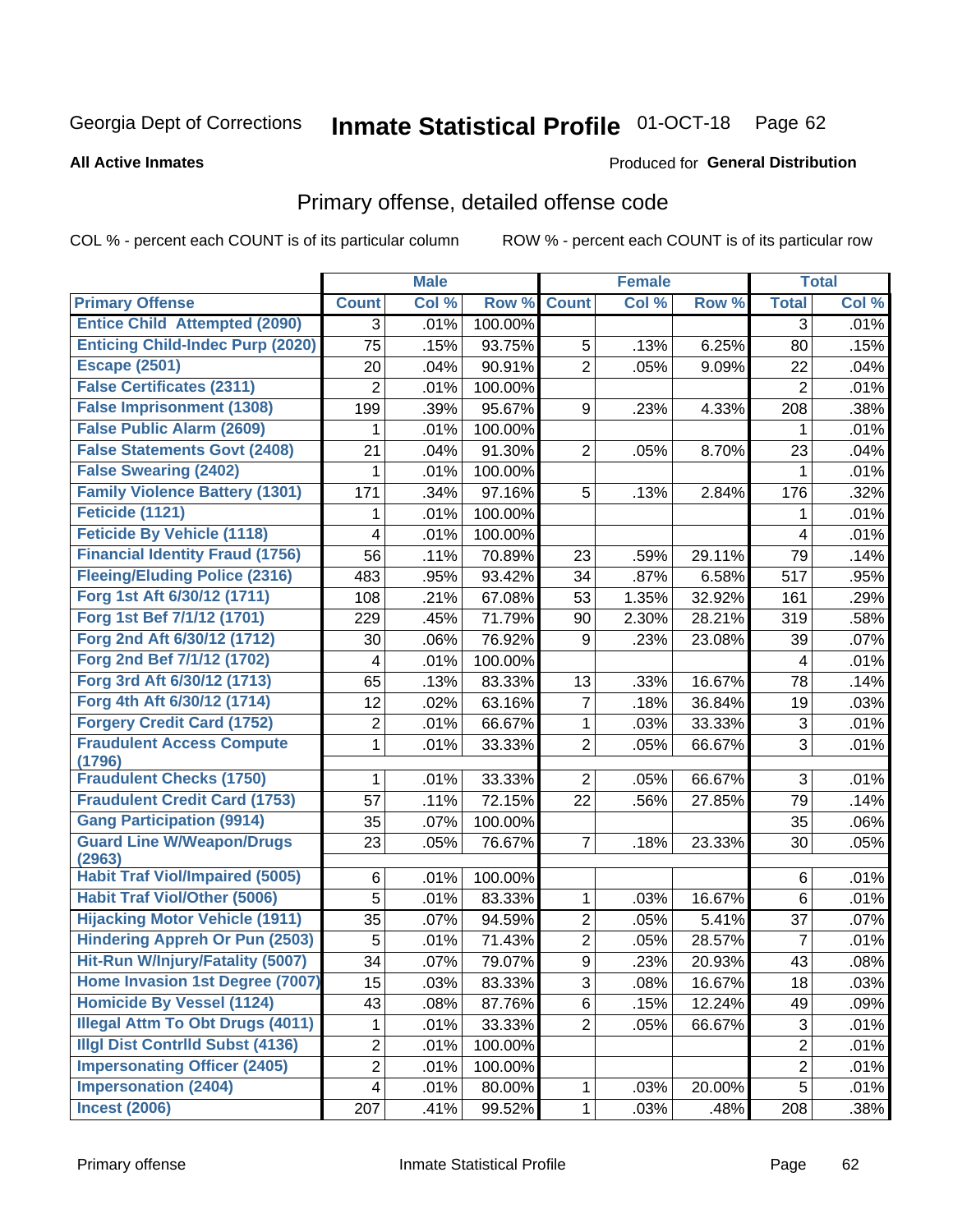Georgia Dept of Corrections **Inmate Statistical Profile** 01-OCT-18

**All Active Inmates**

Produced for **General Distribution**

## Primary offense, detailed offense code

COL % - percent each COUNT is of its particular column ROW % - percent each COUNT is of its particular row

| | Male | | | Female | | | Total | |
|---|---|---|---|---|---|---|---|---|
| **Primary Offense** | **Count** | **Col %** | **Row %** | **Count** | **Col %** | **Row %** | **Total** | **Col %** |
| Entice Child Attempted (2090) | 3 | .01% | 100.00% | | | | 3 | .01% |
| Enticing Child-Indec Purp (2020) | 75 | .15% | 93.75% | 5 | .13% | 6.25% | 80 | .15% |
| Escape (2501) | 20 | .04% | 90.91% | 2 | .05% | 9.09% | 22 | .04% |
| False Certificates (2311) | 2 | .01% | 100.00% | | | | 2 | .01% |
| False Imprisonment (1308) | 199 | .39% | 95.67% | 9 | .23% | 4.33% | 208 | .38% |
| False Public Alarm (2609) | 1 | .01% | 100.00% | | | | 1 | .01% |
| False Statements Govt (2408) | 21 | .04% | 91.30% | 2 | .05% | 8.70% | 23 | .04% |
| False Swearing (2402) | 1 | .01% | 100.00% | | | | 1 | .01% |
| Family Violence Battery (1301) | 171 | .34% | 97.16% | 5 | .13% | 2.84% | 176 | .32% |
| Feticide (1121) | 1 | .01% | 100.00% | | | | 1 | .01% |
| Feticide By Vehicle (1118) | 4 | .01% | 100.00% | | | | 4 | .01% |
| Financial Identity Fraud (1756) | 56 | .11% | 70.89% | 23 | .59% | 29.11% | 79 | .14% |
| Fleeing/Eluding Police (2316) | 483 | .95% | 93.42% | 34 | .87% | 6.58% | 517 | .95% |
| Forg 1st Aft 6/30/12 (1711) | 108 | .21% | 67.08% | 53 | 1.35% | 32.92% | 161 | .29% |
| Forg 1st Bef 7/1/12 (1701) | 229 | .45% | 71.79% | 90 | 2.30% | 28.21% | 319 | .58% |
| Forg 2nd Aft 6/30/12 (1712) | 30 | .06% | 76.92% | 9 | .23% | 23.08% | 39 | .07% |
| Forg 2nd Bef 7/1/12 (1702) | 4 | .01% | 100.00% | | | | 4 | .01% |
| Forg 3rd Aft 6/30/12 (1713) | 65 | .13% | 83.33% | 13 | .33% | 16.67% | 78 | .14% |
| Forg 4th Aft 6/30/12 (1714) | 12 | .02% | 63.16% | 7 | .18% | 36.84% | 19 | .03% |
| Forgery Credit Card (1752) | 2 | .01% | 66.67% | 1 | .03% | 33.33% | 3 | .01% |
| Fraudulent Access Compute (1796) | 1 | .01% | 33.33% | 2 | .05% | 66.67% | 3 | .01% |
| Fraudulent Checks (1750) | 1 | .01% | 33.33% | 2 | .05% | 66.67% | 3 | .01% |
| Fraudulent Credit Card (1753) | 57 | .11% | 72.15% | 22 | .56% | 27.85% | 79 | .14% |
| Gang Participation (9914) | 35 | .07% | 100.00% | | | | 35 | .06% |
| Guard Line W/Weapon/Drugs (2963) | 23 | .05% | 76.67% | 7 | .18% | 23.33% | 30 | .05% |
| Habit Traf Viol/Impaired (5005) | 6 | .01% | 100.00% | | | | 6 | .01% |
| Habit Traf Viol/Other (5006) | 5 | .01% | 83.33% | 1 | .03% | 16.67% | 6 | .01% |
| Hijacking Motor Vehicle (1911) | 35 | .07% | 94.59% | 2 | .05% | 5.41% | 37 | .07% |
| Hindering Appreh Or Pun (2503) | 5 | .01% | 71.43% | 2 | .05% | 28.57% | 7 | .01% |
| Hit-Run W/Injury/Fatality (5007) | 34 | .07% | 79.07% | 9 | .23% | 20.93% | 43 | .08% |
| Home Invasion 1st Degree (7007) | 15 | .03% | 83.33% | 3 | .08% | 16.67% | 18 | .03% |
| Homicide By Vessel (1124) | 43 | .08% | 87.76% | 6 | .15% | 12.24% | 49 | .09% |
| Illegal Attm To Obt Drugs (4011) | 1 | .01% | 33.33% | 2 | .05% | 66.67% | 3 | .01% |
| Illgl Dist Contrlld Subst (4136) | 2 | .01% | 100.00% | | | | 2 | .01% |
| Impersonating Officer (2405) | 2 | .01% | 100.00% | | | | 2 | .01% |
| Impersonation (2404) | 4 | .01% | 80.00% | 1 | .03% | 20.00% | 5 | .01% |
| Incest (2006) | 207 | .41% | 99.52% | 1 | .03% | .48% | 208 | .38% |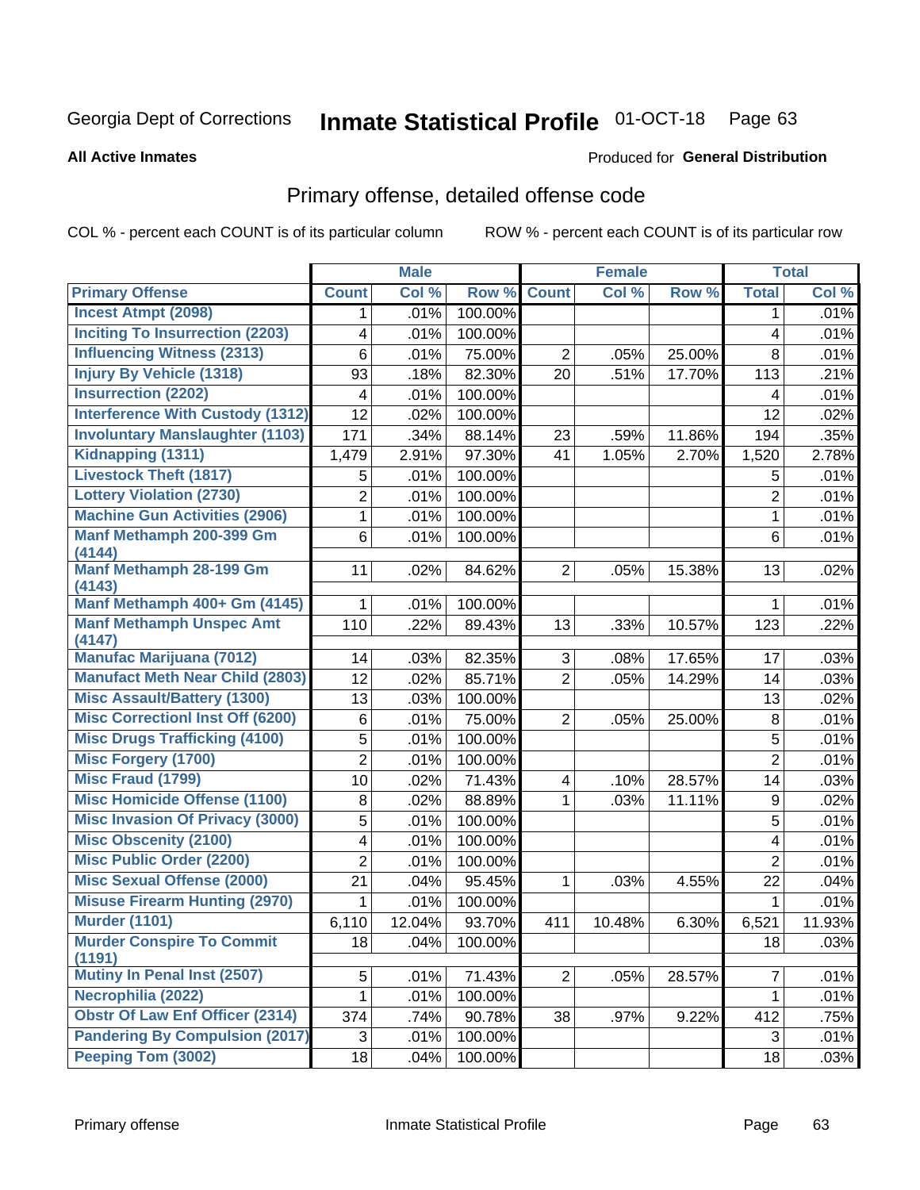Georgia Dept of Corrections **Inmate Statistical Profile** 01-OCT-18 Page 63

**All Active Inmates**

Produced for **General Distribution**

## Primary offense, detailed offense code

COL % - percent each COUNT is of its particular column     ROW % - percent each COUNT is of its particular row

| | Male | | | Female | | | Total | |
|---|---|---|---|---|---|---|---|---|
| **Primary Offense** | **Count** | **Col %** | **Row %** | **Count** | **Col %** | **Row %** | **Total** | **Col %** |
| Incest Atmpt (2098) | 1 | .01% | 100.00% | | | | 1 | .01% |
| Inciting To Insurrection (2203) | 4 | .01% | 100.00% | | | | 4 | .01% |
| Influencing Witness (2313) | 6 | .01% | 75.00% | 2 | .05% | 25.00% | 8 | .01% |
| Injury By Vehicle (1318) | 93 | .18% | 82.30% | 20 | .51% | 17.70% | 113 | .21% |
| Insurrection (2202) | 4 | .01% | 100.00% | | | | 4 | .01% |
| Interference With Custody (1312) | 12 | .02% | 100.00% | | | | 12 | .02% |
| Involuntary Manslaughter (1103) | 171 | .34% | 88.14% | 23 | .59% | 11.86% | 194 | .35% |
| Kidnapping (1311) | 1,479 | 2.91% | 97.30% | 41 | 1.05% | 2.70% | 1,520 | 2.78% |
| Livestock Theft (1817) | 5 | .01% | 100.00% | | | | 5 | .01% |
| Lottery Violation (2730) | 2 | .01% | 100.00% | | | | 2 | .01% |
| Machine Gun Activities (2906) | 1 | .01% | 100.00% | | | | 1 | .01% |
| Manf Methamph 200-399 Gm (4144) | 6 | .01% | 100.00% | | | | 6 | .01% |
| Manf Methamph 28-199 Gm (4143) | 11 | .02% | 84.62% | 2 | .05% | 15.38% | 13 | .02% |
| Manf Methamph 400+ Gm (4145) | 1 | .01% | 100.00% | | | | 1 | .01% |
| Manf Methamph Unspec Amt (4147) | 110 | .22% | 89.43% | 13 | .33% | 10.57% | 123 | .22% |
| Manufac Marijuana (7012) | 14 | .03% | 82.35% | 3 | .08% | 17.65% | 17 | .03% |
| Manufact Meth Near Child (2803) | 12 | .02% | 85.71% | 2 | .05% | 14.29% | 14 | .03% |
| Misc Assault/Battery (1300) | 13 | .03% | 100.00% | | | | 13 | .02% |
| Misc Correctionl Inst Off (6200) | 6 | .01% | 75.00% | 2 | .05% | 25.00% | 8 | .01% |
| Misc Drugs Trafficking (4100) | 5 | .01% | 100.00% | | | | 5 | .01% |
| Misc Forgery (1700) | 2 | .01% | 100.00% | | | | 2 | .01% |
| Misc Fraud (1799) | 10 | .02% | 71.43% | 4 | .10% | 28.57% | 14 | .03% |
| Misc Homicide Offense (1100) | 8 | .02% | 88.89% | 1 | .03% | 11.11% | 9 | .02% |
| Misc Invasion Of Privacy (3000) | 5 | .01% | 100.00% | | | | 5 | .01% |
| Misc Obscenity (2100) | 4 | .01% | 100.00% | | | | 4 | .01% |
| Misc Public Order (2200) | 2 | .01% | 100.00% | | | | 2 | .01% |
| Misc Sexual Offense (2000) | 21 | .04% | 95.45% | 1 | .03% | 4.55% | 22 | .04% |
| Misuse Firearm Hunting (2970) | 1 | .01% | 100.00% | | | | 1 | .01% |
| Murder (1101) | 6,110 | 12.04% | 93.70% | 411 | 10.48% | 6.30% | 6,521 | 11.93% |
| Murder Conspire To Commit (1191) | 18 | .04% | 100.00% | | | | 18 | .03% |
| Mutiny In Penal Inst (2507) | 5 | .01% | 71.43% | 2 | .05% | 28.57% | 7 | .01% |
| Necrophilia (2022) | 1 | .01% | 100.00% | | | | 1 | .01% |
| Obstr Of Law Enf Officer (2314) | 374 | .74% | 90.78% | 38 | .97% | 9.22% | 412 | .75% |
| Pandering By Compulsion (2017) | 3 | .01% | 100.00% | | | | 3 | .01% |
| Peeping Tom (3002) | 18 | .04% | 100.00% | | | | 18 | .03% |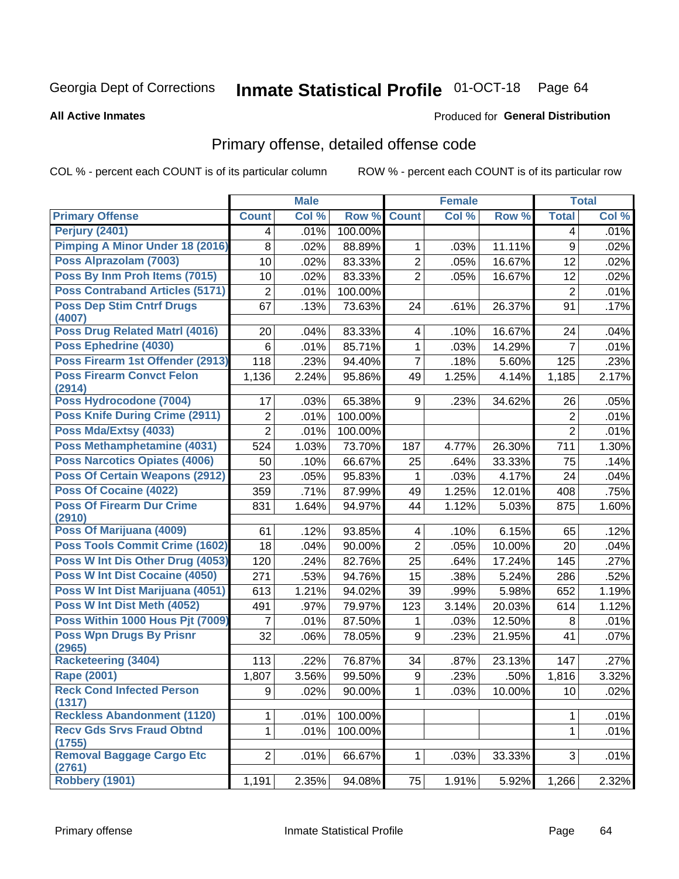Georgia Dept of Corrections **Inmate Statistical Profile** 01-OCT-18 Page 64

**All Active Inmates**

Produced for **General Distribution**

## Primary offense, detailed offense code

COL % - percent each COUNT is of its particular column

ROW % - percent each COUNT is of its particular row

| | Male | | | Female | | | Total | |
|---|---|---|---|---|---|---|---|---|
| **Primary Offense** | **Count** | **Col %** | **Row %** | **Count** | **Col %** | **Row %** | **Total** | **Col %** |
| Perjury (2401) | 4 | .01% | 100.00% | | | | 4 | .01% |
| Pimping A Minor Under 18 (2016) | 8 | .02% | 88.89% | 1 | .03% | 11.11% | 9 | .02% |
| Poss Alprazolam (7003) | 10 | .02% | 83.33% | 2 | .05% | 16.67% | 12 | .02% |
| Poss By Inm Proh Items (7015) | 10 | .02% | 83.33% | 2 | .05% | 16.67% | 12 | .02% |
| Poss Contraband Articles (5171) | 2 | .01% | 100.00% | | | | 2 | .01% |
| Poss Dep Stim Cntrf Drugs (4007) | 67 | .13% | 73.63% | 24 | .61% | 26.37% | 91 | .17% |
| Poss Drug Related Matrl (4016) | 20 | .04% | 83.33% | 4 | .10% | 16.67% | 24 | .04% |
| Poss Ephedrine (4030) | 6 | .01% | 85.71% | 1 | .03% | 14.29% | 7 | .01% |
| Poss Firearm 1st Offender (2913) | 118 | .23% | 94.40% | 7 | .18% | 5.60% | 125 | .23% |
| Poss Firearm Convct Felon (2914) | 1,136 | 2.24% | 95.86% | 49 | 1.25% | 4.14% | 1,185 | 2.17% |
| Poss Hydrocodone (7004) | 17 | .03% | 65.38% | 9 | .23% | 34.62% | 26 | .05% |
| Poss Knife During Crime (2911) | 2 | .01% | 100.00% | | | | 2 | .01% |
| Poss Mda/Extsy (4033) | 2 | .01% | 100.00% | | | | 2 | .01% |
| Poss Methamphetamine (4031) | 524 | 1.03% | 73.70% | 187 | 4.77% | 26.30% | 711 | 1.30% |
| Poss Narcotics Opiates (4006) | 50 | .10% | 66.67% | 25 | .64% | 33.33% | 75 | .14% |
| Poss Of Certain Weapons (2912) | 23 | .05% | 95.83% | 1 | .03% | 4.17% | 24 | .04% |
| Poss Of Cocaine (4022) | 359 | .71% | 87.99% | 49 | 1.25% | 12.01% | 408 | .75% |
| Poss Of Firearm Dur Crime (2910) | 831 | 1.64% | 94.97% | 44 | 1.12% | 5.03% | 875 | 1.60% |
| Poss Of Marijuana (4009) | 61 | .12% | 93.85% | 4 | .10% | 6.15% | 65 | .12% |
| Poss Tools Commit Crime (1602) | 18 | .04% | 90.00% | 2 | .05% | 10.00% | 20 | .04% |
| Poss W Int Dis Other Drug (4053) | 120 | .24% | 82.76% | 25 | .64% | 17.24% | 145 | .27% |
| Poss W Int Dist Cocaine (4050) | 271 | .53% | 94.76% | 15 | .38% | 5.24% | 286 | .52% |
| Poss W Int Dist Marijuana (4051) | 613 | 1.21% | 94.02% | 39 | .99% | 5.98% | 652 | 1.19% |
| Poss W Int Dist Meth (4052) | 491 | .97% | 79.97% | 123 | 3.14% | 20.03% | 614 | 1.12% |
| Poss Within 1000 Hous Pjt (7009) | 7 | .01% | 87.50% | 1 | .03% | 12.50% | 8 | .01% |
| Poss Wpn Drugs By Prisnr (2965) | 32 | .06% | 78.05% | 9 | .23% | 21.95% | 41 | .07% |
| Racketeering (3404) | 113 | .22% | 76.87% | 34 | .87% | 23.13% | 147 | .27% |
| Rape (2001) | 1,807 | 3.56% | 99.50% | 9 | .23% | .50% | 1,816 | 3.32% |
| Reck Cond Infected Person (1317) | 9 | .02% | 90.00% | 1 | .03% | 10.00% | 10 | .02% |
| Reckless Abandonment (1120) | 1 | .01% | 100.00% | | | | 1 | .01% |
| Recv Gds Srvs Fraud Obtnd (1755) | 1 | .01% | 100.00% | | | | 1 | .01% |
| Removal Baggage Cargo Etc (2761) | 2 | .01% | 66.67% | 1 | .03% | 33.33% | 3 | .01% |
| Robbery (1901) | 1,191 | 2.35% | 94.08% | 75 | 1.91% | 5.92% | 1,266 | 2.32% |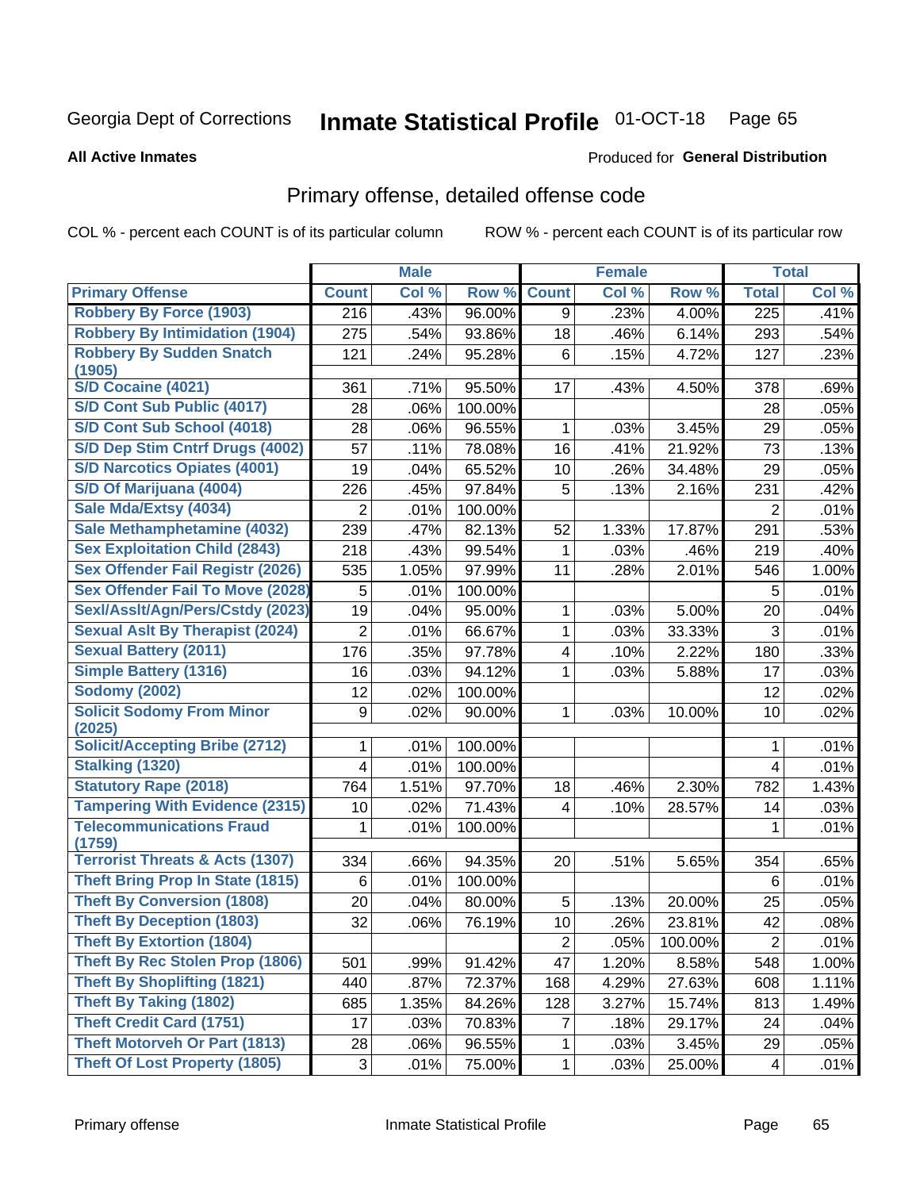Georgia Dept of Corrections **Inmate Statistical Profile** 01-OCT-18

**All Active Inmates**

Produced for **General Distribution**

## Primary offense, detailed offense code

COL % - percent each COUNT is of its particular column

ROW % - percent each COUNT is of its particular row

| | Male | | | Female | | | Total | |
|---|---|---|---|---|---|---|---|---|
| **Primary Offense** | **Count** | **Col %** | **Row %** | **Count** | **Col %** | **Row %** | **Total** | **Col %** |
| Robbery By Force (1903) | 216 | .43% | 96.00% | 9 | .23% | 4.00% | 225 | .41% |
| Robbery By Intimidation (1904) | 275 | .54% | 93.86% | 18 | .46% | 6.14% | 293 | .54% |
| Robbery By Sudden Snatch (1905) | 121 | .24% | 95.28% | 6 | .15% | 4.72% | 127 | .23% |
| S/D Cocaine (4021) | 361 | .71% | 95.50% | 17 | .43% | 4.50% | 378 | .69% |
| S/D Cont Sub Public (4017) | 28 | .06% | 100.00% | | | | 28 | .05% |
| S/D Cont Sub School (4018) | 28 | .06% | 96.55% | 1 | .03% | 3.45% | 29 | .05% |
| S/D Dep Stim Cntrf Drugs (4002) | 57 | .11% | 78.08% | 16 | .41% | 21.92% | 73 | .13% |
| S/D Narcotics Opiates (4001) | 19 | .04% | 65.52% | 10 | .26% | 34.48% | 29 | .05% |
| S/D Of Marijuana (4004) | 226 | .45% | 97.84% | 5 | .13% | 2.16% | 231 | .42% |
| Sale Mda/Extsy (4034) | 2 | .01% | 100.00% | | | | 2 | .01% |
| Sale Methamphetamine (4032) | 239 | .47% | 82.13% | 52 | 1.33% | 17.87% | 291 | .53% |
| Sex Exploitation Child (2843) | 218 | .43% | 99.54% | 1 | .03% | .46% | 219 | .40% |
| Sex Offender Fail Registr (2026) | 535 | 1.05% | 97.99% | 11 | .28% | 2.01% | 546 | 1.00% |
| Sex Offender Fail To Move (2028) | 5 | .01% | 100.00% | | | | 5 | .01% |
| Sexl/Asslt/Agn/Pers/Cstdy (2023) | 19 | .04% | 95.00% | 1 | .03% | 5.00% | 20 | .04% |
| Sexual Aslt By Therapist (2024) | 2 | .01% | 66.67% | 1 | .03% | 33.33% | 3 | .01% |
| Sexual Battery (2011) | 176 | .35% | 97.78% | 4 | .10% | 2.22% | 180 | .33% |
| Simple Battery (1316) | 16 | .03% | 94.12% | 1 | .03% | 5.88% | 17 | .03% |
| Sodomy (2002) | 12 | .02% | 100.00% | | | | 12 | .02% |
| Solicit Sodomy From Minor (2025) | 9 | .02% | 90.00% | 1 | .03% | 10.00% | 10 | .02% |
| Solicit/Accepting Bribe (2712) | 1 | .01% | 100.00% | | | | 1 | .01% |
| Stalking (1320) | 4 | .01% | 100.00% | | | | 4 | .01% |
| Statutory Rape (2018) | 764 | 1.51% | 97.70% | 18 | .46% | 2.30% | 782 | 1.43% |
| Tampering With Evidence (2315) | 10 | .02% | 71.43% | 4 | .10% | 28.57% | 14 | .03% |
| Telecommunications Fraud (1759) | 1 | .01% | 100.00% | | | | 1 | .01% |
| Terrorist Threats & Acts (1307) | 334 | .66% | 94.35% | 20 | .51% | 5.65% | 354 | .65% |
| Theft Bring Prop In State (1815) | 6 | .01% | 100.00% | | | | 6 | .01% |
| Theft By Conversion (1808) | 20 | .04% | 80.00% | 5 | .13% | 20.00% | 25 | .05% |
| Theft By Deception (1803) | 32 | .06% | 76.19% | 10 | .26% | 23.81% | 42 | .08% |
| Theft By Extortion (1804) | | | | 2 | .05% | 100.00% | 2 | .01% |
| Theft By Rec Stolen Prop (1806) | 501 | .99% | 91.42% | 47 | 1.20% | 8.58% | 548 | 1.00% |
| Theft By Shoplifting (1821) | 440 | .87% | 72.37% | 168 | 4.29% | 27.63% | 608 | 1.11% |
| Theft By Taking (1802) | 685 | 1.35% | 84.26% | 128 | 3.27% | 15.74% | 813 | 1.49% |
| Theft Credit Card (1751) | 17 | .03% | 70.83% | 7 | .18% | 29.17% | 24 | .04% |
| Theft Motorveh Or Part (1813) | 28 | .06% | 96.55% | 1 | .03% | 3.45% | 29 | .05% |
| Theft Of Lost Property (1805) | 3 | .01% | 75.00% | 1 | .03% | 25.00% | 4 | .01% |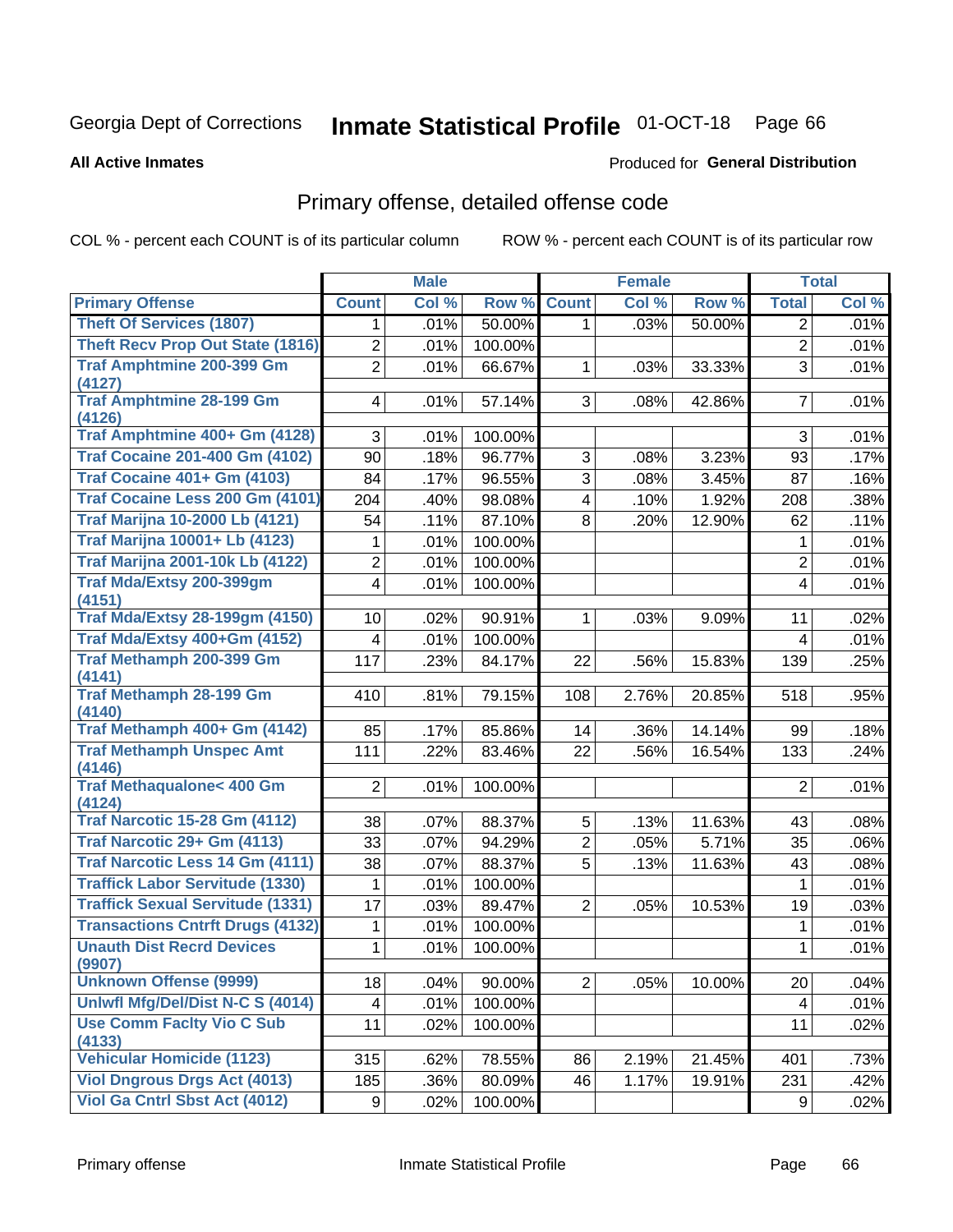Georgia Dept of Corrections **Inmate Statistical Profile** 01-OCT-18

**All Active Inmates**

Produced for **General Distribution**

## Primary offense, detailed offense code

COL % - percent each COUNT is of its particular column

ROW % - percent each COUNT is of its particular row

| | Male | | | Female | | | Total | |
|---|---|---|---|---|---|---|---|---|
| **Primary Offense** | **Count** | **Col %** | **Row %** | **Count** | **Col %** | **Row %** | **Total** | **Col %** |
| Theft Of Services (1807) | 1 | .01% | 50.00% | 1 | .03% | 50.00% | 2 | .01% |
| Theft Recv Prop Out State (1816) | 2 | .01% | 100.00% | | | | 2 | .01% |
| Traf Amphtmine 200-399 Gm (4127) | 2 | .01% | 66.67% | 1 | .03% | 33.33% | 3 | .01% |
| Traf Amphtmine 28-199 Gm (4126) | 4 | .01% | 57.14% | 3 | .08% | 42.86% | 7 | .01% |
| Traf Amphtmine 400+ Gm (4128) | 3 | .01% | 100.00% | | | | 3 | .01% |
| Traf Cocaine 201-400 Gm (4102) | 90 | .18% | 96.77% | 3 | .08% | 3.23% | 93 | .17% |
| Traf Cocaine 401+ Gm (4103) | 84 | .17% | 96.55% | 3 | .08% | 3.45% | 87 | .16% |
| Traf Cocaine Less 200 Gm (4101) | 204 | .40% | 98.08% | 4 | .10% | 1.92% | 208 | .38% |
| Traf Marijna 10-2000 Lb (4121) | 54 | .11% | 87.10% | 8 | .20% | 12.90% | 62 | .11% |
| Traf Marijna 10001+ Lb (4123) | 1 | .01% | 100.00% | | | | 1 | .01% |
| Traf Marijna 2001-10k Lb (4122) | 2 | .01% | 100.00% | | | | 2 | .01% |
| Traf Mda/Extsy 200-399gm (4151) | 4 | .01% | 100.00% | | | | 4 | .01% |
| Traf Mda/Extsy 28-199gm (4150) | 10 | .02% | 90.91% | 1 | .03% | 9.09% | 11 | .02% |
| Traf Mda/Extsy 400+Gm (4152) | 4 | .01% | 100.00% | | | | 4 | .01% |
| Traf Methamph 200-399 Gm (4141) | 117 | .23% | 84.17% | 22 | .56% | 15.83% | 139 | .25% |
| Traf Methamph 28-199 Gm (4140) | 410 | .81% | 79.15% | 108 | 2.76% | 20.85% | 518 | .95% |
| Traf Methamph 400+ Gm (4142) | 85 | .17% | 85.86% | 14 | .36% | 14.14% | 99 | .18% |
| Traf Methamph Unspec Amt (4146) | 111 | .22% | 83.46% | 22 | .56% | 16.54% | 133 | .24% |
| Traf Methaqualone< 400 Gm (4124) | 2 | .01% | 100.00% | | | | 2 | .01% |
| Traf Narcotic 15-28 Gm (4112) | 38 | .07% | 88.37% | 5 | .13% | 11.63% | 43 | .08% |
| Traf Narcotic 29+ Gm (4113) | 33 | .07% | 94.29% | 2 | .05% | 5.71% | 35 | .06% |
| Traf Narcotic Less 14 Gm (4111) | 38 | .07% | 88.37% | 5 | .13% | 11.63% | 43 | .08% |
| Traffick Labor Servitude (1330) | 1 | .01% | 100.00% | | | | 1 | .01% |
| Traffick Sexual Servitude (1331) | 17 | .03% | 89.47% | 2 | .05% | 10.53% | 19 | .03% |
| Transactions Cntrft Drugs (4132) | 1 | .01% | 100.00% | | | | 1 | .01% |
| Unauth Dist Recrd Devices (9907) | 1 | .01% | 100.00% | | | | 1 | .01% |
| Unknown Offense (9999) | 18 | .04% | 90.00% | 2 | .05% | 10.00% | 20 | .04% |
| Unlwfl Mfg/Del/Dist N-C S (4014) | 4 | .01% | 100.00% | | | | 4 | .01% |
| Use Comm Faclty Vio C Sub (4133) | 11 | .02% | 100.00% | | | | 11 | .02% |
| Vehicular Homicide (1123) | 315 | .62% | 78.55% | 86 | 2.19% | 21.45% | 401 | .73% |
| Viol Dngrous Drgs Act (4013) | 185 | .36% | 80.09% | 46 | 1.17% | 19.91% | 231 | .42% |
| Viol Ga Cntrl Sbst Act (4012) | 9 | .02% | 100.00% | | | | 9 | .02% |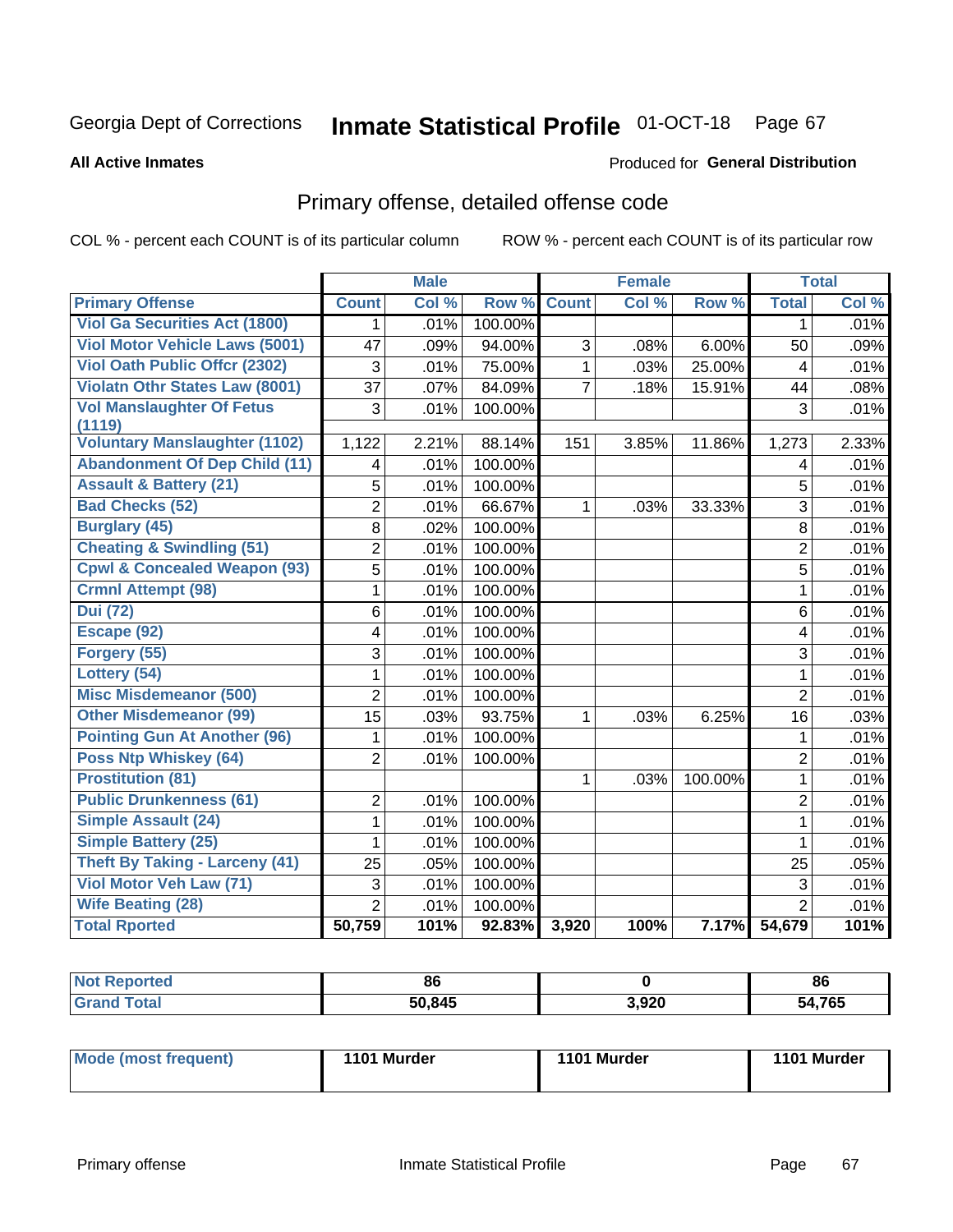Georgia Dept of Corrections **Inmate Statistical Profile** 01-OCT-18

**All Active Inmates**

Produced for **General Distribution**

## Primary offense, detailed offense code

COL % - percent each COUNT is of its particular column ROW % - percent each COUNT is of its particular row

| | Male | | | Female | | | Total | |
|---|---|---|---|---|---|---|---|---|
| Primary Offense | Count | Col % | Row % | Count | Col % | Row % | Total | Col % |
| Viol Ga Securities Act (1800) | 1 | .01% | 100.00% | | | | 1 | .01% |
| Viol Motor Vehicle Laws (5001) | 47 | .09% | 94.00% | 3 | .08% | 6.00% | 50 | .09% |
| Viol Oath Public Offcr (2302) | 3 | .01% | 75.00% | 1 | .03% | 25.00% | 4 | .01% |
| Violatn Othr States Law (8001) | 37 | .07% | 84.09% | 7 | .18% | 15.91% | 44 | .08% |
| Vol Manslaughter Of Fetus (1119) | 3 | .01% | 100.00% | | | | 3 | .01% |
| Voluntary Manslaughter (1102) | 1,122 | 2.21% | 88.14% | 151 | 3.85% | 11.86% | 1,273 | 2.33% |
| Abandonment Of Dep Child (11) | 4 | .01% | 100.00% | | | | 4 | .01% |
| Assault & Battery (21) | 5 | .01% | 100.00% | | | | 5 | .01% |
| Bad Checks (52) | 2 | .01% | 66.67% | 1 | .03% | 33.33% | 3 | .01% |
| Burglary (45) | 8 | .02% | 100.00% | | | | 8 | .01% |
| Cheating & Swindling (51) | 2 | .01% | 100.00% | | | | 2 | .01% |
| Cpwl & Concealed Weapon (93) | 5 | .01% | 100.00% | | | | 5 | .01% |
| Crmnl Attempt (98) | 1 | .01% | 100.00% | | | | 1 | .01% |
| Dui (72) | 6 | .01% | 100.00% | | | | 6 | .01% |
| Escape (92) | 4 | .01% | 100.00% | | | | 4 | .01% |
| Forgery (55) | 3 | .01% | 100.00% | | | | 3 | .01% |
| Lottery (54) | 1 | .01% | 100.00% | | | | 1 | .01% |
| Misc Misdemeanor (500) | 2 | .01% | 100.00% | | | | 2 | .01% |
| Other Misdemeanor (99) | 15 | .03% | 93.75% | 1 | .03% | 6.25% | 16 | .03% |
| Pointing Gun At Another (96) | 1 | .01% | 100.00% | | | | 1 | .01% |
| Poss Ntp Whiskey (64) | 2 | .01% | 100.00% | | | | 2 | .01% |
| Prostitution (81) | | | | 1 | .03% | 100.00% | 1 | .01% |
| Public Drunkenness (61) | 2 | .01% | 100.00% | | | | 2 | .01% |
| Simple Assault (24) | 1 | .01% | 100.00% | | | | 1 | .01% |
| Simple Battery (25) | 1 | .01% | 100.00% | | | | 1 | .01% |
| Theft By Taking - Larceny (41) | 25 | .05% | 100.00% | | | | 25 | .05% |
| Viol Motor Veh Law (71) | 3 | .01% | 100.00% | | | | 3 | .01% |
| Wife Beating (28) | 2 | .01% | 100.00% | | | | 2 | .01% |
| Total Rported | 50,759 | 101% | 92.83% | 3,920 | 100% | 7.17% | 54,679 | 101% |

| | Male | Female | Total |
|---|---|---|---|
| Not Reported | 86 | 0 | 86 |
| Grand Total | 50,845 | 3,920 | 54,765 |

| | Male | Female | Total |
|---|---|---|---|
| Mode (most frequent) | 1101 Murder | 1101 Murder | 1101 Murder |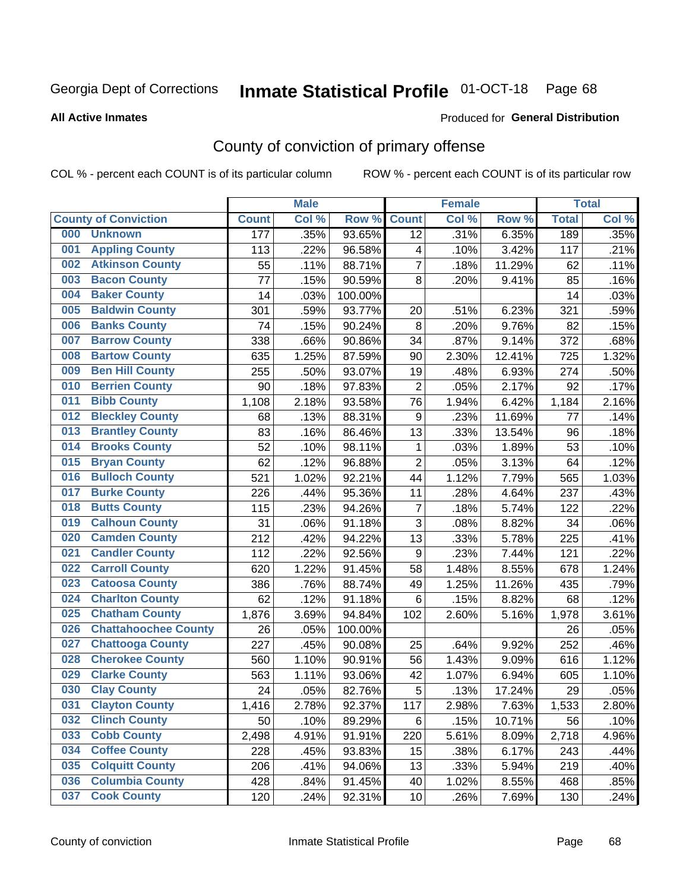Georgia Dept of Corrections **Inmate Statistical Profile** 01-OCT-18

**All Active Inmates**

Produced for **General Distribution**

# County of conviction of primary offense

COL % - percent each COUNT is of its particular column

ROW % - percent each COUNT is of its particular row

| | | Male | | | Female | | | Total | |
|---|---|---|---|---|---|---|---|---|---|
| **County of Conviction** | | **Count** | **Col %** | **Row %** | **Count** | **Col %** | **Row %** | **Total** | **Col %** |
| 000 | Unknown | 177 | .35% | 93.65% | 12 | .31% | 6.35% | 189 | .35% |
| 001 | Appling County | 113 | .22% | 96.58% | 4 | .10% | 3.42% | 117 | .21% |
| 002 | Atkinson County | 55 | .11% | 88.71% | 7 | .18% | 11.29% | 62 | .11% |
| 003 | Bacon County | 77 | .15% | 90.59% | 8 | .20% | 9.41% | 85 | .16% |
| 004 | Baker County | 14 | .03% | 100.00% | | | | 14 | .03% |
| 005 | Baldwin County | 301 | .59% | 93.77% | 20 | .51% | 6.23% | 321 | .59% |
| 006 | Banks County | 74 | .15% | 90.24% | 8 | .20% | 9.76% | 82 | .15% |
| 007 | Barrow County | 338 | .66% | 90.86% | 34 | .87% | 9.14% | 372 | .68% |
| 008 | Bartow County | 635 | 1.25% | 87.59% | 90 | 2.30% | 12.41% | 725 | 1.32% |
| 009 | Ben Hill County | 255 | .50% | 93.07% | 19 | .48% | 6.93% | 274 | .50% |
| 010 | Berrien County | 90 | .18% | 97.83% | 2 | .05% | 2.17% | 92 | .17% |
| 011 | Bibb County | 1,108 | 2.18% | 93.58% | 76 | 1.94% | 6.42% | 1,184 | 2.16% |
| 012 | Bleckley County | 68 | .13% | 88.31% | 9 | .23% | 11.69% | 77 | .14% |
| 013 | Brantley County | 83 | .16% | 86.46% | 13 | .33% | 13.54% | 96 | .18% |
| 014 | Brooks County | 52 | .10% | 98.11% | 1 | .03% | 1.89% | 53 | .10% |
| 015 | Bryan County | 62 | .12% | 96.88% | 2 | .05% | 3.13% | 64 | .12% |
| 016 | Bulloch County | 521 | 1.02% | 92.21% | 44 | 1.12% | 7.79% | 565 | 1.03% |
| 017 | Burke County | 226 | .44% | 95.36% | 11 | .28% | 4.64% | 237 | .43% |
| 018 | Butts County | 115 | .23% | 94.26% | 7 | .18% | 5.74% | 122 | .22% |
| 019 | Calhoun County | 31 | .06% | 91.18% | 3 | .08% | 8.82% | 34 | .06% |
| 020 | Camden County | 212 | .42% | 94.22% | 13 | .33% | 5.78% | 225 | .41% |
| 021 | Candler County | 112 | .22% | 92.56% | 9 | .23% | 7.44% | 121 | .22% |
| 022 | Carroll County | 620 | 1.22% | 91.45% | 58 | 1.48% | 8.55% | 678 | 1.24% |
| 023 | Catoosa County | 386 | .76% | 88.74% | 49 | 1.25% | 11.26% | 435 | .79% |
| 024 | Charlton County | 62 | .12% | 91.18% | 6 | .15% | 8.82% | 68 | .12% |
| 025 | Chatham County | 1,876 | 3.69% | 94.84% | 102 | 2.60% | 5.16% | 1,978 | 3.61% |
| 026 | Chattahoochee County | 26 | .05% | 100.00% | | | | 26 | .05% |
| 027 | Chattooga County | 227 | .45% | 90.08% | 25 | .64% | 9.92% | 252 | .46% |
| 028 | Cherokee County | 560 | 1.10% | 90.91% | 56 | 1.43% | 9.09% | 616 | 1.12% |
| 029 | Clarke County | 563 | 1.11% | 93.06% | 42 | 1.07% | 6.94% | 605 | 1.10% |
| 030 | Clay County | 24 | .05% | 82.76% | 5 | .13% | 17.24% | 29 | .05% |
| 031 | Clayton County | 1,416 | 2.78% | 92.37% | 117 | 2.98% | 7.63% | 1,533 | 2.80% |
| 032 | Clinch County | 50 | .10% | 89.29% | 6 | .15% | 10.71% | 56 | .10% |
| 033 | Cobb County | 2,498 | 4.91% | 91.91% | 220 | 5.61% | 8.09% | 2,718 | 4.96% |
| 034 | Coffee County | 228 | .45% | 93.83% | 15 | .38% | 6.17% | 243 | .44% |
| 035 | Colquitt County | 206 | .41% | 94.06% | 13 | .33% | 5.94% | 219 | .40% |
| 036 | Columbia County | 428 | .84% | 91.45% | 40 | 1.02% | 8.55% | 468 | .85% |
| 037 | Cook County | 120 | .24% | 92.31% | 10 | .26% | 7.69% | 130 | .24% |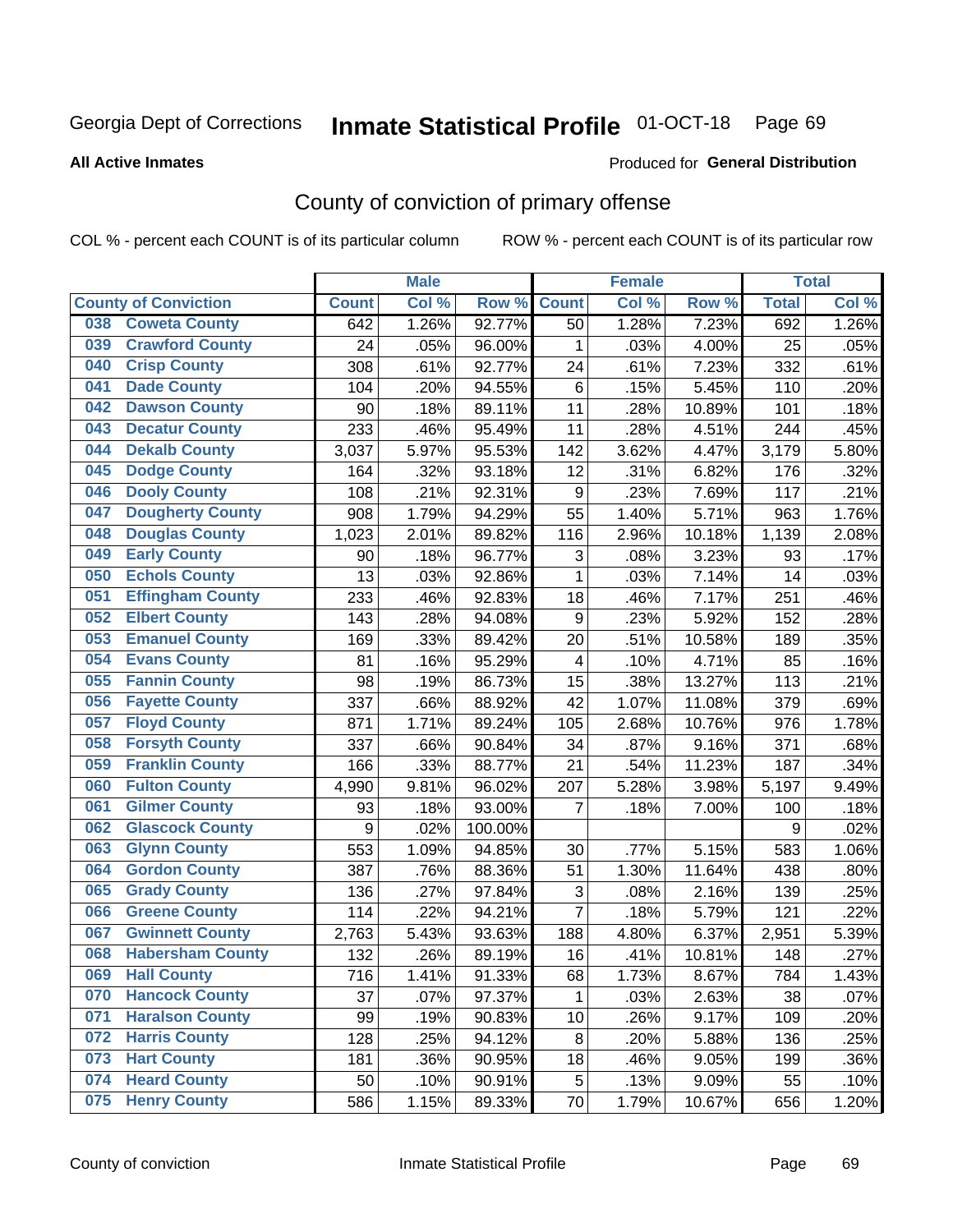Georgia Dept of Corrections

# Inmate Statistical Profile 01-OCT-18

**All Active Inmates**

Produced for **General Distribution**

## County of conviction of primary offense

COL % - percent each COUNT is of its particular column ROW % - percent each COUNT is of its particular row

| County of Conviction | Male | | | Female | | | Total | |
|---|---|---|---|---|---|---|---|---|
| | Count | Col % | Row % | Count | Col % | Row % | Total | Col % |
| 038 Coweta County | 642 | 1.26% | 92.77% | 50 | 1.28% | 7.23% | 692 | 1.26% |
| 039 Crawford County | 24 | .05% | 96.00% | 1 | .03% | 4.00% | 25 | .05% |
| 040 Crisp County | 308 | .61% | 92.77% | 24 | .61% | 7.23% | 332 | .61% |
| 041 Dade County | 104 | .20% | 94.55% | 6 | .15% | 5.45% | 110 | .20% |
| 042 Dawson County | 90 | .18% | 89.11% | 11 | .28% | 10.89% | 101 | .18% |
| 043 Decatur County | 233 | .46% | 95.49% | 11 | .28% | 4.51% | 244 | .45% |
| 044 Dekalb County | 3,037 | 5.97% | 95.53% | 142 | 3.62% | 4.47% | 3,179 | 5.80% |
| 045 Dodge County | 164 | .32% | 93.18% | 12 | .31% | 6.82% | 176 | .32% |
| 046 Dooly County | 108 | .21% | 92.31% | 9 | .23% | 7.69% | 117 | .21% |
| 047 Dougherty County | 908 | 1.79% | 94.29% | 55 | 1.40% | 5.71% | 963 | 1.76% |
| 048 Douglas County | 1,023 | 2.01% | 89.82% | 116 | 2.96% | 10.18% | 1,139 | 2.08% |
| 049 Early County | 90 | .18% | 96.77% | 3 | .08% | 3.23% | 93 | .17% |
| 050 Echols County | 13 | .03% | 92.86% | 1 | .03% | 7.14% | 14 | .03% |
| 051 Effingham County | 233 | .46% | 92.83% | 18 | .46% | 7.17% | 251 | .46% |
| 052 Elbert County | 143 | .28% | 94.08% | 9 | .23% | 5.92% | 152 | .28% |
| 053 Emanuel County | 169 | .33% | 89.42% | 20 | .51% | 10.58% | 189 | .35% |
| 054 Evans County | 81 | .16% | 95.29% | 4 | .10% | 4.71% | 85 | .16% |
| 055 Fannin County | 98 | .19% | 86.73% | 15 | .38% | 13.27% | 113 | .21% |
| 056 Fayette County | 337 | .66% | 88.92% | 42 | 1.07% | 11.08% | 379 | .69% |
| 057 Floyd County | 871 | 1.71% | 89.24% | 105 | 2.68% | 10.76% | 976 | 1.78% |
| 058 Forsyth County | 337 | .66% | 90.84% | 34 | .87% | 9.16% | 371 | .68% |
| 059 Franklin County | 166 | .33% | 88.77% | 21 | .54% | 11.23% | 187 | .34% |
| 060 Fulton County | 4,990 | 9.81% | 96.02% | 207 | 5.28% | 3.98% | 5,197 | 9.49% |
| 061 Gilmer County | 93 | .18% | 93.00% | 7 | .18% | 7.00% | 100 | .18% |
| 062 Glascock County | 9 | .02% | 100.00% | | | | 9 | .02% |
| 063 Glynn County | 553 | 1.09% | 94.85% | 30 | .77% | 5.15% | 583 | 1.06% |
| 064 Gordon County | 387 | .76% | 88.36% | 51 | 1.30% | 11.64% | 438 | .80% |
| 065 Grady County | 136 | .27% | 97.84% | 3 | .08% | 2.16% | 139 | .25% |
| 066 Greene County | 114 | .22% | 94.21% | 7 | .18% | 5.79% | 121 | .22% |
| 067 Gwinnett County | 2,763 | 5.43% | 93.63% | 188 | 4.80% | 6.37% | 2,951 | 5.39% |
| 068 Habersham County | 132 | .26% | 89.19% | 16 | .41% | 10.81% | 148 | .27% |
| 069 Hall County | 716 | 1.41% | 91.33% | 68 | 1.73% | 8.67% | 784 | 1.43% |
| 070 Hancock County | 37 | .07% | 97.37% | 1 | .03% | 2.63% | 38 | .07% |
| 071 Haralson County | 99 | .19% | 90.83% | 10 | .26% | 9.17% | 109 | .20% |
| 072 Harris County | 128 | .25% | 94.12% | 8 | .20% | 5.88% | 136 | .25% |
| 073 Hart County | 181 | .36% | 90.95% | 18 | .46% | 9.05% | 199 | .36% |
| 074 Heard County | 50 | .10% | 90.91% | 5 | .13% | 9.09% | 55 | .10% |
| 075 Henry County | 586 | 1.15% | 89.33% | 70 | 1.79% | 10.67% | 656 | 1.20% |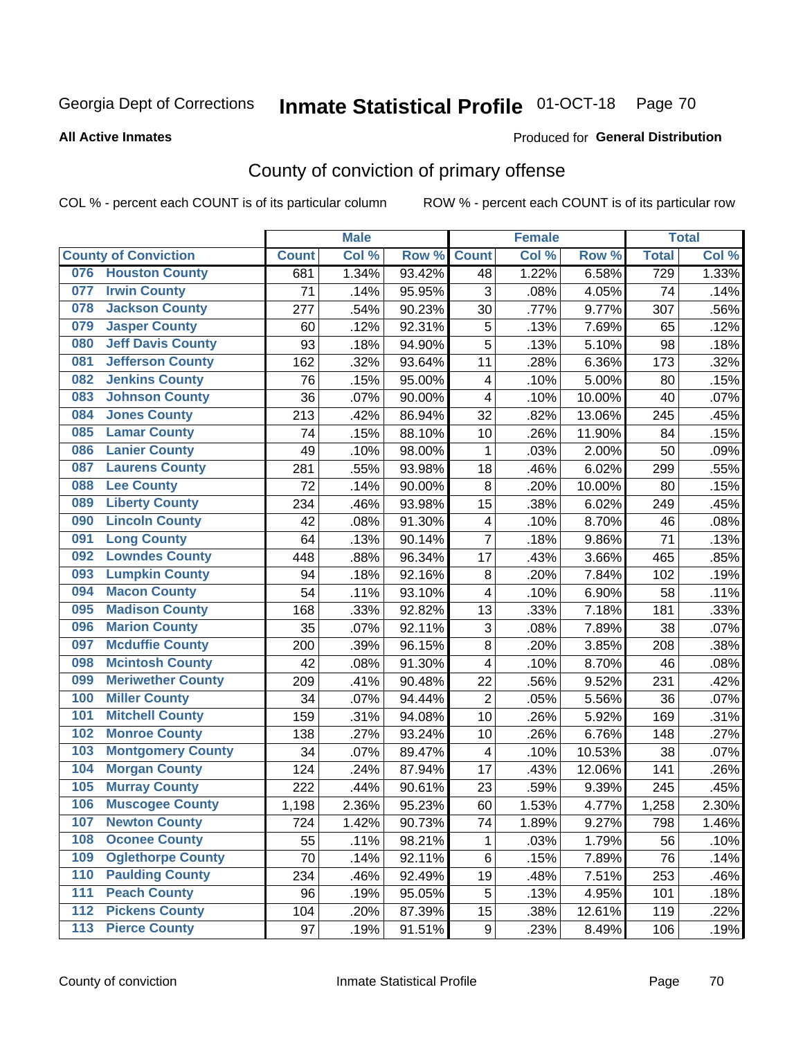Georgia Dept of Corrections **Inmate Statistical Profile** 01-OCT-18

**All Active Inmates**

Produced for **General Distribution**

## County of conviction of primary offense

COL % - percent each COUNT is of its particular column ROW % - percent each COUNT is of its particular row

| County of Conviction | Male | | | Female | | | Total | |
|---|---|---|---|---|---|---|---|---|
| | Count | Col % | Row % | Count | Col % | Row % | Total | Col % |
| 076 Houston County | 681 | 1.34% | 93.42% | 48 | 1.22% | 6.58% | 729 | 1.33% |
| 077 Irwin County | 71 | .14% | 95.95% | 3 | .08% | 4.05% | 74 | .14% |
| 078 Jackson County | 277 | .54% | 90.23% | 30 | .77% | 9.77% | 307 | .56% |
| 079 Jasper County | 60 | .12% | 92.31% | 5 | .13% | 7.69% | 65 | .12% |
| 080 Jeff Davis County | 93 | .18% | 94.90% | 5 | .13% | 5.10% | 98 | .18% |
| 081 Jefferson County | 162 | .32% | 93.64% | 11 | .28% | 6.36% | 173 | .32% |
| 082 Jenkins County | 76 | .15% | 95.00% | 4 | .10% | 5.00% | 80 | .15% |
| 083 Johnson County | 36 | .07% | 90.00% | 4 | .10% | 10.00% | 40 | .07% |
| 084 Jones County | 213 | .42% | 86.94% | 32 | .82% | 13.06% | 245 | .45% |
| 085 Lamar County | 74 | .15% | 88.10% | 10 | .26% | 11.90% | 84 | .15% |
| 086 Lanier County | 49 | .10% | 98.00% | 1 | .03% | 2.00% | 50 | .09% |
| 087 Laurens County | 281 | .55% | 93.98% | 18 | .46% | 6.02% | 299 | .55% |
| 088 Lee County | 72 | .14% | 90.00% | 8 | .20% | 10.00% | 80 | .15% |
| 089 Liberty County | 234 | .46% | 93.98% | 15 | .38% | 6.02% | 249 | .45% |
| 090 Lincoln County | 42 | .08% | 91.30% | 4 | .10% | 8.70% | 46 | .08% |
| 091 Long County | 64 | .13% | 90.14% | 7 | .18% | 9.86% | 71 | .13% |
| 092 Lowndes County | 448 | .88% | 96.34% | 17 | .43% | 3.66% | 465 | .85% |
| 093 Lumpkin County | 94 | .18% | 92.16% | 8 | .20% | 7.84% | 102 | .19% |
| 094 Macon County | 54 | .11% | 93.10% | 4 | .10% | 6.90% | 58 | .11% |
| 095 Madison County | 168 | .33% | 92.82% | 13 | .33% | 7.18% | 181 | .33% |
| 096 Marion County | 35 | .07% | 92.11% | 3 | .08% | 7.89% | 38 | .07% |
| 097 Mcduffie County | 200 | .39% | 96.15% | 8 | .20% | 3.85% | 208 | .38% |
| 098 Mcintosh County | 42 | .08% | 91.30% | 4 | .10% | 8.70% | 46 | .08% |
| 099 Meriwether County | 209 | .41% | 90.48% | 22 | .56% | 9.52% | 231 | .42% |
| 100 Miller County | 34 | .07% | 94.44% | 2 | .05% | 5.56% | 36 | .07% |
| 101 Mitchell County | 159 | .31% | 94.08% | 10 | .26% | 5.92% | 169 | .31% |
| 102 Monroe County | 138 | .27% | 93.24% | 10 | .26% | 6.76% | 148 | .27% |
| 103 Montgomery County | 34 | .07% | 89.47% | 4 | .10% | 10.53% | 38 | .07% |
| 104 Morgan County | 124 | .24% | 87.94% | 17 | .43% | 12.06% | 141 | .26% |
| 105 Murray County | 222 | .44% | 90.61% | 23 | .59% | 9.39% | 245 | .45% |
| 106 Muscogee County | 1,198 | 2.36% | 95.23% | 60 | 1.53% | 4.77% | 1,258 | 2.30% |
| 107 Newton County | 724 | 1.42% | 90.73% | 74 | 1.89% | 9.27% | 798 | 1.46% |
| 108 Oconee County | 55 | .11% | 98.21% | 1 | .03% | 1.79% | 56 | .10% |
| 109 Oglethorpe County | 70 | .14% | 92.11% | 6 | .15% | 7.89% | 76 | .14% |
| 110 Paulding County | 234 | .46% | 92.49% | 19 | .48% | 7.51% | 253 | .46% |
| 111 Peach County | 96 | .19% | 95.05% | 5 | .13% | 4.95% | 101 | .18% |
| 112 Pickens County | 104 | .20% | 87.39% | 15 | .38% | 12.61% | 119 | .22% |
| 113 Pierce County | 97 | .19% | 91.51% | 9 | .23% | 8.49% | 106 | .19% |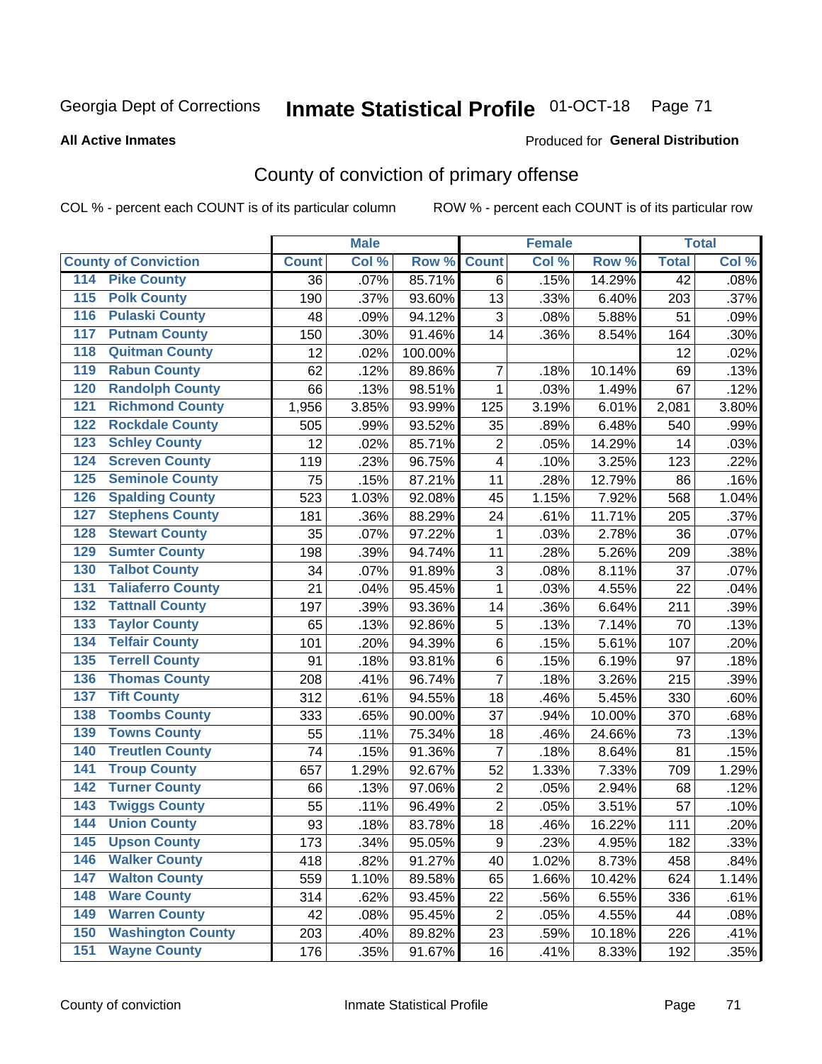Georgia Dept of Corrections **Inmate Statistical Profile** 01-OCT-18 Page 71

**All Active Inmates**

Produced for **General Distribution**

## County of conviction of primary offense

COL % - percent each COUNT is of its particular column ROW % - percent each COUNT is of its particular row

| County of Conviction | Male | | | Female | | | Total | |
|---|---|---|---|---|---|---|---|---|
| | Count | Col % | Row % | Count | Col % | Row % | Total | Col % |
| 114 Pike County | 36 | .07% | 85.71% | 6 | .15% | 14.29% | 42 | .08% |
| 115 Polk County | 190 | .37% | 93.60% | 13 | .33% | 6.40% | 203 | .37% |
| 116 Pulaski County | 48 | .09% | 94.12% | 3 | .08% | 5.88% | 51 | .09% |
| 117 Putnam County | 150 | .30% | 91.46% | 14 | .36% | 8.54% | 164 | .30% |
| 118 Quitman County | 12 | .02% | 100.00% | | | | 12 | .02% |
| 119 Rabun County | 62 | .12% | 89.86% | 7 | .18% | 10.14% | 69 | .13% |
| 120 Randolph County | 66 | .13% | 98.51% | 1 | .03% | 1.49% | 67 | .12% |
| 121 Richmond County | 1,956 | 3.85% | 93.99% | 125 | 3.19% | 6.01% | 2,081 | 3.80% |
| 122 Rockdale County | 505 | .99% | 93.52% | 35 | .89% | 6.48% | 540 | .99% |
| 123 Schley County | 12 | .02% | 85.71% | 2 | .05% | 14.29% | 14 | .03% |
| 124 Screven County | 119 | .23% | 96.75% | 4 | .10% | 3.25% | 123 | .22% |
| 125 Seminole County | 75 | .15% | 87.21% | 11 | .28% | 12.79% | 86 | .16% |
| 126 Spalding County | 523 | 1.03% | 92.08% | 45 | 1.15% | 7.92% | 568 | 1.04% |
| 127 Stephens County | 181 | .36% | 88.29% | 24 | .61% | 11.71% | 205 | .37% |
| 128 Stewart County | 35 | .07% | 97.22% | 1 | .03% | 2.78% | 36 | .07% |
| 129 Sumter County | 198 | .39% | 94.74% | 11 | .28% | 5.26% | 209 | .38% |
| 130 Talbot County | 34 | .07% | 91.89% | 3 | .08% | 8.11% | 37 | .07% |
| 131 Taliaferro County | 21 | .04% | 95.45% | 1 | .03% | 4.55% | 22 | .04% |
| 132 Tattnall County | 197 | .39% | 93.36% | 14 | .36% | 6.64% | 211 | .39% |
| 133 Taylor County | 65 | .13% | 92.86% | 5 | .13% | 7.14% | 70 | .13% |
| 134 Telfair County | 101 | .20% | 94.39% | 6 | .15% | 5.61% | 107 | .20% |
| 135 Terrell County | 91 | .18% | 93.81% | 6 | .15% | 6.19% | 97 | .18% |
| 136 Thomas County | 208 | .41% | 96.74% | 7 | .18% | 3.26% | 215 | .39% |
| 137 Tift County | 312 | .61% | 94.55% | 18 | .46% | 5.45% | 330 | .60% |
| 138 Toombs County | 333 | .65% | 90.00% | 37 | .94% | 10.00% | 370 | .68% |
| 139 Towns County | 55 | .11% | 75.34% | 18 | .46% | 24.66% | 73 | .13% |
| 140 Treutlen County | 74 | .15% | 91.36% | 7 | .18% | 8.64% | 81 | .15% |
| 141 Troup County | 657 | 1.29% | 92.67% | 52 | 1.33% | 7.33% | 709 | 1.29% |
| 142 Turner County | 66 | .13% | 97.06% | 2 | .05% | 2.94% | 68 | .12% |
| 143 Twiggs County | 55 | .11% | 96.49% | 2 | .05% | 3.51% | 57 | .10% |
| 144 Union County | 93 | .18% | 83.78% | 18 | .46% | 16.22% | 111 | .20% |
| 145 Upson County | 173 | .34% | 95.05% | 9 | .23% | 4.95% | 182 | .33% |
| 146 Walker County | 418 | .82% | 91.27% | 40 | 1.02% | 8.73% | 458 | .84% |
| 147 Walton County | 559 | 1.10% | 89.58% | 65 | 1.66% | 10.42% | 624 | 1.14% |
| 148 Ware County | 314 | .62% | 93.45% | 22 | .56% | 6.55% | 336 | .61% |
| 149 Warren County | 42 | .08% | 95.45% | 2 | .05% | 4.55% | 44 | .08% |
| 150 Washington County | 203 | .40% | 89.82% | 23 | .59% | 10.18% | 226 | .41% |
| 151 Wayne County | 176 | .35% | 91.67% | 16 | .41% | 8.33% | 192 | .35% |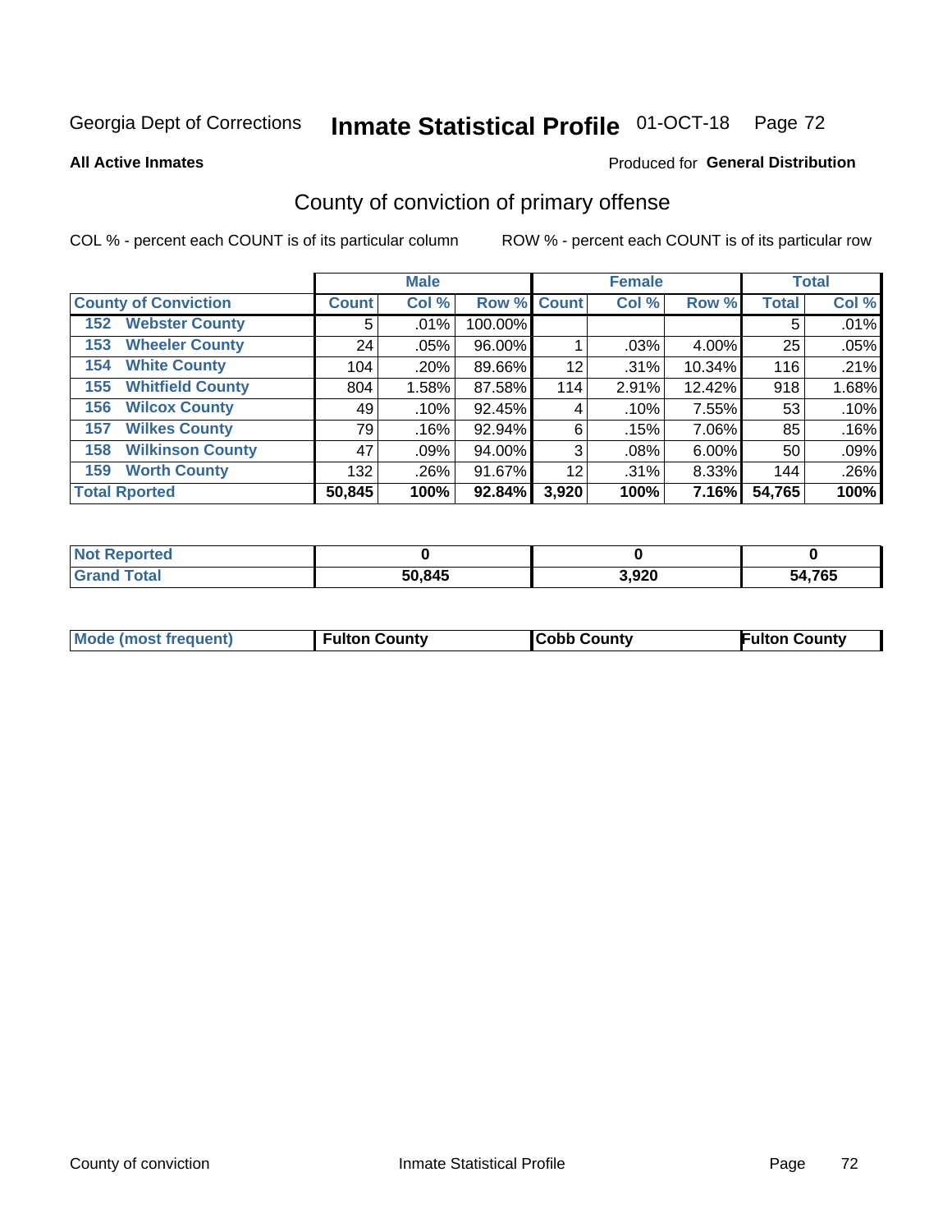Georgia Dept of Corrections **Inmate Statistical Profile** 01-OCT-18

**All Active Inmates**

Produced for **General Distribution**

## County of conviction of primary offense

COL % - percent each COUNT is of its particular column    ROW % - percent each COUNT is of its particular row

| | Male | | | Female | | | Total | |
|---|---|---|---|---|---|---|---|---|
| **County of Conviction** | **Count** | **Col %** | **Row %** | **Count** | **Col %** | **Row %** | **Total** | **Col %** |
| **152 Webster County** | 5 | .01% | 100.00% | | | | 5 | .01% |
| **153 Wheeler County** | 24 | .05% | 96.00% | 1 | .03% | 4.00% | 25 | .05% |
| **154 White County** | 104 | .20% | 89.66% | 12 | .31% | 10.34% | 116 | .21% |
| **155 Whitfield County** | 804 | 1.58% | 87.58% | 114 | 2.91% | 12.42% | 918 | 1.68% |
| **156 Wilcox County** | 49 | .10% | 92.45% | 4 | .10% | 7.55% | 53 | .10% |
| **157 Wilkes County** | 79 | .16% | 92.94% | 6 | .15% | 7.06% | 85 | .16% |
| **158 Wilkinson County** | 47 | .09% | 94.00% | 3 | .08% | 6.00% | 50 | .09% |
| **159 Worth County** | 132 | .26% | 91.67% | 12 | .31% | 8.33% | 144 | .26% |
| **Total Rported** | **50,845** | **100%** | **92.84%** | **3,920** | **100%** | **7.16%** | **54,765** | **100%** |

| | Male | Female | Total |
|---|---|---|---|
| **Not Reported** | **0** | **0** | **0** |
| **Grand Total** | **50,845** | **3,920** | **54,765** |

| | Male | Female | Total |
|---|---|---|---|
| **Mode (most frequent)** | **Fulton County** | **Cobb County** | **Fulton County** |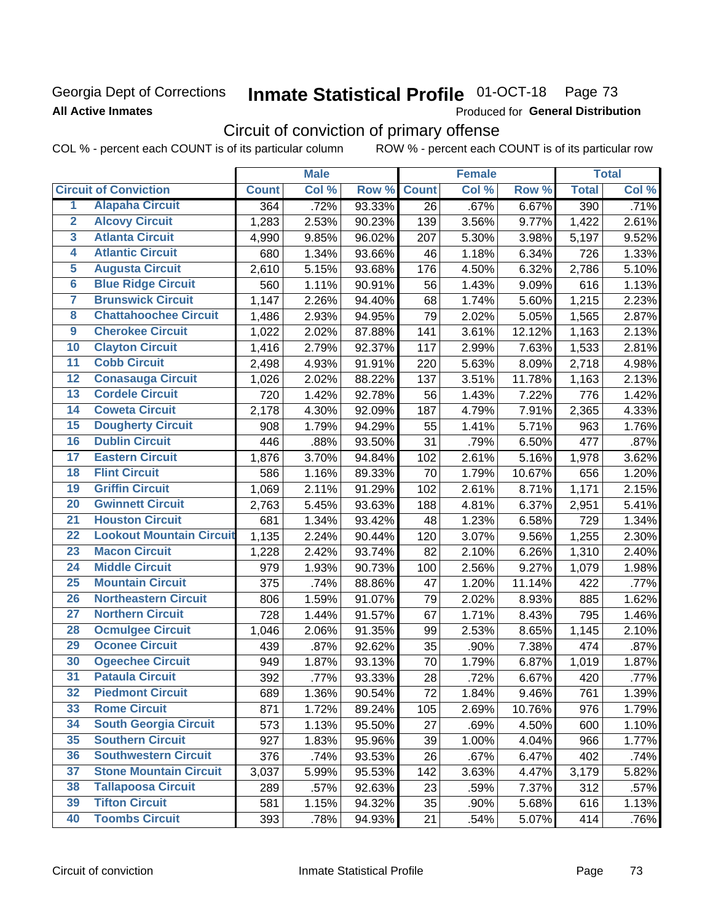Georgia Dept of Corrections **Inmate Statistical Profile** 01-OCT-18

**All Active Inmates** Produced for **General Distribution**

## Circuit of conviction of primary offense

COL % - percent each COUNT is of its particular column ROW % - percent each COUNT is of its particular row

| | | Male | | | Female | | | Total | |
|---|---|---|---|---|---|---|---|---|---|
| **Circuit of Conviction** | | **Count** | **Col %** | **Row %** | **Count** | **Col %** | **Row %** | **Total** | **Col %** |
| 1 | Alapaha Circuit | 364 | .72% | 93.33% | 26 | .67% | 6.67% | 390 | .71% |
| 2 | Alcovy Circuit | 1,283 | 2.53% | 90.23% | 139 | 3.56% | 9.77% | 1,422 | 2.61% |
| 3 | Atlanta Circuit | 4,990 | 9.85% | 96.02% | 207 | 5.30% | 3.98% | 5,197 | 9.52% |
| 4 | Atlantic Circuit | 680 | 1.34% | 93.66% | 46 | 1.18% | 6.34% | 726 | 1.33% |
| 5 | Augusta Circuit | 2,610 | 5.15% | 93.68% | 176 | 4.50% | 6.32% | 2,786 | 5.10% |
| 6 | Blue Ridge Circuit | 560 | 1.11% | 90.91% | 56 | 1.43% | 9.09% | 616 | 1.13% |
| 7 | Brunswick Circuit | 1,147 | 2.26% | 94.40% | 68 | 1.74% | 5.60% | 1,215 | 2.23% |
| 8 | Chattahoochee Circuit | 1,486 | 2.93% | 94.95% | 79 | 2.02% | 5.05% | 1,565 | 2.87% |
| 9 | Cherokee Circuit | 1,022 | 2.02% | 87.88% | 141 | 3.61% | 12.12% | 1,163 | 2.13% |
| 10 | Clayton Circuit | 1,416 | 2.79% | 92.37% | 117 | 2.99% | 7.63% | 1,533 | 2.81% |
| 11 | Cobb Circuit | 2,498 | 4.93% | 91.91% | 220 | 5.63% | 8.09% | 2,718 | 4.98% |
| 12 | Conasauga Circuit | 1,026 | 2.02% | 88.22% | 137 | 3.51% | 11.78% | 1,163 | 2.13% |
| 13 | Cordele Circuit | 720 | 1.42% | 92.78% | 56 | 1.43% | 7.22% | 776 | 1.42% |
| 14 | Coweta Circuit | 2,178 | 4.30% | 92.09% | 187 | 4.79% | 7.91% | 2,365 | 4.33% |
| 15 | Dougherty Circuit | 908 | 1.79% | 94.29% | 55 | 1.41% | 5.71% | 963 | 1.76% |
| 16 | Dublin Circuit | 446 | .88% | 93.50% | 31 | .79% | 6.50% | 477 | .87% |
| 17 | Eastern Circuit | 1,876 | 3.70% | 94.84% | 102 | 2.61% | 5.16% | 1,978 | 3.62% |
| 18 | Flint Circuit | 586 | 1.16% | 89.33% | 70 | 1.79% | 10.67% | 656 | 1.20% |
| 19 | Griffin Circuit | 1,069 | 2.11% | 91.29% | 102 | 2.61% | 8.71% | 1,171 | 2.15% |
| 20 | Gwinnett Circuit | 2,763 | 5.45% | 93.63% | 188 | 4.81% | 6.37% | 2,951 | 5.41% |
| 21 | Houston Circuit | 681 | 1.34% | 93.42% | 48 | 1.23% | 6.58% | 729 | 1.34% |
| 22 | Lookout Mountain Circuit | 1,135 | 2.24% | 90.44% | 120 | 3.07% | 9.56% | 1,255 | 2.30% |
| 23 | Macon Circuit | 1,228 | 2.42% | 93.74% | 82 | 2.10% | 6.26% | 1,310 | 2.40% |
| 24 | Middle Circuit | 979 | 1.93% | 90.73% | 100 | 2.56% | 9.27% | 1,079 | 1.98% |
| 25 | Mountain Circuit | 375 | .74% | 88.86% | 47 | 1.20% | 11.14% | 422 | .77% |
| 26 | Northeastern Circuit | 806 | 1.59% | 91.07% | 79 | 2.02% | 8.93% | 885 | 1.62% |
| 27 | Northern Circuit | 728 | 1.44% | 91.57% | 67 | 1.71% | 8.43% | 795 | 1.46% |
| 28 | Ocmulgee Circuit | 1,046 | 2.06% | 91.35% | 99 | 2.53% | 8.65% | 1,145 | 2.10% |
| 29 | Oconee Circuit | 439 | .87% | 92.62% | 35 | .90% | 7.38% | 474 | .87% |
| 30 | Ogeechee Circuit | 949 | 1.87% | 93.13% | 70 | 1.79% | 6.87% | 1,019 | 1.87% |
| 31 | Pataula Circuit | 392 | .77% | 93.33% | 28 | .72% | 6.67% | 420 | .77% |
| 32 | Piedmont Circuit | 689 | 1.36% | 90.54% | 72 | 1.84% | 9.46% | 761 | 1.39% |
| 33 | Rome Circuit | 871 | 1.72% | 89.24% | 105 | 2.69% | 10.76% | 976 | 1.79% |
| 34 | South Georgia Circuit | 573 | 1.13% | 95.50% | 27 | .69% | 4.50% | 600 | 1.10% |
| 35 | Southern Circuit | 927 | 1.83% | 95.96% | 39 | 1.00% | 4.04% | 966 | 1.77% |
| 36 | Southwestern Circuit | 376 | .74% | 93.53% | 26 | .67% | 6.47% | 402 | .74% |
| 37 | Stone Mountain Circuit | 3,037 | 5.99% | 95.53% | 142 | 3.63% | 4.47% | 3,179 | 5.82% |
| 38 | Tallapoosa Circuit | 289 | .57% | 92.63% | 23 | .59% | 7.37% | 312 | .57% |
| 39 | Tifton Circuit | 581 | 1.15% | 94.32% | 35 | .90% | 5.68% | 616 | 1.13% |
| 40 | Toombs Circuit | 393 | .78% | 94.93% | 21 | .54% | 5.07% | 414 | .76% |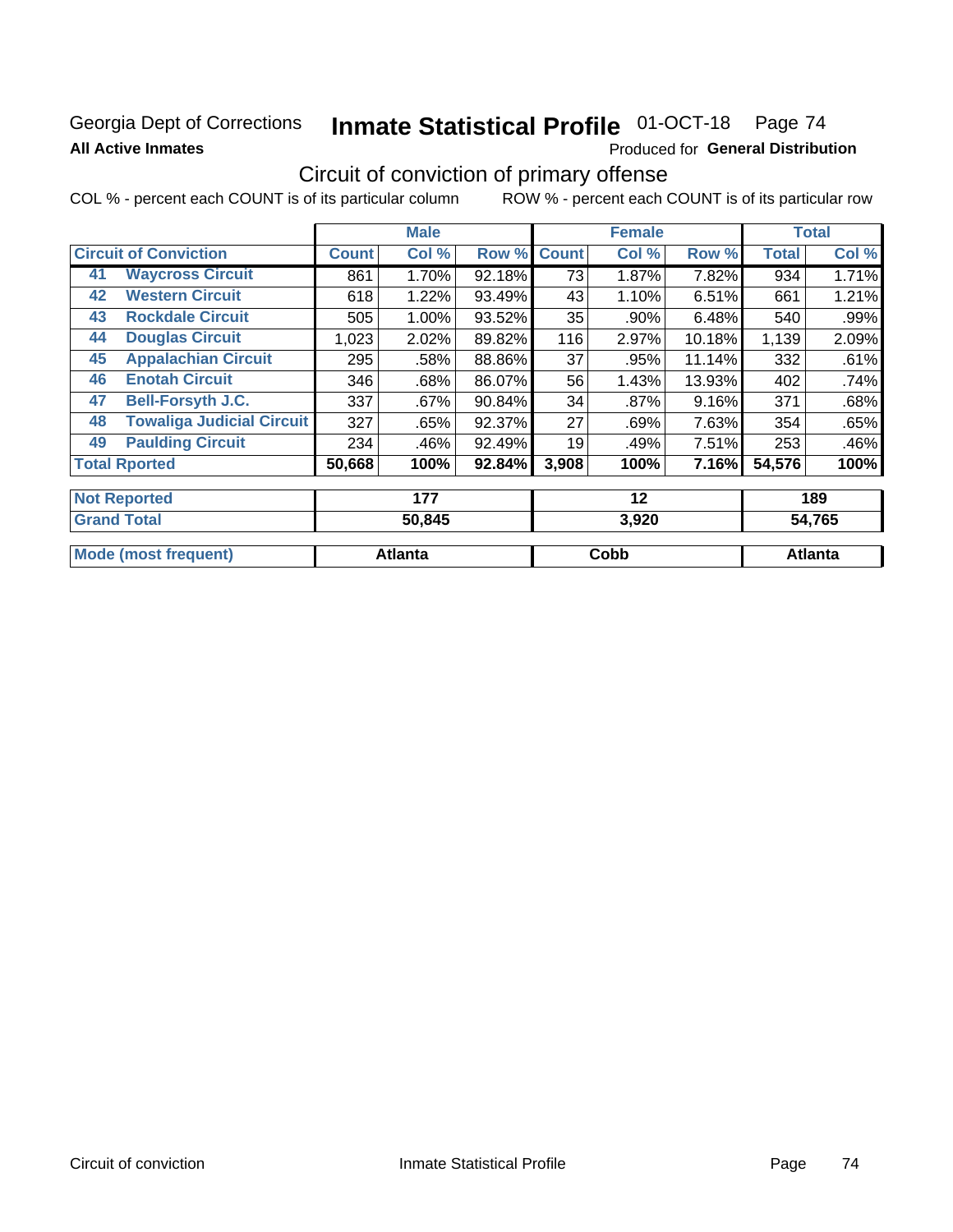Georgia Dept of Corrections **Inmate Statistical Profile** 01-OCT-18

**All Active Inmates**

Produced for **General Distribution**

## Circuit of conviction of primary offense

COL % - percent each COUNT is of its particular column ROW % - percent each COUNT is of its particular row

| | | Male | | | Female | | | Total | |
|---|---|---|---|---|---|---|---|---|---|
| **Circuit of Conviction** | | **Count** | **Col %** | **Row %** | **Count** | **Col %** | **Row %** | **Total** | **Col %** |
| 41 | **Waycross Circuit** | 861 | 1.70% | 92.18% | 73 | 1.87% | 7.82% | 934 | 1.71% |
| 42 | **Western Circuit** | 618 | 1.22% | 93.49% | 43 | 1.10% | 6.51% | 661 | 1.21% |
| 43 | **Rockdale Circuit** | 505 | 1.00% | 93.52% | 35 | .90% | 6.48% | 540 | .99% |
| 44 | **Douglas Circuit** | 1,023 | 2.02% | 89.82% | 116 | 2.97% | 10.18% | 1,139 | 2.09% |
| 45 | **Appalachian Circuit** | 295 | .58% | 88.86% | 37 | .95% | 11.14% | 332 | .61% |
| 46 | **Enotah Circuit** | 346 | .68% | 86.07% | 56 | 1.43% | 13.93% | 402 | .74% |
| 47 | **Bell-Forsyth J.C.** | 337 | .67% | 90.84% | 34 | .87% | 9.16% | 371 | .68% |
| 48 | **Towaliga Judicial Circuit** | 327 | .65% | 92.37% | 27 | .69% | 7.63% | 354 | .65% |
| 49 | **Paulding Circuit** | 234 | .46% | 92.49% | 19 | .49% | 7.51% | 253 | .46% |
| **Total Rported** | | **50,668** | **100%** | **92.84%** | **3,908** | **100%** | **7.16%** | **54,576** | **100%** |

| | Male | Female | Total |
|---|---|---|---|
| **Not Reported** | **177** | **12** | **189** |
| **Grand Total** | **50,845** | **3,920** | **54,765** |

| | Male | Female | Total |
|---|---|---|---|
| **Mode (most frequent)** | **Atlanta** | **Cobb** | **Atlanta** |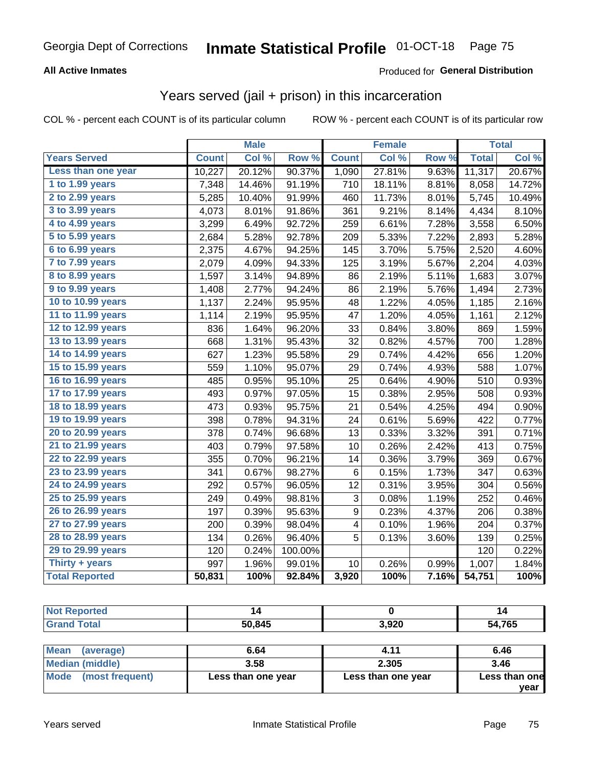Georgia Dept of Corrections **Inmate Statistical Profile** 01-OCT-18

**All Active Inmates**

Produced for **General Distribution**

## Years served (jail + prison) in this incarceration

COL % - percent each COUNT is of its particular column ROW % - percent each COUNT is of its particular row

| | Male | | | Female | | | Total | |
|---|---|---|---|---|---|---|---|---|
| **Years Served** | **Count** | **Col %** | **Row %** | **Count** | **Col %** | **Row %** | **Total** | **Col %** |
| Less than one year | 10,227 | 20.12% | 90.37% | 1,090 | 27.81% | 9.63% | 11,317 | 20.67% |
| 1 to 1.99 years | 7,348 | 14.46% | 91.19% | 710 | 18.11% | 8.81% | 8,058 | 14.72% |
| 2 to 2.99 years | 5,285 | 10.40% | 91.99% | 460 | 11.73% | 8.01% | 5,745 | 10.49% |
| 3 to 3.99 years | 4,073 | 8.01% | 91.86% | 361 | 9.21% | 8.14% | 4,434 | 8.10% |
| 4 to 4.99 years | 3,299 | 6.49% | 92.72% | 259 | 6.61% | 7.28% | 3,558 | 6.50% |
| 5 to 5.99 years | 2,684 | 5.28% | 92.78% | 209 | 5.33% | 7.22% | 2,893 | 5.28% |
| 6 to 6.99 years | 2,375 | 4.67% | 94.25% | 145 | 3.70% | 5.75% | 2,520 | 4.60% |
| 7 to 7.99 years | 2,079 | 4.09% | 94.33% | 125 | 3.19% | 5.67% | 2,204 | 4.03% |
| 8 to 8.99 years | 1,597 | 3.14% | 94.89% | 86 | 2.19% | 5.11% | 1,683 | 3.07% |
| 9 to 9.99 years | 1,408 | 2.77% | 94.24% | 86 | 2.19% | 5.76% | 1,494 | 2.73% |
| 10 to 10.99 years | 1,137 | 2.24% | 95.95% | 48 | 1.22% | 4.05% | 1,185 | 2.16% |
| 11 to 11.99 years | 1,114 | 2.19% | 95.95% | 47 | 1.20% | 4.05% | 1,161 | 2.12% |
| 12 to 12.99 years | 836 | 1.64% | 96.20% | 33 | 0.84% | 3.80% | 869 | 1.59% |
| 13 to 13.99 years | 668 | 1.31% | 95.43% | 32 | 0.82% | 4.57% | 700 | 1.28% |
| 14 to 14.99 years | 627 | 1.23% | 95.58% | 29 | 0.74% | 4.42% | 656 | 1.20% |
| 15 to 15.99 years | 559 | 1.10% | 95.07% | 29 | 0.74% | 4.93% | 588 | 1.07% |
| 16 to 16.99 years | 485 | 0.95% | 95.10% | 25 | 0.64% | 4.90% | 510 | 0.93% |
| 17 to 17.99 years | 493 | 0.97% | 97.05% | 15 | 0.38% | 2.95% | 508 | 0.93% |
| 18 to 18.99 years | 473 | 0.93% | 95.75% | 21 | 0.54% | 4.25% | 494 | 0.90% |
| 19 to 19.99 years | 398 | 0.78% | 94.31% | 24 | 0.61% | 5.69% | 422 | 0.77% |
| 20 to 20.99 years | 378 | 0.74% | 96.68% | 13 | 0.33% | 3.32% | 391 | 0.71% |
| 21 to 21.99 years | 403 | 0.79% | 97.58% | 10 | 0.26% | 2.42% | 413 | 0.75% |
| 22 to 22.99 years | 355 | 0.70% | 96.21% | 14 | 0.36% | 3.79% | 369 | 0.67% |
| 23 to 23.99 years | 341 | 0.67% | 98.27% | 6 | 0.15% | 1.73% | 347 | 0.63% |
| 24 to 24.99 years | 292 | 0.57% | 96.05% | 12 | 0.31% | 3.95% | 304 | 0.56% |
| 25 to 25.99 years | 249 | 0.49% | 98.81% | 3 | 0.08% | 1.19% | 252 | 0.46% |
| 26 to 26.99 years | 197 | 0.39% | 95.63% | 9 | 0.23% | 4.37% | 206 | 0.38% |
| 27 to 27.99 years | 200 | 0.39% | 98.04% | 4 | 0.10% | 1.96% | 204 | 0.37% |
| 28 to 28.99 years | 134 | 0.26% | 96.40% | 5 | 0.13% | 3.60% | 139 | 0.25% |
| 29 to 29.99 years | 120 | 0.24% | 100.00% | | | | 120 | 0.22% |
| Thirty + years | 997 | 1.96% | 99.01% | 10 | 0.26% | 0.99% | 1,007 | 1.84% |
| **Total Reported** | **50,831** | **100%** | **92.84%** | **3,920** | **100%** | **7.16%** | **54,751** | **100%** |

| | Male | Female | Total |
|---|---|---|---|
| Not Reported | **14** | **0** | **14** |
| Grand Total | **50,845** | **3,920** | **54,765** |

| | Male | Female | Total |
|---|---|---|---|
| Mean (average) | **6.64** | **4.11** | **6.46** |
| Median (middle) | **3.58** | **2.305** | **3.46** |
| Mode (most frequent) | **Less than one year** | **Less than one year** | **Less than one year** |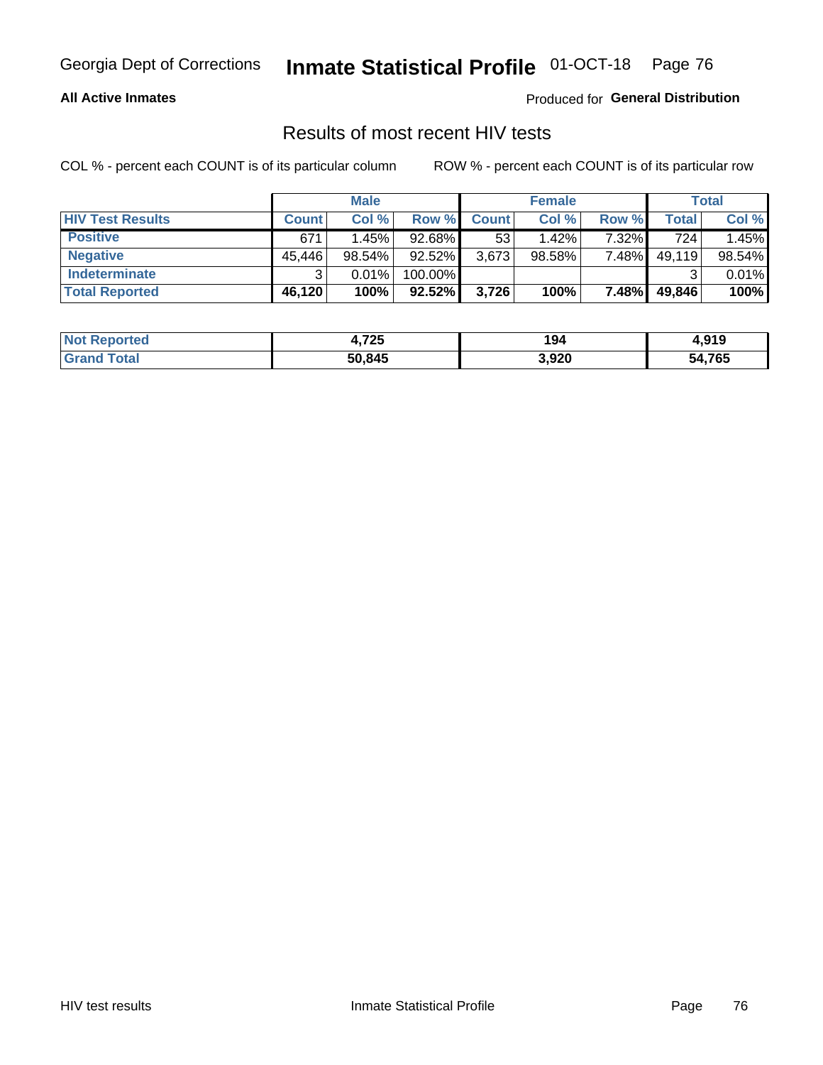Georgia Dept of Corrections **Inmate Statistical Profile** 01-OCT-18

**All Active Inmates**

Produced for **General Distribution**

## Results of most recent HIV tests

COL % - percent each COUNT is of its particular column

ROW % - percent each COUNT is of its particular row

| | Male | | | Female | | | Total | |
|---|---|---|---|---|---|---|---|---|
| **HIV Test Results** | **Count** | **Col %** | **Row %** | **Count** | **Col %** | **Row %** | **Total** | **Col %** |
| **Positive** | 671 | 1.45% | 92.68% | 53 | 1.42% | 7.32% | 724 | 1.45% |
| **Negative** | 45,446 | 98.54% | 92.52% | 3,673 | 98.58% | 7.48% | 49,119 | 98.54% |
| **Indeterminate** | 3 | 0.01% | 100.00% | | | | 3 | 0.01% |
| **Total Reported** | **46,120** | **100%** | **92.52%** | **3,726** | **100%** | **7.48%** | **49,846** | **100%** |

| | Male | Female | Total |
|---|---|---|---|
| **Not Reported** | **4,725** | **194** | **4,919** |
| **Grand Total** | **50,845** | **3,920** | **54,765** |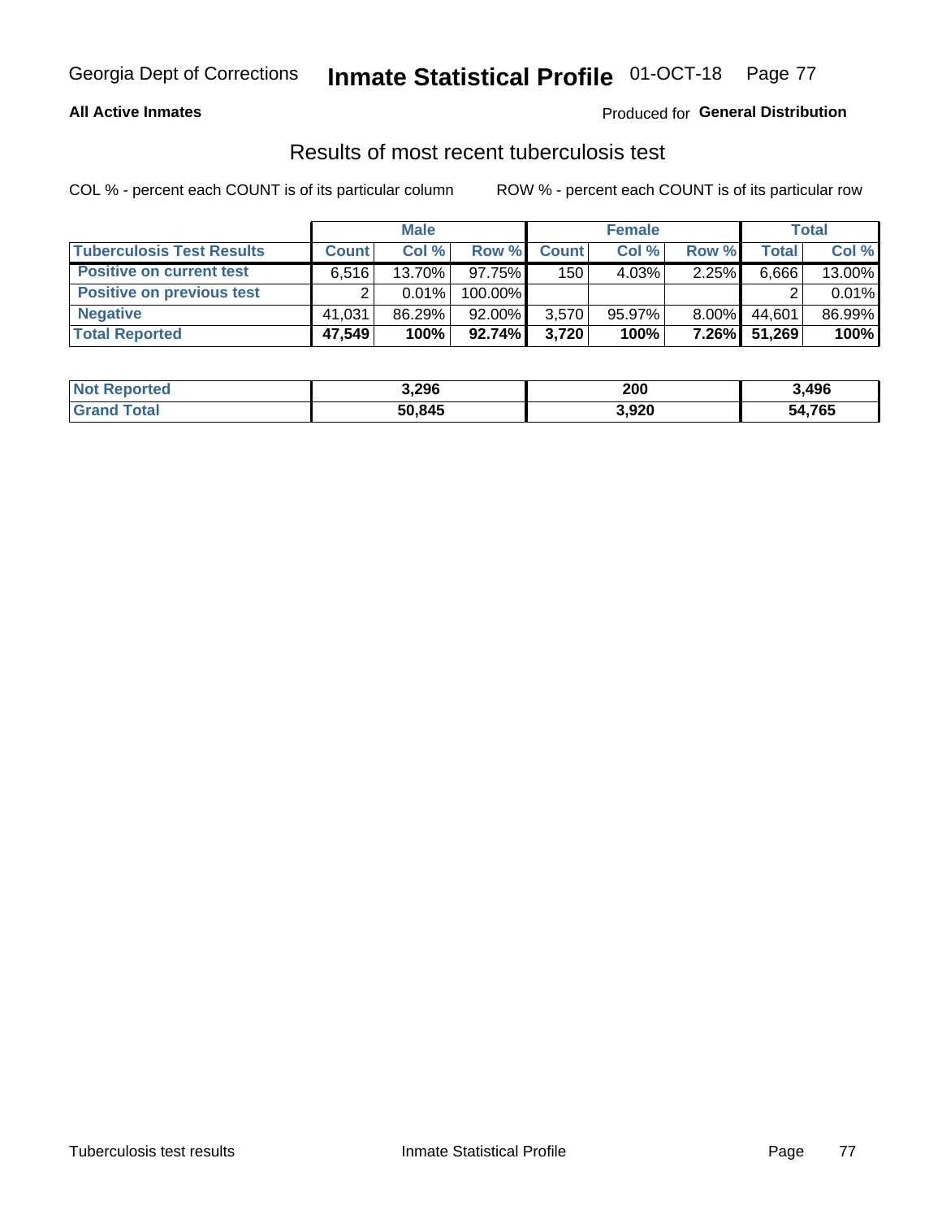**All Active Inmates**

Produced for **General Distribution**

## Results of most recent tuberculosis test

COL % - percent each COUNT is of its particular column

ROW % - percent each COUNT is of its particular row

| | Male | | | Female | | | Total | |
|---|---|---|---|---|---|---|---|---|
| **Tuberculosis Test Results** | **Count** | **Col %** | **Row %** | **Count** | **Col %** | **Row %** | **Total** | **Col %** |
| **Positive on current test** | 6,516 | 13.70% | 97.75% | 150 | 4.03% | 2.25% | 6,666 | 13.00% |
| **Positive on previous test** | 2 | 0.01% | 100.00% | | | | 2 | 0.01% |
| **Negative** | 41,031 | 86.29% | 92.00% | 3,570 | 95.97% | 8.00% | 44,601 | 86.99% |
| **Total Reported** | **47,549** | **100%** | **92.74%** | **3,720** | **100%** | **7.26%** | **51,269** | **100%** |

| | Male | Female | Total |
|---|---|---|---|
| **Not Reported** | **3,296** | **200** | **3,496** |
| **Grand Total** | **50,845** | **3,920** | **54,765** |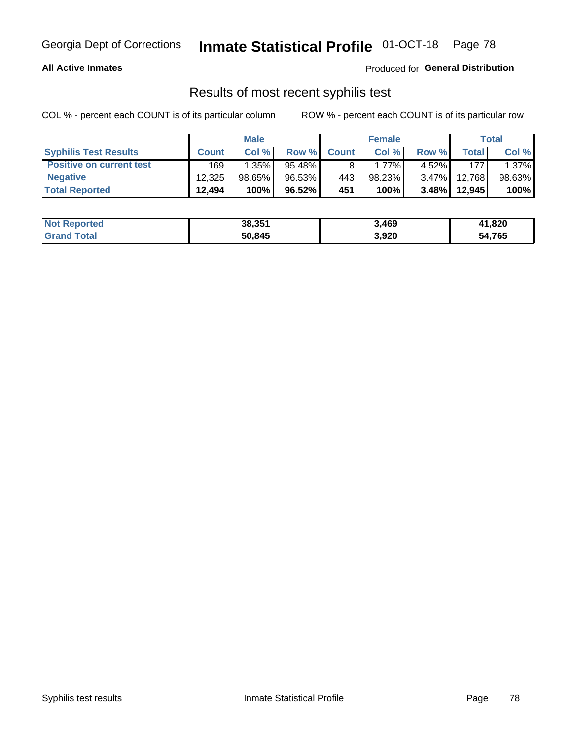Georgia Dept of Corrections **Inmate Statistical Profile** 01-OCT-18

**All Active Inmates**

Produced for **General Distribution**

## Results of most recent syphilis test

COL % - percent each COUNT is of its particular column    ROW % - percent each COUNT is of its particular row

| | Male | | | Female | | | Total | |
|---|---|---|---|---|---|---|---|---|
| **Syphilis Test Results** | **Count** | **Col %** | **Row %** | **Count** | **Col %** | **Row %** | **Total** | **Col %** |
| **Positive on current test** | 169 | 1.35% | 95.48% | 8 | 1.77% | 4.52% | 177 | 1.37% |
| **Negative** | 12,325 | 98.65% | 96.53% | 443 | 98.23% | 3.47% | 12,768 | 98.63% |
| **Total Reported** | **12,494** | **100%** | **96.52%** | **451** | **100%** | **3.48%** | **12,945** | **100%** |

| | Male | Female | Total |
|---|---|---|---|
| **Not Reported** | **38,351** | **3,469** | **41,820** |
| **Grand Total** | **50,845** | **3,920** | **54,765** |

Syphilis test results    Inmate Statistical Profile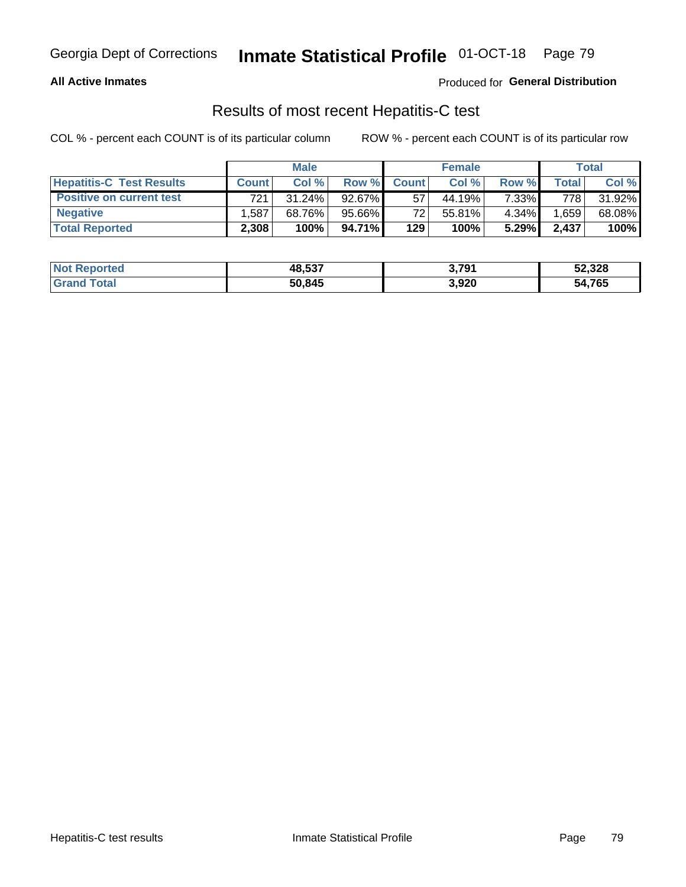## Results of most recent Hepatitis-C test

COL % - percent each COUNT is of its particular column

ROW % - percent each COUNT is of its particular row

| | Male | | | Female | | | Total | |
|---|---|---|---|---|---|---|---|---|
| Hepatitis-C Test Results | Count | Col % | Row % | Count | Col % | Row % | Total | Col % |
| Positive on current test | 721 | 31.24% | 92.67% | 57 | 44.19% | 7.33% | 778 | 31.92% |
| Negative | 1,587 | 68.76% | 95.66% | 72 | 55.81% | 4.34% | 1,659 | 68.08% |
| **Total Reported** | **2,308** | **100%** | **94.71%** | **129** | **100%** | **5.29%** | **2,437** | **100%** |

| | Male | Female | Total |
|---|---|---|---|
| Not Reported | 48,537 | 3,791 | 52,328 |
| Grand Total | 50,845 | 3,920 | 54,765 |